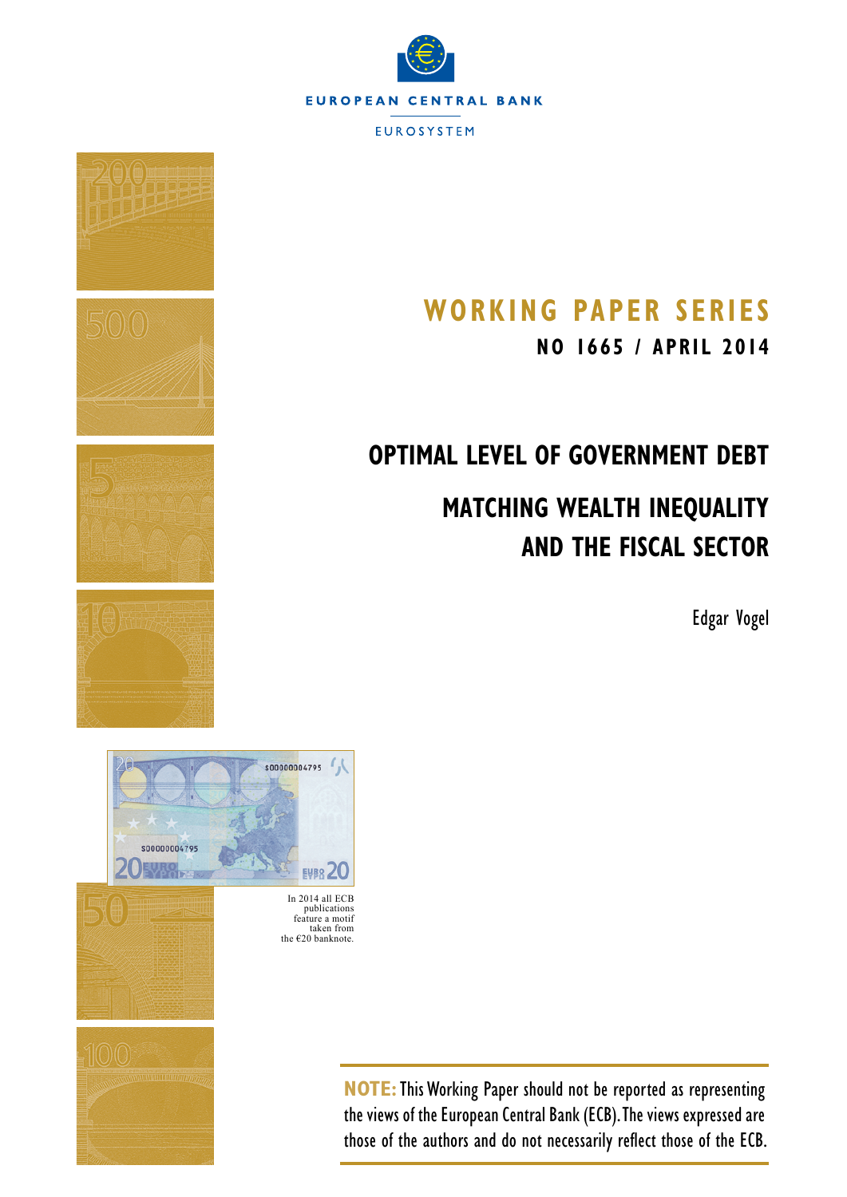EUROPEAN CENTRAL BANK

EUROSYSTEM

# WORKING PAPER SERIES

**NO 1665 / APRIL 2014**

# OPTIMAL LEVEL OF GOVERNMENT DEBT

## MATCHING WEALTH INEQUALITY AND THE FISCAL SECTOR

Edgar Vogel

In 2014 all ECB publications feature a motif taken from the €20 banknote.

**NOTE:** This Working Paper should not be reported as representing the views of the European Central Bank (ECB). The views expressed are those of the authors and do not necessarily reflect those of the ECB.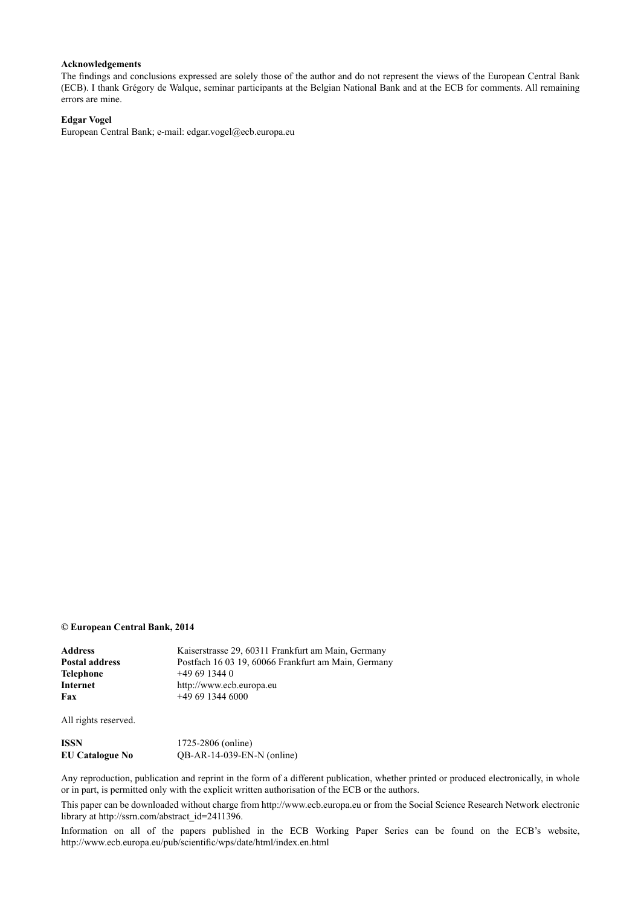**Acknowledgements**

The findings and conclusions expressed are solely those of the author and do not represent the views of the European Central Bank (ECB). I thank Grégory de Walque, seminar participants at the Belgian National Bank and at the ECB for comments. All remaining errors are mine.

**Edgar Vogel**

European Central Bank; e-mail: edgar.vogel@ecb.europa.eu

**© European Central Bank, 2014**

| | |
|---|---|
| **Address** | Kaiserstrasse 29, 60311 Frankfurt am Main, Germany |
| **Postal address** | Postfach 16 03 19, 60066 Frankfurt am Main, Germany |
| **Telephone** | +49 69 1344 0 |
| **Internet** | http://www.ecb.europa.eu |
| **Fax** | +49 69 1344 6000 |

All rights reserved.

| | |
|---|---|
| **ISSN** | 1725-2806 (online) |
| **EU Catalogue No** | QB-AR-14-039-EN-N (online) |

Any reproduction, publication and reprint in the form of a different publication, whether printed or produced electronically, in whole or in part, is permitted only with the explicit written authorisation of the ECB or the authors.

This paper can be downloaded without charge from http://www.ecb.europa.eu or from the Social Science Research Network electronic library at http://ssrn.com/abstract_id=2411396.

Information on all of the papers published in the ECB Working Paper Series can be found on the ECB's website, http://www.ecb.europa.eu/pub/scientific/wps/date/html/index.en.html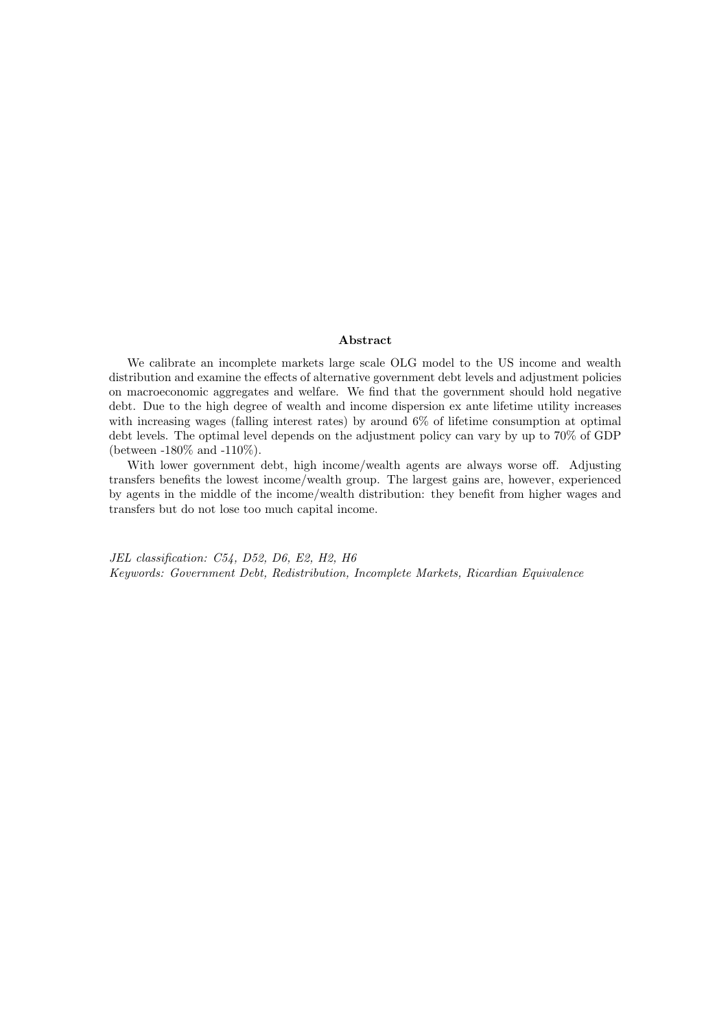**Abstract**

We calibrate an incomplete markets large scale OLG model to the US income and wealth distribution and examine the effects of alternative government debt levels and adjustment policies on macroeconomic aggregates and welfare. We find that the government should hold negative debt. Due to the high degree of wealth and income dispersion ex ante lifetime utility increases with increasing wages (falling interest rates) by around 6% of lifetime consumption at optimal debt levels. The optimal level depends on the adjustment policy can vary by up to 70% of GDP (between -180% and -110%).

With lower government debt, high income/wealth agents are always worse off. Adjusting transfers benefits the lowest income/wealth group. The largest gains are, however, experienced by agents in the middle of the income/wealth distribution: they benefit from higher wages and transfers but do not lose too much capital income.

*JEL classification: C54, D52, D6, E2, H2, H6*
*Keywords: Government Debt, Redistribution, Incomplete Markets, Ricardian Equivalence*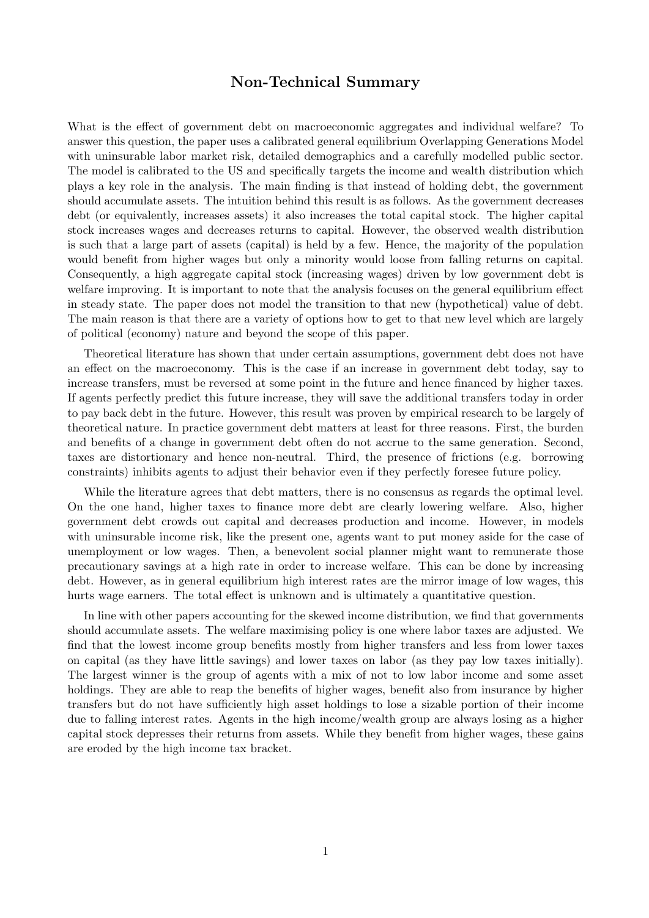## Non-Technical Summary

What is the effect of government debt on macroeconomic aggregates and individual welfare? To answer this question, the paper uses a calibrated general equilibrium Overlapping Generations Model with uninsurable labor market risk, detailed demographics and a carefully modelled public sector. The model is calibrated to the US and specifically targets the income and wealth distribution which plays a key role in the analysis. The main finding is that instead of holding debt, the government should accumulate assets. The intuition behind this result is as follows. As the government decreases debt (or equivalently, increases assets) it also increases the total capital stock. The higher capital stock increases wages and decreases returns to capital. However, the observed wealth distribution is such that a large part of assets (capital) is held by a few. Hence, the majority of the population would benefit from higher wages but only a minority would loose from falling returns on capital. Consequently, a high aggregate capital stock (increasing wages) driven by low government debt is welfare improving. It is important to note that the analysis focuses on the general equilibrium effect in steady state. The paper does not model the transition to that new (hypothetical) value of debt. The main reason is that there are a variety of options how to get to that new level which are largely of political (economy) nature and beyond the scope of this paper.

Theoretical literature has shown that under certain assumptions, government debt does not have an effect on the macroeconomy. This is the case if an increase in government debt today, say to increase transfers, must be reversed at some point in the future and hence financed by higher taxes. If agents perfectly predict this future increase, they will save the additional transfers today in order to pay back debt in the future. However, this result was proven by empirical research to be largely of theoretical nature. In practice government debt matters at least for three reasons. First, the burden and benefits of a change in government debt often do not accrue to the same generation. Second, taxes are distortionary and hence non-neutral. Third, the presence of frictions (e.g. borrowing constraints) inhibits agents to adjust their behavior even if they perfectly foresee future policy.

While the literature agrees that debt matters, there is no consensus as regards the optimal level. On the one hand, higher taxes to finance more debt are clearly lowering welfare. Also, higher government debt crowds out capital and decreases production and income. However, in models with uninsurable income risk, like the present one, agents want to put money aside for the case of unemployment or low wages. Then, a benevolent social planner might want to remunerate those precautionary savings at a high rate in order to increase welfare. This can be done by increasing debt. However, as in general equilibrium high interest rates are the mirror image of low wages, this hurts wage earners. The total effect is unknown and is ultimately a quantitative question.

In line with other papers accounting for the skewed income distribution, we find that governments should accumulate assets. The welfare maximising policy is one where labor taxes are adjusted. We find that the lowest income group benefits mostly from higher transfers and less from lower taxes on capital (as they have little savings) and lower taxes on labor (as they pay low taxes initially). The largest winner is the group of agents with a mix of not to low labor income and some asset holdings. They are able to reap the benefits of higher wages, benefit also from insurance by higher transfers but do not have sufficiently high asset holdings to lose a sizable portion of their income due to falling interest rates. Agents in the high income/wealth group are always losing as a higher capital stock depresses their returns from assets. While they benefit from higher wages, these gains are eroded by the high income tax bracket.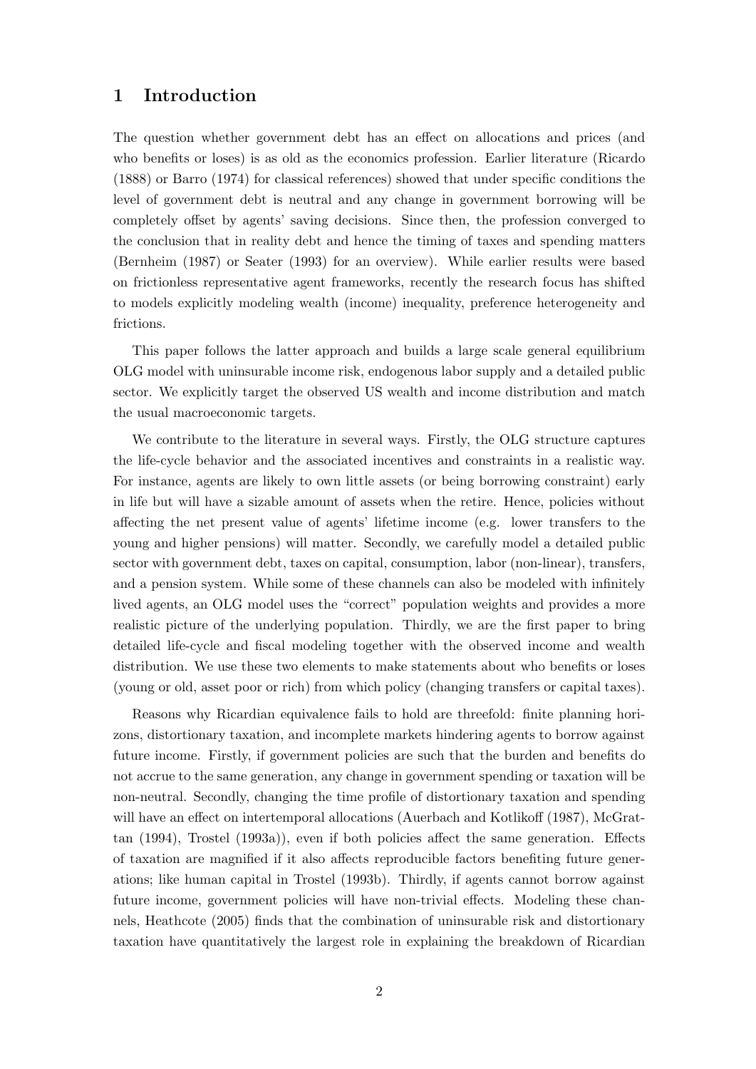# 1 Introduction

The question whether government debt has an effect on allocations and prices (and who benefits or loses) is as old as the economics profession. Earlier literature (Ricardo (1888) or Barro (1974) for classical references) showed that under specific conditions the level of government debt is neutral and any change in government borrowing will be completely offset by agents' saving decisions. Since then, the profession converged to the conclusion that in reality debt and hence the timing of taxes and spending matters (Bernheim (1987) or Seater (1993) for an overview). While earlier results were based on frictionless representative agent frameworks, recently the research focus has shifted to models explicitly modeling wealth (income) inequality, preference heterogeneity and frictions.

This paper follows the latter approach and builds a large scale general equilibrium OLG model with uninsurable income risk, endogenous labor supply and a detailed public sector. We explicitly target the observed US wealth and income distribution and match the usual macroeconomic targets.

We contribute to the literature in several ways. Firstly, the OLG structure captures the life-cycle behavior and the associated incentives and constraints in a realistic way. For instance, agents are likely to own little assets (or being borrowing constraint) early in life but will have a sizable amount of assets when the retire. Hence, policies without affecting the net present value of agents' lifetime income (e.g. lower transfers to the young and higher pensions) will matter. Secondly, we carefully model a detailed public sector with government debt, taxes on capital, consumption, labor (non-linear), transfers, and a pension system. While some of these channels can also be modeled with infinitely lived agents, an OLG model uses the "correct" population weights and provides a more realistic picture of the underlying population. Thirdly, we are the first paper to bring detailed life-cycle and fiscal modeling together with the observed income and wealth distribution. We use these two elements to make statements about who benefits or loses (young or old, asset poor or rich) from which policy (changing transfers or capital taxes).

Reasons why Ricardian equivalence fails to hold are threefold: finite planning horizons, distortionary taxation, and incomplete markets hindering agents to borrow against future income. Firstly, if government policies are such that the burden and benefits do not accrue to the same generation, any change in government spending or taxation will be non-neutral. Secondly, changing the time profile of distortionary taxation and spending will have an effect on intertemporal allocations (Auerbach and Kotlikoff (1987), McGrattan (1994), Trostel (1993a)), even if both policies affect the same generation. Effects of taxation are magnified if it also affects reproducible factors benefiting future generations; like human capital in Trostel (1993b). Thirdly, if agents cannot borrow against future income, government policies will have non-trivial effects. Modeling these channels, Heathcote (2005) finds that the combination of uninsurable risk and distortionary taxation have quantitatively the largest role in explaining the breakdown of Ricardian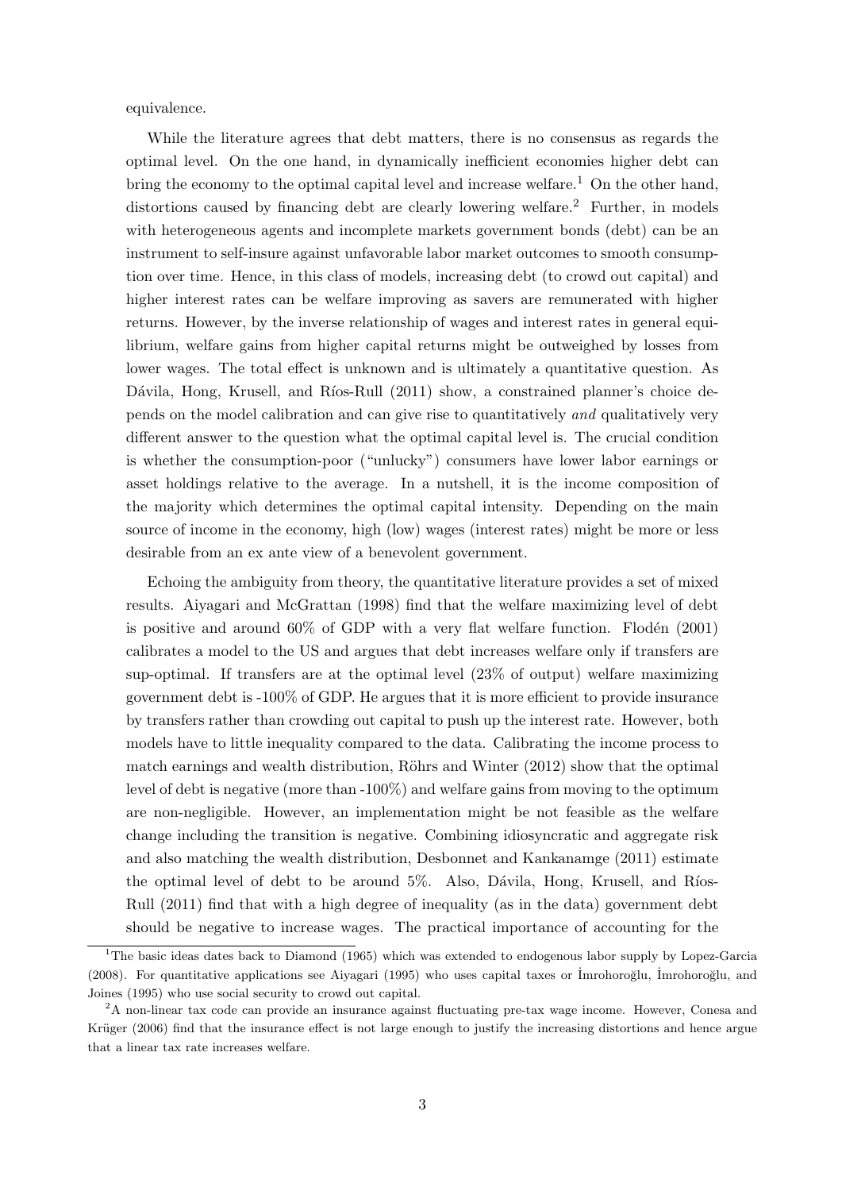equivalence.

While the literature agrees that debt matters, there is no consensus as regards the optimal level. On the one hand, in dynamically inefficient economies higher debt can bring the economy to the optimal capital level and increase welfare.[1] On the other hand, distortions caused by financing debt are clearly lowering welfare.[2] Further, in models with heterogeneous agents and incomplete markets government bonds (debt) can be an instrument to self-insure against unfavorable labor market outcomes to smooth consumption over time. Hence, in this class of models, increasing debt (to crowd out capital) and higher interest rates can be welfare improving as savers are remunerated with higher returns. However, by the inverse relationship of wages and interest rates in general equilibrium, welfare gains from higher capital returns might be outweighed by losses from lower wages. The total effect is unknown and is ultimately a quantitative question. As Dávila, Hong, Krusell, and Ríos-Rull (2011) show, a constrained planner's choice depends on the model calibration and can give rise to quantitatively *and* qualitatively very different answer to the question what the optimal capital level is. The crucial condition is whether the consumption-poor ("unlucky") consumers have lower labor earnings or asset holdings relative to the average. In a nutshell, it is the income composition of the majority which determines the optimal capital intensity. Depending on the main source of income in the economy, high (low) wages (interest rates) might be more or less desirable from an ex ante view of a benevolent government.

Echoing the ambiguity from theory, the quantitative literature provides a set of mixed results. Aiyagari and McGrattan (1998) find that the welfare maximizing level of debt is positive and around 60% of GDP with a very flat welfare function. Flodén (2001) calibrates a model to the US and argues that debt increases welfare only if transfers are sup-optimal. If transfers are at the optimal level (23% of output) welfare maximizing government debt is -100% of GDP. He argues that it is more efficient to provide insurance by transfers rather than crowding out capital to push up the interest rate. However, both models have to little inequality compared to the data. Calibrating the income process to match earnings and wealth distribution, Röhrs and Winter (2012) show that the optimal level of debt is negative (more than -100%) and welfare gains from moving to the optimum are non-negligible. However, an implementation might be not feasible as the welfare change including the transition is negative. Combining idiosyncratic and aggregate risk and also matching the wealth distribution, Desbonnet and Kankanamge (2011) estimate the optimal level of debt to be around 5%. Also, Dávila, Hong, Krusell, and Ríos-Rull (2011) find that with a high degree of inequality (as in the data) government debt should be negative to increase wages. The practical importance of accounting for the

[1] The basic ideas dates back to Diamond (1965) which was extended to endogenous labor supply by Lopez-Garcia (2008). For quantitative applications see Aiyagari (1995) who uses capital taxes or İmrohoroğlu, İmrohoroğlu, and Joines (1995) who use social security to crowd out capital.

[2] A non-linear tax code can provide an insurance against fluctuating pre-tax wage income. However, Conesa and Krüger (2006) find that the insurance effect is not large enough to justify the increasing distortions and hence argue that a linear tax rate increases welfare.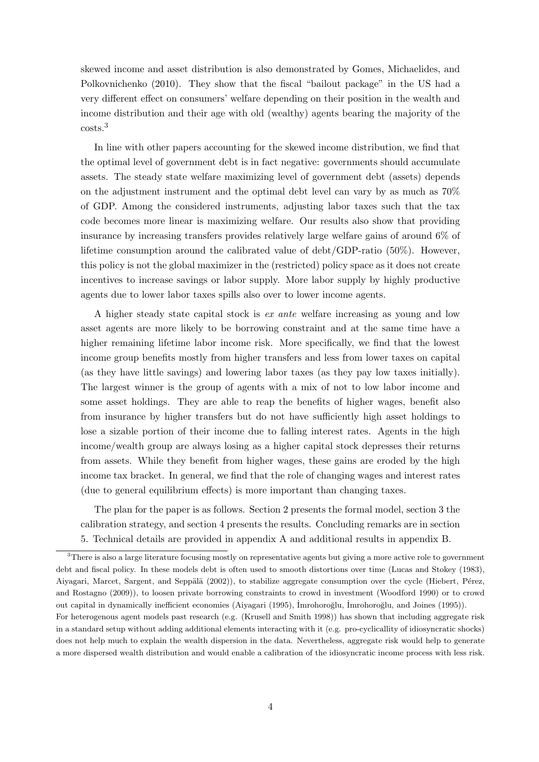skewed income and asset distribution is also demonstrated by Gomes, Michaelides, and Polkovnichenko (2010). They show that the fiscal "bailout package" in the US had a very different effect on consumers' welfare depending on their position in the wealth and income distribution and their age with old (wealthy) agents bearing the majority of the costs.[3]

In line with other papers accounting for the skewed income distribution, we find that the optimal level of government debt is in fact negative: governments should accumulate assets. The steady state welfare maximizing level of government debt (assets) depends on the adjustment instrument and the optimal debt level can vary by as much as 70% of GDP. Among the considered instruments, adjusting labor taxes such that the tax code becomes more linear is maximizing welfare. Our results also show that providing insurance by increasing transfers provides relatively large welfare gains of around 6% of lifetime consumption around the calibrated value of debt/GDP-ratio (50%). However, this policy is not the global maximizer in the (restricted) policy space as it does not create incentives to increase savings or labor supply. More labor supply by highly productive agents due to lower labor taxes spills also over to lower income agents.

A higher steady state capital stock is *ex ante* welfare increasing as young and low asset agents are more likely to be borrowing constraint and at the same time have a higher remaining lifetime labor income risk. More specifically, we find that the lowest income group benefits mostly from higher transfers and less from lower taxes on capital (as they have little savings) and lowering labor taxes (as they pay low taxes initially). The largest winner is the group of agents with a mix of not to low labor income and some asset holdings. They are able to reap the benefits of higher wages, benefit also from insurance by higher transfers but do not have sufficiently high asset holdings to lose a sizable portion of their income due to falling interest rates. Agents in the high income/wealth group are always losing as a higher capital stock depresses their returns from assets. While they benefit from higher wages, these gains are eroded by the high income tax bracket. In general, we find that the role of changing wages and interest rates (due to general equilibrium effects) is more important than changing taxes.

The plan for the paper is as follows. Section 2 presents the formal model, section 3 the calibration strategy, and section 4 presents the results. Concluding remarks are in section 5. Technical details are provided in appendix A and additional results in appendix B.

[3]There is also a large literature focusing mostly on representative agents but giving a more active role to government debt and fiscal policy. In these models debt is often used to smooth distortions over time (Lucas and Stokey (1983), Aiyagari, Marcet, Sargent, and Seppälä (2002)), to stabilize aggregate consumption over the cycle (Hiebert, Pérez, and Rostagno (2009)), to loosen private borrowing constraints to crowd in investment (Woodford 1990) or to crowd out capital in dynamically inefficient economies (Aiyagari (1995), İmrohoroğlu, İmrohoroğlu, and Joines (1995)).
For heterogenous agent models past research (e.g. (Krusell and Smith 1998)) has shown that including aggregate risk in a standard setup without adding additional elements interacting with it (e.g. pro-cyclicallity of idiosyncratic shocks) does not help much to explain the wealth dispersion in the data. Nevertheless, aggregate risk would help to generate a more dispersed wealth distribution and would enable a calibration of the idiosyncratic income process with less risk.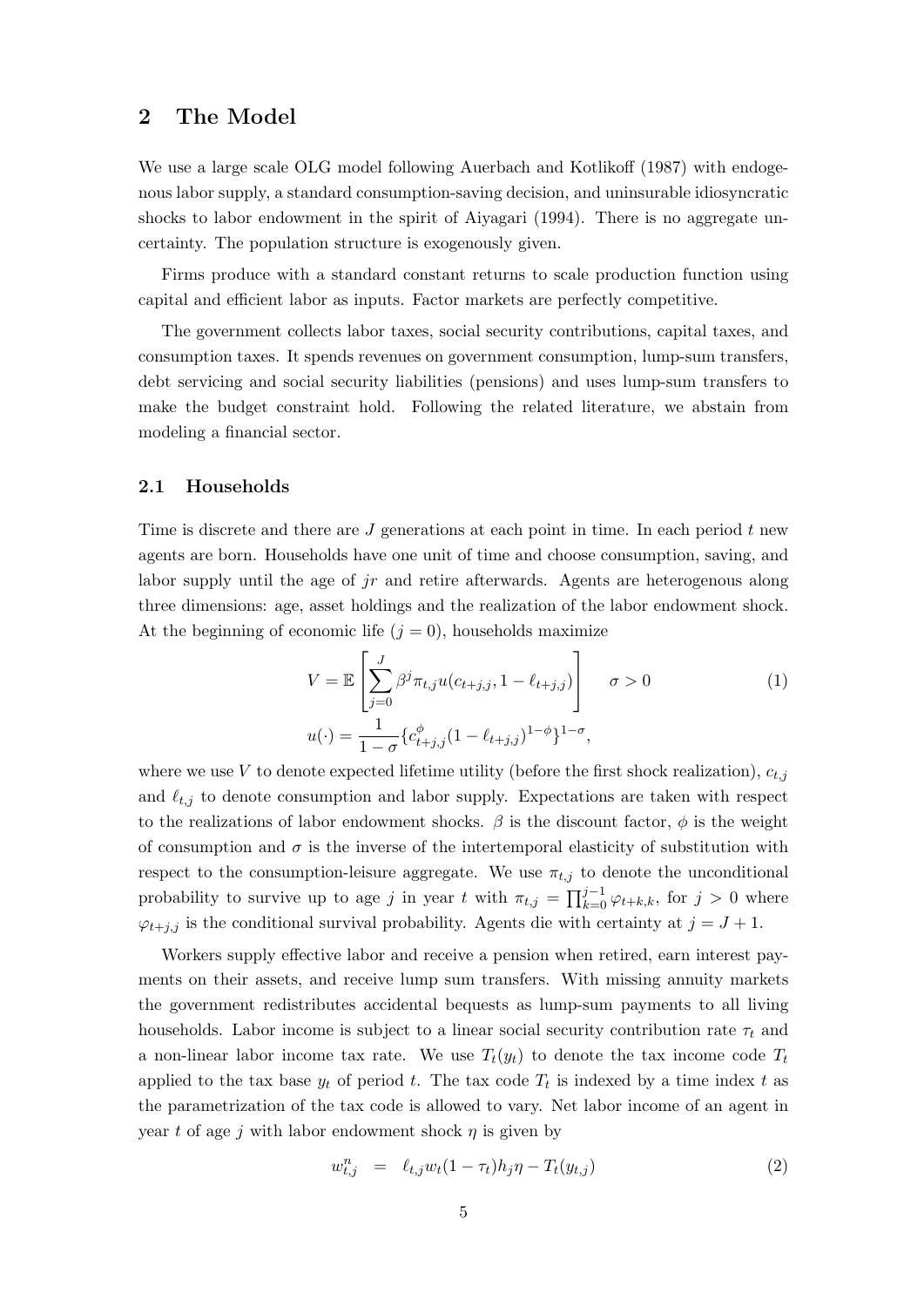## 2 The Model

We use a large scale OLG model following Auerbach and Kotlikoff (1987) with endogenous labor supply, a standard consumption-saving decision, and uninsurable idiosyncratic shocks to labor endowment in the spirit of Aiyagari (1994). There is no aggregate uncertainty. The population structure is exogenously given.

Firms produce with a standard constant returns to scale production function using capital and efficient labor as inputs. Factor markets are perfectly competitive.

The government collects labor taxes, social security contributions, capital taxes, and consumption taxes. It spends revenues on government consumption, lump-sum transfers, debt servicing and social security liabilities (pensions) and uses lump-sum transfers to make the budget constraint hold. Following the related literature, we abstain from modeling a financial sector.

### 2.1 Households

Time is discrete and there are $J$ generations at each point in time. In each period $t$ new agents are born. Households have one unit of time and choose consumption, saving, and labor supply until the age of $jr$ and retire afterwards. Agents are heterogenous along three dimensions: age, asset holdings and the realization of the labor endowment shock. At the beginning of economic life ($j = 0$), households maximize

$$V = \mathbb{E}\left[\sum_{j=0}^{J} \beta^j \pi_{t,j} u(c_{t+j,j}, 1-\ell_{t+j,j})\right] \quad \sigma > 0 \tag{1}$$

$$u(\cdot) = \frac{1}{1-\sigma}\{c_{t+j,j}^{\phi}(1-\ell_{t+j,j})^{1-\phi}\}^{1-\sigma},$$

where we use $V$ to denote expected lifetime utility (before the first shock realization), $c_{t,j}$ and $\ell_{t,j}$ to denote consumption and labor supply. Expectations are taken with respect to the realizations of labor endowment shocks. $\beta$ is the discount factor, $\phi$ is the weight of consumption and $\sigma$ is the inverse of the intertemporal elasticity of substitution with respect to the consumption-leisure aggregate. We use $\pi_{t,j}$ to denote the unconditional probability to survive up to age $j$ in year $t$ with $\pi_{t,j} = \prod_{k=0}^{j-1} \varphi_{t+k,k}$, for $j > 0$ where $\varphi_{t+j,j}$ is the conditional survival probability. Agents die with certainty at $j = J + 1$.

Workers supply effective labor and receive a pension when retired, earn interest payments on their assets, and receive lump sum transfers. With missing annuity markets the government redistributes accidental bequests as lump-sum payments to all living households. Labor income is subject to a linear social security contribution rate $\tau_t$ and a non-linear labor income tax rate. We use $T_t(y_t)$ to denote the tax income code $T_t$ applied to the tax base $y_t$ of period $t$. The tax code $T_t$ is indexed by a time index $t$ as the parametrization of the tax code is allowed to vary. Net labor income of an agent in year $t$ of age $j$ with labor endowment shock $\eta$ is given by

$$w_{t,j}^n \;\; = \;\; \ell_{t,j} w_t (1-\tau_t) h_j \eta - T_t(y_{t,j}) \tag{2}$$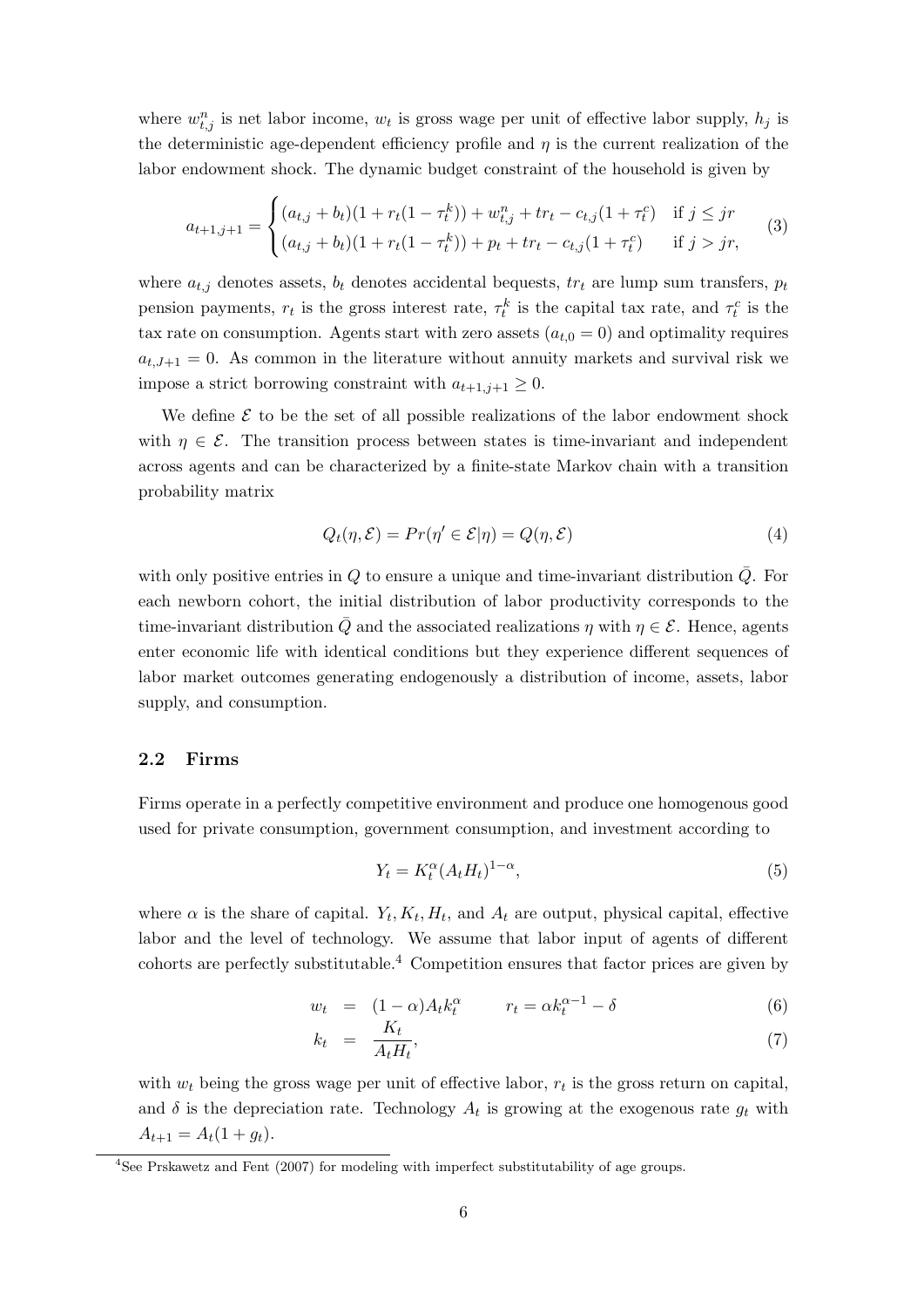where $w^n_{t,j}$ is net labor income, $w_t$ is gross wage per unit of effective labor supply, $h_j$ is the deterministic age-dependent efficiency profile and $\eta$ is the current realization of the labor endowment shock. The dynamic budget constraint of the household is given by

$$a_{t+1,j+1} = \begin{cases} (a_{t,j} + b_t)(1 + r_t(1 - \tau^k_t)) + w^n_{t,j} + tr_t - c_{t,j}(1 + \tau^c_t) & \text{if } j \leq jr \\ (a_{t,j} + b_t)(1 + r_t(1 - \tau^k_t)) + p_t + tr_t - c_{t,j}(1 + \tau^c_t) & \text{if } j > jr, \end{cases} \tag{3}$$

where $a_{t,j}$ denotes assets, $b_t$ denotes accidental bequests, $tr_t$ are lump sum transfers, $p_t$ pension payments, $r_t$ is the gross interest rate, $\tau^k_t$ is the capital tax rate, and $\tau^c_t$ is the tax rate on consumption. Agents start with zero assets ($a_{t,0} = 0$) and optimality requires $a_{t,J+1} = 0$. As common in the literature without annuity markets and survival risk we impose a strict borrowing constraint with $a_{t+1,j+1} \geq 0$.

We define $\mathcal{E}$ to be the set of all possible realizations of the labor endowment shock with $\eta \in \mathcal{E}$. The transition process between states is time-invariant and independent across agents and can be characterized by a finite-state Markov chain with a transition probability matrix

$$Q_t(\eta, \mathcal{E}) = Pr(\eta' \in \mathcal{E}|\eta) = Q(\eta, \mathcal{E}) \tag{4}$$

with only positive entries in $Q$ to ensure a unique and time-invariant distribution $\bar{Q}$. For each newborn cohort, the initial distribution of labor productivity corresponds to the time-invariant distribution $\bar{Q}$ and the associated realizations $\eta$ with $\eta \in \mathcal{E}$. Hence, agents enter economic life with identical conditions but they experience different sequences of labor market outcomes generating endogenously a distribution of income, assets, labor supply, and consumption.

## 2.2 Firms

Firms operate in a perfectly competitive environment and produce one homogenous good used for private consumption, government consumption, and investment according to

$$Y_t = K^\alpha_t (A_t H_t)^{1-\alpha}, \tag{5}$$

where $\alpha$ is the share of capital. $Y_t, K_t, H_t$, and $A_t$ are output, physical capital, effective labor and the level of technology. We assume that labor input of agents of different cohorts are perfectly substitutable.[4] Competition ensures that factor prices are given by

$$w_t = (1 - \alpha) A_t k^\alpha_t \qquad r_t = \alpha k^{\alpha-1}_t - \delta \tag{6}$$

$$k_t = \frac{K_t}{A_t H_t}, \tag{7}$$

with $w_t$ being the gross wage per unit of effective labor, $r_t$ is the gross return on capital, and $\delta$ is the depreciation rate. Technology $A_t$ is growing at the exogenous rate $g_t$ with $A_{t+1} = A_t(1 + g_t)$.

[4] See Prskawetz and Fent (2007) for modeling with imperfect substitutability of age groups.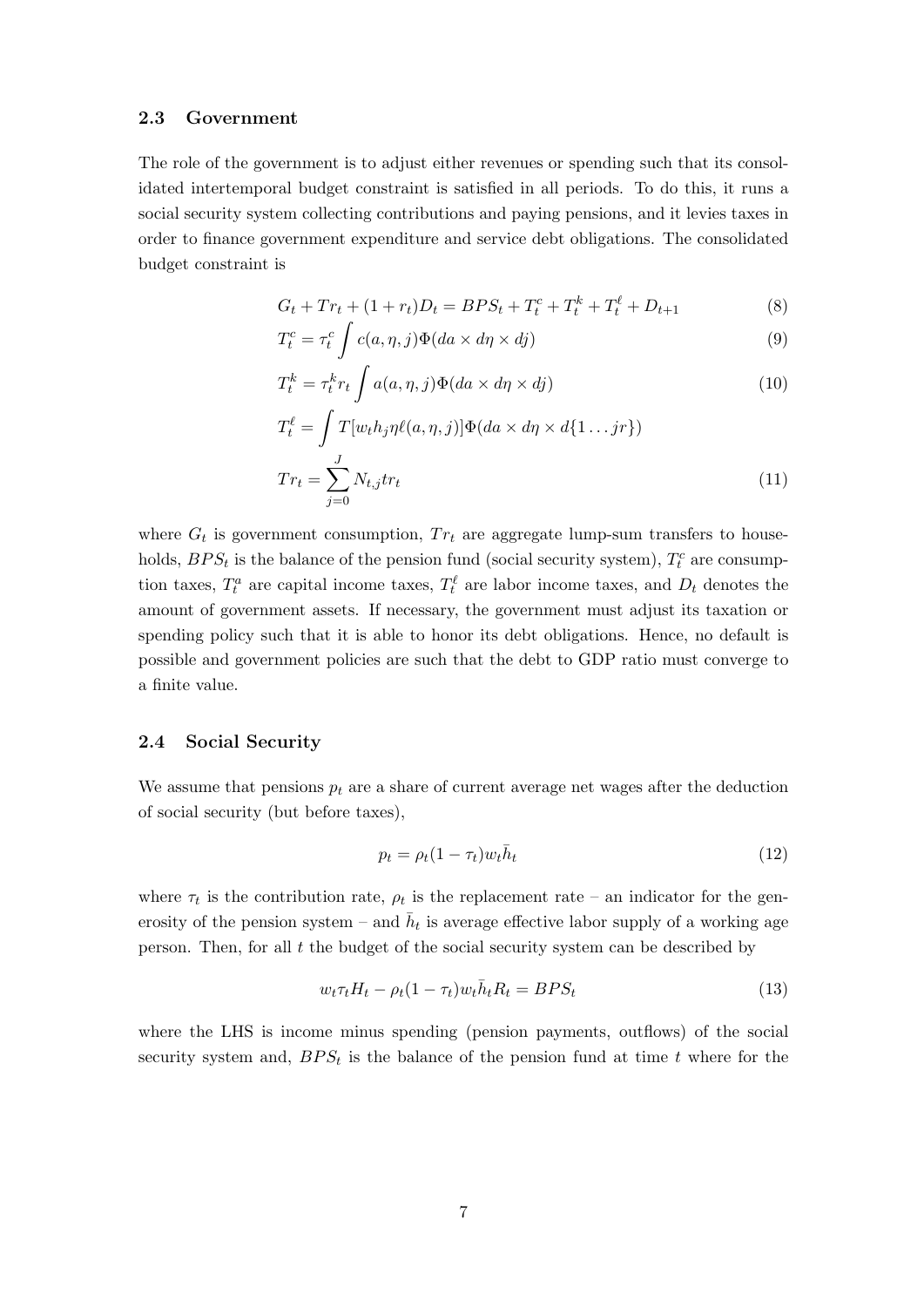### 2.3 Government

The role of the government is to adjust either revenues or spending such that its consolidated intertemporal budget constraint is satisfied in all periods. To do this, it runs a social security system collecting contributions and paying pensions, and it levies taxes in order to finance government expenditure and service debt obligations. The consolidated budget constraint is

$$G_t + Tr_t + (1 + r_t)D_t = BPS_t + T^c_t + T^k_t + T^\ell_t + D_{t+1} \tag{8}$$

$$T^c_t = \tau^c_t \int c(a, \eta, j)\Phi(da \times d\eta \times dj) \tag{9}$$

$$T^k_t = \tau^k_t r_t \int a(a, \eta, j)\Phi(da \times d\eta \times dj) \tag{10}$$

$$T^\ell_t = \int T[w_t h_j \eta \ell(a, \eta, j)]\Phi(da \times d\eta \times d\{1 \dots jr\})$$

$$Tr_t = \sum_{j=0}^{J} N_{t,j} tr_t \tag{11}$$

where $G_t$ is government consumption, $Tr_t$ are aggregate lump-sum transfers to households, $BPS_t$ is the balance of the pension fund (social security system), $T^c_t$ are consumption taxes, $T^a_t$ are capital income taxes, $T^\ell_t$ are labor income taxes, and $D_t$ denotes the amount of government assets. If necessary, the government must adjust its taxation or spending policy such that it is able to honor its debt obligations. Hence, no default is possible and government policies are such that the debt to GDP ratio must converge to a finite value.

### 2.4 Social Security

We assume that pensions $p_t$ are a share of current average net wages after the deduction of social security (but before taxes),

$$p_t = \rho_t(1 - \tau_t)w_t\bar{h}_t \tag{12}$$

where $\tau_t$ is the contribution rate, $\rho_t$ is the replacement rate – an indicator for the generosity of the pension system – and $\bar{h}_t$ is average effective labor supply of a working age person. Then, for all $t$ the budget of the social security system can be described by

$$w_t\tau_t H_t - \rho_t(1 - \tau_t)w_t\bar{h}_t R_t = BPS_t \tag{13}$$

where the LHS is income minus spending (pension payments, outflows) of the social security system and, $BPS_t$ is the balance of the pension fund at time $t$ where for the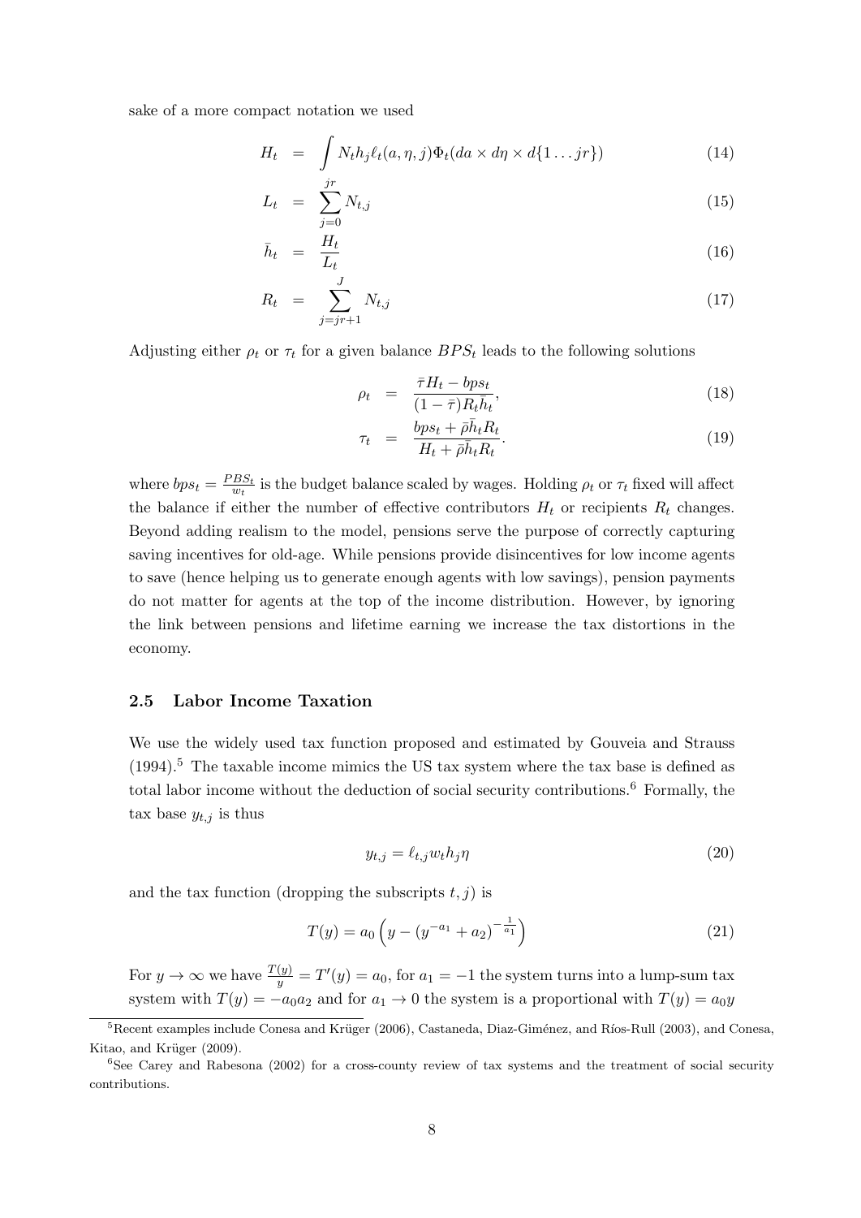sake of a more compact notation we used

$$H_t = \int N_t h_j \ell_t(a,\eta,j)\Phi_t(da \times d\eta \times d\{1 \dots jr\}) \tag{14}$$

$$L_t = \sum_{j=0}^{jr} N_{t,j} \tag{15}$$

$$\bar{h}_t = \frac{H_t}{L_t} \tag{16}$$

$$R_t = \sum_{j=jr+1}^{J} N_{t,j} \tag{17}$$

Adjusting either $\rho_t$ or $\tau_t$ for a given balance $BPS_t$ leads to the following solutions

$$\rho_t = \frac{\bar{\tau} H_t - bps_t}{(1-\bar{\tau})R_t \bar{h}_t}, \tag{18}$$

$$\tau_t = \frac{bps_t + \bar{\rho}\bar{h}_t R_t}{H_t + \bar{\rho}\bar{h}_t R_t}. \tag{19}$$

where $bps_t = \frac{PBS_t}{w_t}$ is the budget balance scaled by wages. Holding $\rho_t$ or $\tau_t$ fixed will affect the balance if either the number of effective contributors $H_t$ or recipients $R_t$ changes. Beyond adding realism to the model, pensions serve the purpose of correctly capturing saving incentives for old-age. While pensions provide disincentives for low income agents to save (hence helping us to generate enough agents with low savings), pension payments do not matter for agents at the top of the income distribution. However, by ignoring the link between pensions and lifetime earning we increase the tax distortions in the economy.

### 2.5 Labor Income Taxation

We use the widely used tax function proposed and estimated by Gouveia and Strauss (1994).[5] The taxable income mimics the US tax system where the tax base is defined as total labor income without the deduction of social security contributions.[6] Formally, the tax base $y_{t,j}$ is thus

$$y_{t,j} = \ell_{t,j} w_t h_j \eta \tag{20}$$

and the tax function (dropping the subscripts $t, j$) is

$$T(y) = a_0 \left( y - \left(y^{-a_1} + a_2\right)^{-\frac{1}{a_1}} \right) \tag{21}$$

For $y \to \infty$ we have $\frac{T(y)}{y} = T'(y) = a_0$, for $a_1 = -1$ the system turns into a lump-sum tax system with $T(y) = -a_0 a_2$ and for $a_1 \to 0$ the system is a proportional with $T(y) = a_0 y$

[5] Recent examples include Conesa and Krüger (2006), Castaneda, Diaz-Giménez, and Ríos-Rull (2003), and Conesa, Kitao, and Krüger (2009).

[6] See Carey and Rabesona (2002) for a cross-county review of tax systems and the treatment of social security contributions.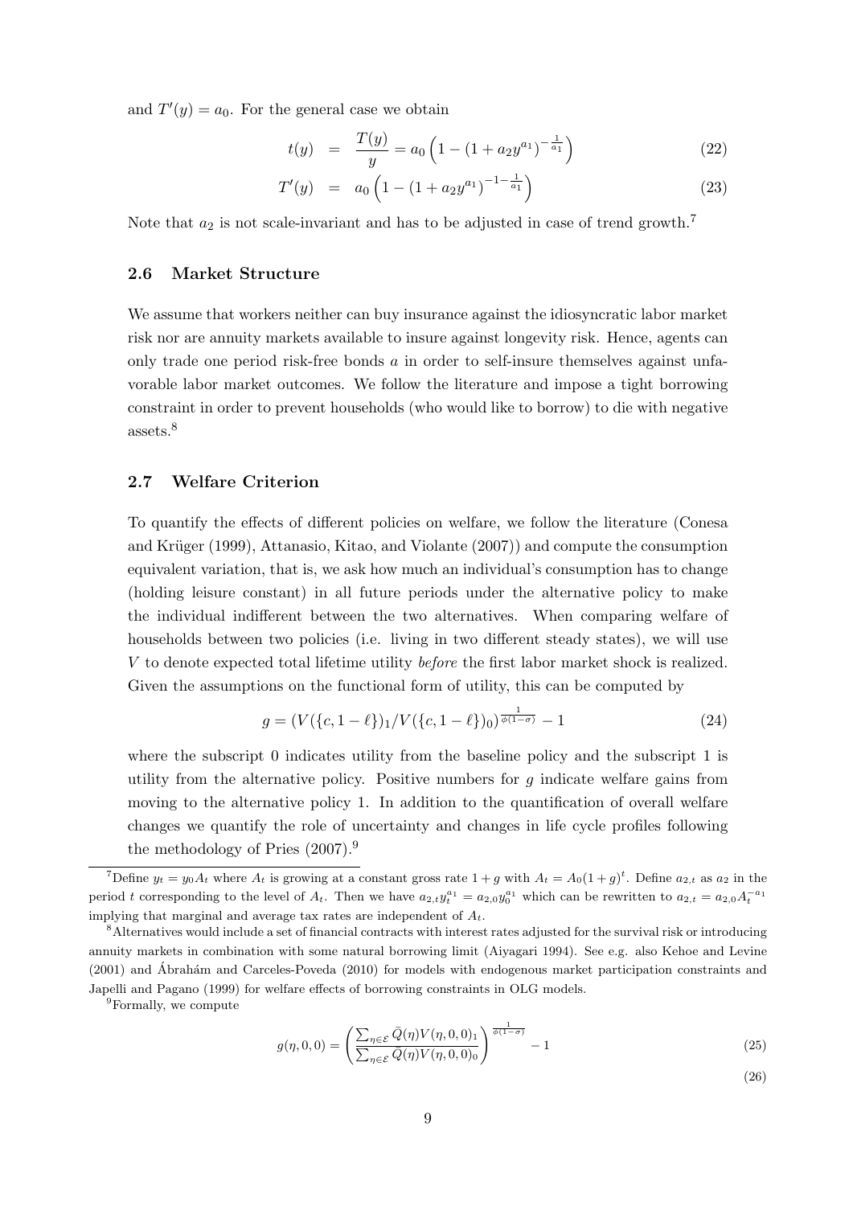and $T'(y) = a_0$. For the general case we obtain

$$t(y) = \frac{T(y)}{y} = a_0 \left(1 - (1 + a_2 y^{a_1})^{-\frac{1}{a_1}}\right) \tag{22}$$

$$T'(y) = a_0 \left(1 - (1 + a_2 y^{a_1})^{-1-\frac{1}{a_1}}\right) \tag{23}$$

Note that $a_2$ is not scale-invariant and has to be adjusted in case of trend growth.[7]

### 2.6 Market Structure

We assume that workers neither can buy insurance against the idiosyncratic labor market risk nor are annuity markets available to insure against longevity risk. Hence, agents can only trade one period risk-free bonds $a$ in order to self-insure themselves against unfavorable labor market outcomes. We follow the literature and impose a tight borrowing constraint in order to prevent households (who would like to borrow) to die with negative assets.[8]

### 2.7 Welfare Criterion

To quantify the effects of different policies on welfare, we follow the literature (Conesa and Krüger (1999), Attanasio, Kitao, and Violante (2007)) and compute the consumption equivalent variation, that is, we ask how much an individual's consumption has to change (holding leisure constant) in all future periods under the alternative policy to make the individual indifferent between the two alternatives. When comparing welfare of households between two policies (i.e. living in two different steady states), we will use $V$ to denote expected total lifetime utility *before* the first labor market shock is realized. Given the assumptions on the functional form of utility, this can be computed by

$$g = (V(\{c, 1-\ell\})_1 / V(\{c, 1-\ell\})_0)^{\frac{1}{\phi(1-\sigma)}} - 1 \tag{24}$$

where the subscript 0 indicates utility from the baseline policy and the subscript 1 is utility from the alternative policy. Positive numbers for $g$ indicate welfare gains from moving to the alternative policy 1. In addition to the quantification of overall welfare changes we quantify the role of uncertainty and changes in life cycle profiles following the methodology of Pries (2007).[9]

---

[7] Define $y_t = y_0 A_t$ where $A_t$ is growing at a constant gross rate $1+g$ with $A_t = A_0(1+g)^t$. Define $a_{2,t}$ as $a_2$ in the period $t$ corresponding to the level of $A_t$. Then we have $a_{2,t} y_t^{a_1} = a_{2,0} y_0^{a_1}$ which can be rewritten to $a_{2,t} = a_{2,0} A_t^{-a_1}$ implying that marginal and average tax rates are independent of $A_t$.

[8] Alternatives would include a set of financial contracts with interest rates adjusted for the survival risk or introducing annuity markets in combination with some natural borrowing limit (Aiyagari 1994). See e.g. also Kehoe and Levine (2001) and Ábrahám and Carceles-Poveda (2010) for models with endogenous market participation constraints and Japelli and Pagano (1999) for welfare effects of borrowing constraints in OLG models.

[9] Formally, we compute

$$g(\eta, 0, 0) = \left( \frac{\sum_{\eta \in \mathcal{E}} \bar{Q}(\eta) V(\eta, 0, 0)_1}{\sum_{\eta \in \mathcal{E}} \bar{Q}(\eta) V(\eta, 0, 0)_0} \right)^{\frac{1}{\phi(1-\sigma)}} - 1 \tag{25}$$

$$\tag{26}$$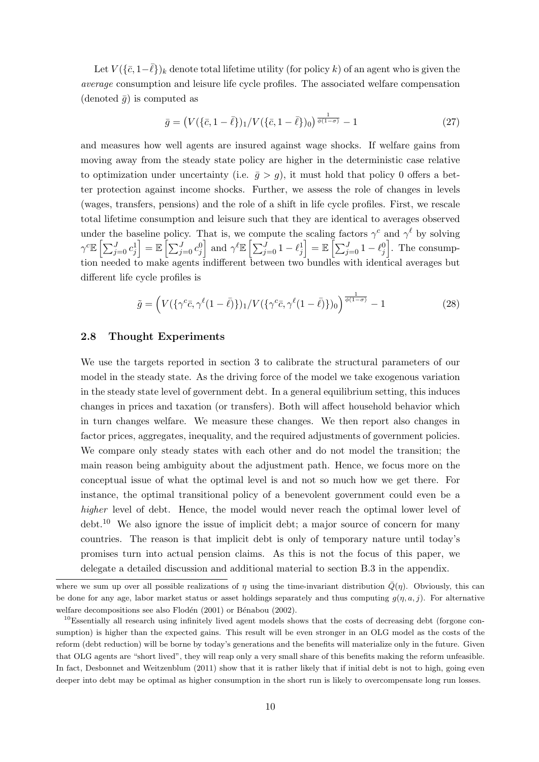Let $V(\{\bar{c}, 1-\bar{\ell}\})_k$ denote total lifetime utility (for policy $k$) of an agent who is given the *average* consumption and leisure life cycle profiles. The associated welfare compensation (denoted $\bar{g}$) is computed as

$$\bar{g} = \left(V(\{\bar{c}, 1-\bar{\ell}\})_1 / V(\{\bar{c}, 1-\bar{\ell}\})_0\right)^{\frac{1}{\phi(1-\sigma)}} - 1 \tag{27}$$

and measures how well agents are insured against wage shocks. If welfare gains from moving away from the steady state policy are higher in the deterministic case relative to optimization under uncertainty (i.e. $\bar{g} > g$), it must hold that policy 0 offers a better protection against income shocks. Further, we assess the role of changes in levels (wages, transfers, pensions) and the role of a shift in life cycle profiles. First, we rescale total lifetime consumption and leisure such that they are identical to averages observed under the baseline policy. That is, we compute the scaling factors $\gamma^c$ and $\gamma^\ell$ by solving $\gamma^c \mathbb{E}\left[\sum_{j=0}^{J} c_j^1\right] = \mathbb{E}\left[\sum_{j=0}^{J} c_j^0\right]$ and $\gamma^\ell \mathbb{E}\left[\sum_{j=0}^{J} 1-\ell_j^1\right] = \mathbb{E}\left[\sum_{j=0}^{J} 1-\ell_j^0\right]$. The consumption needed to make agents indifferent between two bundles with identical averages but different life cycle profiles is

$$\tilde{g} = \left(V(\{\gamma^c\bar{c}, \gamma^\ell(1-\bar{\ell})\})_1 / V(\{\gamma^c\bar{c}, \gamma^\ell(1-\bar{\ell})\})_0\right)^{\frac{1}{\phi(1-\sigma)}} - 1 \tag{28}$$

### 2.8 Thought Experiments

We use the targets reported in section 3 to calibrate the structural parameters of our model in the steady state. As the driving force of the model we take exogenous variation in the steady state level of government debt. In a general equilibrium setting, this induces changes in prices and taxation (or transfers). Both will affect household behavior which in turn changes welfare. We measure these changes. We then report also changes in factor prices, aggregates, inequality, and the required adjustments of government policies. We compare only steady states with each other and do not model the transition; the main reason being ambiguity about the adjustment path. Hence, we focus more on the conceptual issue of what the optimal level is and not so much how we get there. For instance, the optimal transitional policy of a benevolent government could even be a *higher* level of debt. Hence, the model would never reach the optimal lower level of debt.[10] We also ignore the issue of implicit debt; a major source of concern for many countries. The reason is that implicit debt is only of temporary nature until today's promises turn into actual pension claims. As this is not the focus of this paper, we delegate a detailed discussion and additional material to section B.3 in the appendix.

---

where we sum up over all possible realizations of $\eta$ using the time-invariant distribution $\bar{Q}(\eta)$. Obviously, this can be done for any age, labor market status or asset holdings separately and thus computing $g(\eta, a, j)$. For alternative welfare decompositions see also Flodén (2001) or Bénabou (2002).

[10] Essentially all research using infinitely lived agent models shows that the costs of decreasing debt (forgone consumption) is higher than the expected gains. This result will be even stronger in an OLG model as the costs of the reform (debt reduction) will be borne by today's generations and the benefits will materialize only in the future. Given that OLG agents are "short lived", they will reap only a very small share of this benefits making the reform unfeasible. In fact, Desbonnet and Weitzenblum (2011) show that it is rather likely that if initial debt is not to high, going even deeper into debt may be optimal as higher consumption in the short run is likely to overcompensate long run losses.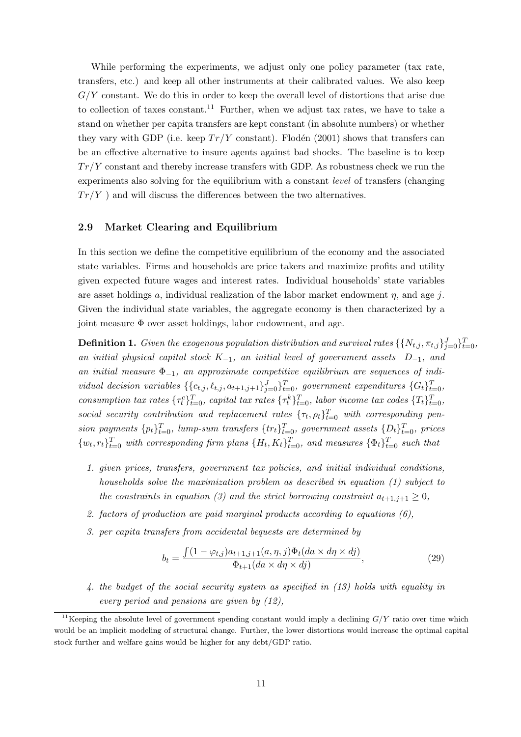While performing the experiments, we adjust only one policy parameter (tax rate, transfers, etc.) and keep all other instruments at their calibrated values. We also keep $G/Y$ constant. We do this in order to keep the overall level of distortions that arise due to collection of taxes constant.[11] Further, when we adjust tax rates, we have to take a stand on whether per capita transfers are kept constant (in absolute numbers) or whether they vary with GDP (i.e. keep $Tr/Y$ constant). Flodén (2001) shows that transfers can be an effective alternative to insure agents against bad shocks. The baseline is to keep $Tr/Y$ constant and thereby increase transfers with GDP. As robustness check we run the experiments also solving for the equilibrium with a constant *level* of transfers (changing $Tr/Y$ ) and will discuss the differences between the two alternatives.

### 2.9 Market Clearing and Equilibrium

In this section we define the competitive equilibrium of the economy and the associated state variables. Firms and households are price takers and maximize profits and utility given expected future wages and interest rates. Individual households' state variables are asset holdings $a$, individual realization of the labor market endowment $\eta$, and age $j$. Given the individual state variables, the aggregate economy is then characterized by a joint measure $\Phi$ over asset holdings, labor endowment, and age.

**Definition 1.** *Given the exogenous population distribution and survival rates $\{\{N_{t,j}, \pi_{t,j}\}_{j=0}^{J}\}_{t=0}^{T}$, an initial physical capital stock $K_{-1}$, an initial level of government assets $D_{-1}$, and an initial measure $\Phi_{-1}$, an approximate competitive equilibrium are sequences of individual decision variables $\{\{c_{t,j}, \ell_{t,j}, a_{t+1,j+1}\}_{j=0}^{J}\}_{t=0}^{T}$, government expenditures $\{G_t\}_{t=0}^{T}$, consumption tax rates $\{\tau_t^c\}_{t=0}^{T}$, capital tax rates $\{\tau_t^k\}_{t=0}^{T}$, labor income tax codes $\{T_t\}_{t=0}^{T}$, social security contribution and replacement rates $\{\tau_t, \rho_t\}_{t=0}^{T}$ with corresponding pension payments $\{p_t\}_{t=0}^{T}$, lump-sum transfers $\{tr_t\}_{t=0}^{T}$, government assets $\{D_t\}_{t=0}^{T}$, prices $\{w_t, r_t\}_{t=0}^{T}$ with corresponding firm plans $\{H_t, K_t\}_{t=0}^{T}$, and measures $\{\Phi_t\}_{t=0}^{T}$ such that*

1. *given prices, transfers, government tax policies, and initial individual conditions, households solve the maximization problem as described in equation (1) subject to the constraints in equation (3) and the strict borrowing constraint $a_{t+1,j+1} \geq 0$,*
2. *factors of production are paid marginal products according to equations (6),*
3. *per capita transfers from accidental bequests are determined by*

$$b_t = \frac{\int (1 - \varphi_{t,j}) a_{t+1,j+1}(a, \eta, j) \Phi_t(da \times d\eta \times dj)}{\Phi_{t+1}(da \times d\eta \times dj)}, \tag{29}$$

4. *the budget of the social security system as specified in (13) holds with equality in every period and pensions are given by (12),*

[11] Keeping the absolute level of government spending constant would imply a declining $G/Y$ ratio over time which would be an implicit modeling of structural change. Further, the lower distortions would increase the optimal capital stock further and welfare gains would be higher for any debt/GDP ratio.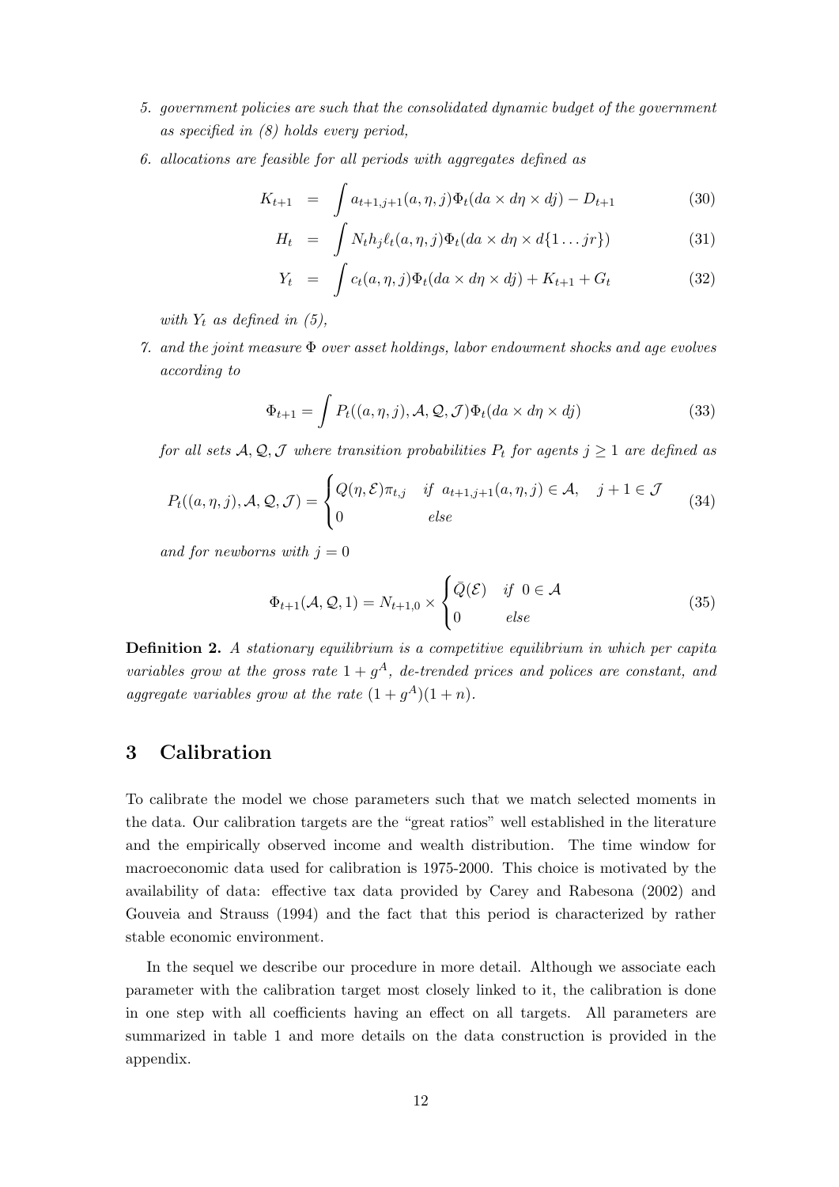5. *government policies are such that the consolidated dynamic budget of the government as specified in (8) holds every period,*
6. *allocations are feasible for all periods with aggregates defined as*

$$K_{t+1} = \int a_{t+1,j+1}(a,\eta,j)\Phi_t(da \times d\eta \times dj) - D_{t+1} \tag{30}$$

$$H_t = \int N_t h_j \ell_t(a,\eta,j)\Phi_t(da \times d\eta \times d\{1 \ldots jr\}) \tag{31}$$

$$Y_t = \int c_t(a,\eta,j)\Phi_t(da \times d\eta \times dj) + K_{t+1} + G_t \tag{32}$$

*with $Y_t$ as defined in (5),*

7. *and the joint measure $\Phi$ over asset holdings, labor endowment shocks and age evolves according to*

$$\Phi_{t+1} = \int P_t((a,\eta,j),\mathcal{A},\mathcal{Q},\mathcal{J})\Phi_t(da \times d\eta \times dj) \tag{33}$$

*for all sets $\mathcal{A},\mathcal{Q},\mathcal{J}$ where transition probabilities $P_t$ for agents $j \geq 1$ are defined as*

$$P_t((a,\eta,j),\mathcal{A},\mathcal{Q},\mathcal{J}) = \begin{cases} Q(\eta,\mathcal{E})\pi_{t,j} & \text{if } a_{t+1,j+1}(a,\eta,j) \in \mathcal{A}, \quad j+1 \in \mathcal{J} \\ 0 & \text{else} \end{cases} \tag{34}$$

*and for newborns with $j = 0$*

$$\Phi_{t+1}(\mathcal{A},\mathcal{Q},1) = N_{t+1,0} \times \begin{cases} \bar{Q}(\mathcal{E}) & \text{if } 0 \in \mathcal{A} \\ 0 & \text{else} \end{cases} \tag{35}$$

**Definition 2.** *A stationary equilibrium is a competitive equilibrium in which per capita variables grow at the gross rate $1 + g^A$, de-trended prices and polices are constant, and aggregate variables grow at the rate $(1 + g^A)(1 + n)$.*

## 3 Calibration

To calibrate the model we chose parameters such that we match selected moments in the data. Our calibration targets are the "great ratios" well established in the literature and the empirically observed income and wealth distribution. The time window for macroeconomic data used for calibration is 1975-2000. This choice is motivated by the availability of data: effective tax data provided by Carey and Rabesona (2002) and Gouveia and Strauss (1994) and the fact that this period is characterized by rather stable economic environment.

In the sequel we describe our procedure in more detail. Although we associate each parameter with the calibration target most closely linked to it, the calibration is done in one step with all coefficients having an effect on all targets. All parameters are summarized in table 1 and more details on the data construction is provided in the appendix.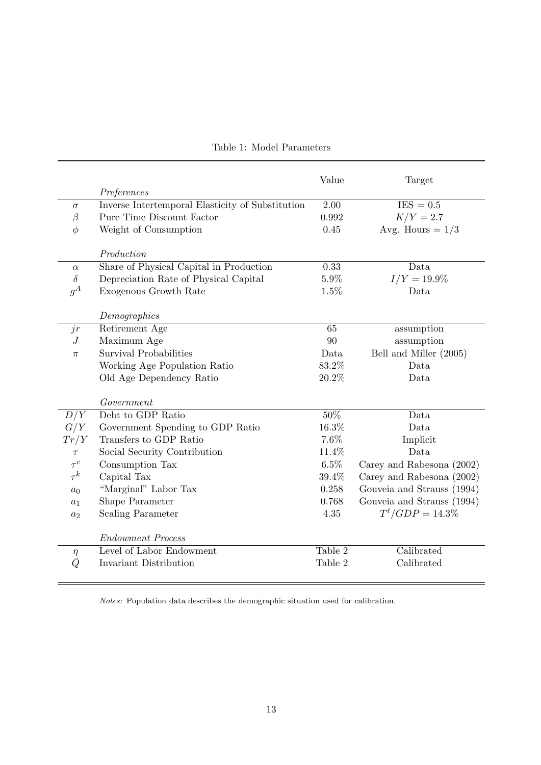Table 1: Model Parameters

| | | Value | Target |
|---|---|---|---|
| | *Preferences* | | |
| $\sigma$ | Inverse Intertemporal Elasticity of Substitution | 2.00 | IES = 0.5 |
| $\beta$ | Pure Time Discount Factor | 0.992 | $K/Y = 2.7$ |
| $\phi$ | Weight of Consumption | 0.45 | Avg. Hours = 1/3 |
| | *Production* | | |
| $\alpha$ | Share of Physical Capital in Production | 0.33 | Data |
| $\delta$ | Depreciation Rate of Physical Capital | 5.9% | $I/Y = 19.9\%$ |
| $g^A$ | Exogenous Growth Rate | 1.5% | Data |
| | *Demographics* | | |
| $jr$ | Retirement Age | 65 | assumption |
| $J$ | Maximum Age | 90 | assumption |
| $\pi$ | Survival Probabilities | Data | Bell and Miller (2005) |
| | Working Age Population Ratio | 83.2% | Data |
| | Old Age Dependency Ratio | 20.2% | Data |
| | *Government* | | |
| $D/Y$ | Debt to GDP Ratio | 50% | Data |
| $G/Y$ | Government Spending to GDP Ratio | 16.3% | Data |
| $Tr/Y$ | Transfers to GDP Ratio | 7.6% | Implicit |
| $\tau$ | Social Security Contribution | 11.4% | Data |
| $\tau^c$ | Consumption Tax | 6.5% | Carey and Rabesona (2002) |
| $\tau^k$ | Capital Tax | 39.4% | Carey and Rabesona (2002) |
| $a_0$ | "Marginal" Labor Tax | 0.258 | Gouveia and Strauss (1994) |
| $a_1$ | Shape Parameter | 0.768 | Gouveia and Strauss (1994) |
| $a_2$ | Scaling Parameter | 4.35 | $T^\ell/GDP = 14.3\%$ |
| | *Endowment Process* | | |
| $\eta$ | Level of Labor Endowment | Table 2 | Calibrated |
| $\bar{Q}$ | Invariant Distribution | Table 2 | Calibrated |

*Notes:* Population data describes the demographic situation used for calibration.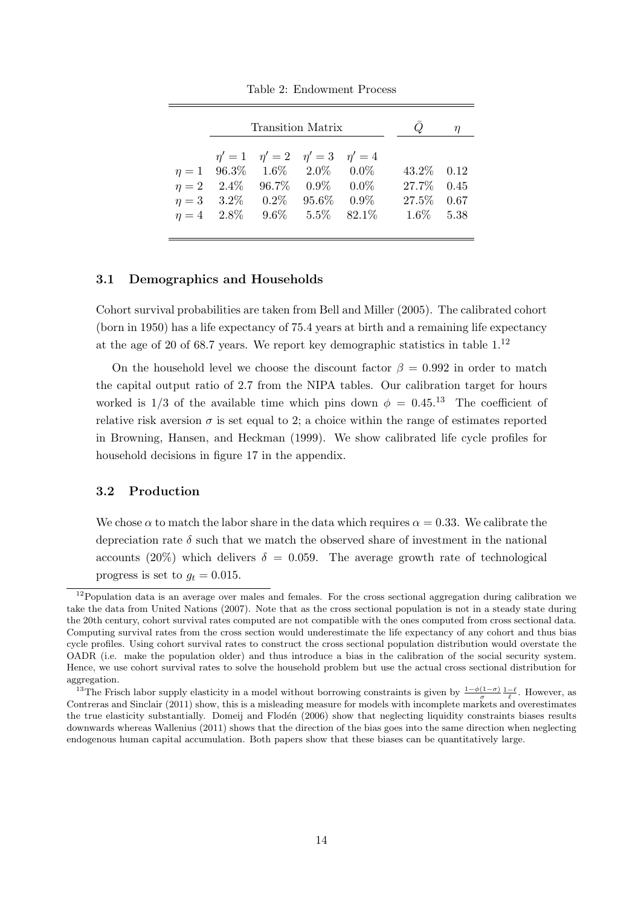Table 2: Endowment Process

| | Transition Matrix | | | | $\bar{Q}$ | $\eta$ |
|---|---|---|---|---|---|---|
| | $\eta'=1$ | $\eta'=2$ | $\eta'=3$ | $\eta'=4$ | | |
| $\eta=1$ | 96.3% | 1.6% | 2.0% | 0.0% | 43.2% | 0.12 |
| $\eta=2$ | 2.4% | 96.7% | 0.9% | 0.0% | 27.7% | 0.45 |
| $\eta=3$ | 3.2% | 0.2% | 95.6% | 0.9% | 27.5% | 0.67 |
| $\eta=4$ | 2.8% | 9.6% | 5.5% | 82.1% | 1.6% | 5.38 |

### 3.1 Demographics and Households

Cohort survival probabilities are taken from Bell and Miller (2005). The calibrated cohort (born in 1950) has a life expectancy of 75.4 years at birth and a remaining life expectancy at the age of 20 of 68.7 years. We report key demographic statistics in table 1.[12]

On the household level we choose the discount factor $\beta = 0.992$ in order to match the capital output ratio of 2.7 from the NIPA tables. Our calibration target for hours worked is 1/3 of the available time which pins down $\phi = 0.45$.[13] The coefficient of relative risk aversion $\sigma$ is set equal to 2; a choice within the range of estimates reported in Browning, Hansen, and Heckman (1999). We show calibrated life cycle profiles for household decisions in figure 17 in the appendix.

### 3.2 Production

We chose $\alpha$ to match the labor share in the data which requires $\alpha = 0.33$. We calibrate the depreciation rate $\delta$ such that we match the observed share of investment in the national accounts (20%) which delivers $\delta = 0.059$. The average growth rate of technological progress is set to $g_t = 0.015$.

[12] Population data is an average over males and females. For the cross sectional aggregation during calibration we take the data from United Nations (2007). Note that as the cross sectional population is not in a steady state during the 20th century, cohort survival rates computed are not compatible with the ones computed from cross sectional data. Computing survival rates from the cross section would underestimate the life expectancy of any cohort and thus bias cycle profiles. Using cohort survival rates to construct the cross sectional population distribution would overstate the OADR (i.e. make the population older) and thus introduce a bias in the calibration of the social security system. Hence, we use cohort survival rates to solve the household problem but use the actual cross sectional distribution for aggregation.

[13] The Frisch labor supply elasticity in a model without borrowing constraints is given by $\frac{1-\phi(1-\sigma)}{\sigma}\frac{1-\ell}{\ell}$. However, as Contreras and Sinclair (2011) show, this is a misleading measure for models with incomplete markets and overestimates the true elasticity substantially. Domeij and Flodén (2006) show that neglecting liquidity constraints biases results downwards whereas Wallenius (2011) shows that the direction of the bias goes into the same direction when neglecting endogenous human capital accumulation. Both papers show that these biases can be quantitatively large.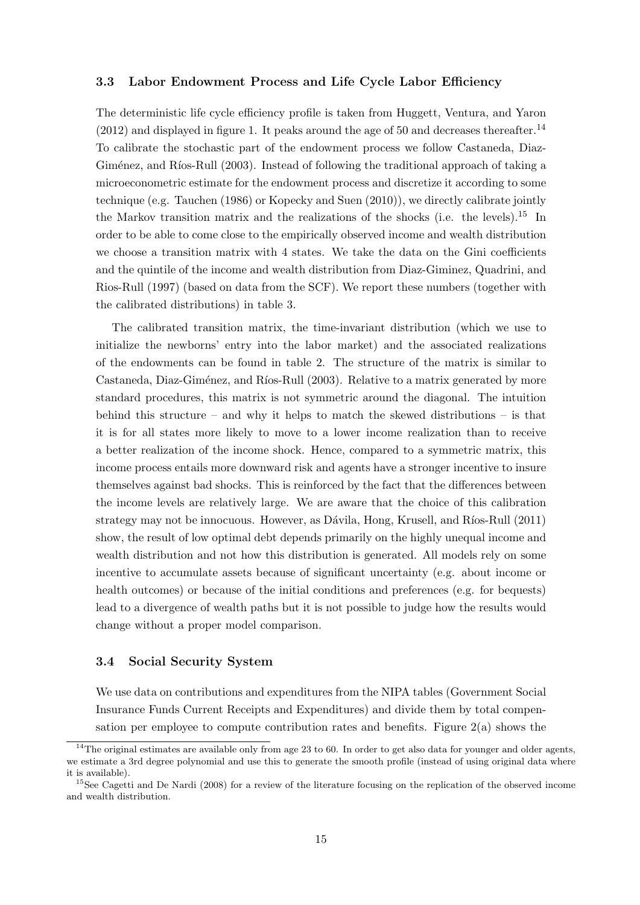### 3.3 Labor Endowment Process and Life Cycle Labor Efficiency

The deterministic life cycle efficiency profile is taken from Huggett, Ventura, and Yaron (2012) and displayed in figure 1. It peaks around the age of 50 and decreases thereafter.[14] To calibrate the stochastic part of the endowment process we follow Castaneda, Diaz-Giménez, and Ríos-Rull (2003). Instead of following the traditional approach of taking a microeconometric estimate for the endowment process and discretize it according to some technique (e.g. Tauchen (1986) or Kopecky and Suen (2010)), we directly calibrate jointly the Markov transition matrix and the realizations of the shocks (i.e. the levels).[15] In order to be able to come close to the empirically observed income and wealth distribution we choose a transition matrix with 4 states. We take the data on the Gini coefficients and the quintile of the income and wealth distribution from Diaz-Giminez, Quadrini, and Rios-Rull (1997) (based on data from the SCF). We report these numbers (together with the calibrated distributions) in table 3.

The calibrated transition matrix, the time-invariant distribution (which we use to initialize the newborns' entry into the labor market) and the associated realizations of the endowments can be found in table 2. The structure of the matrix is similar to Castaneda, Diaz-Giménez, and Ríos-Rull (2003). Relative to a matrix generated by more standard procedures, this matrix is not symmetric around the diagonal. The intuition behind this structure – and why it helps to match the skewed distributions – is that it is for all states more likely to move to a lower income realization than to receive a better realization of the income shock. Hence, compared to a symmetric matrix, this income process entails more downward risk and agents have a stronger incentive to insure themselves against bad shocks. This is reinforced by the fact that the differences between the income levels are relatively large. We are aware that the choice of this calibration strategy may not be innocuous. However, as Dávila, Hong, Krusell, and Ríos-Rull (2011) show, the result of low optimal debt depends primarily on the highly unequal income and wealth distribution and not how this distribution is generated. All models rely on some incentive to accumulate assets because of significant uncertainty (e.g. about income or health outcomes) or because of the initial conditions and preferences (e.g. for bequests) lead to a divergence of wealth paths but it is not possible to judge how the results would change without a proper model comparison.

### 3.4 Social Security System

We use data on contributions and expenditures from the NIPA tables (Government Social Insurance Funds Current Receipts and Expenditures) and divide them by total compensation per employee to compute contribution rates and benefits. Figure 2(a) shows the

[14] The original estimates are available only from age 23 to 60. In order to get also data for younger and older agents, we estimate a 3rd degree polynomial and use this to generate the smooth profile (instead of using original data where it is available).

[15] See Cagetti and De Nardi (2008) for a review of the literature focusing on the replication of the observed income and wealth distribution.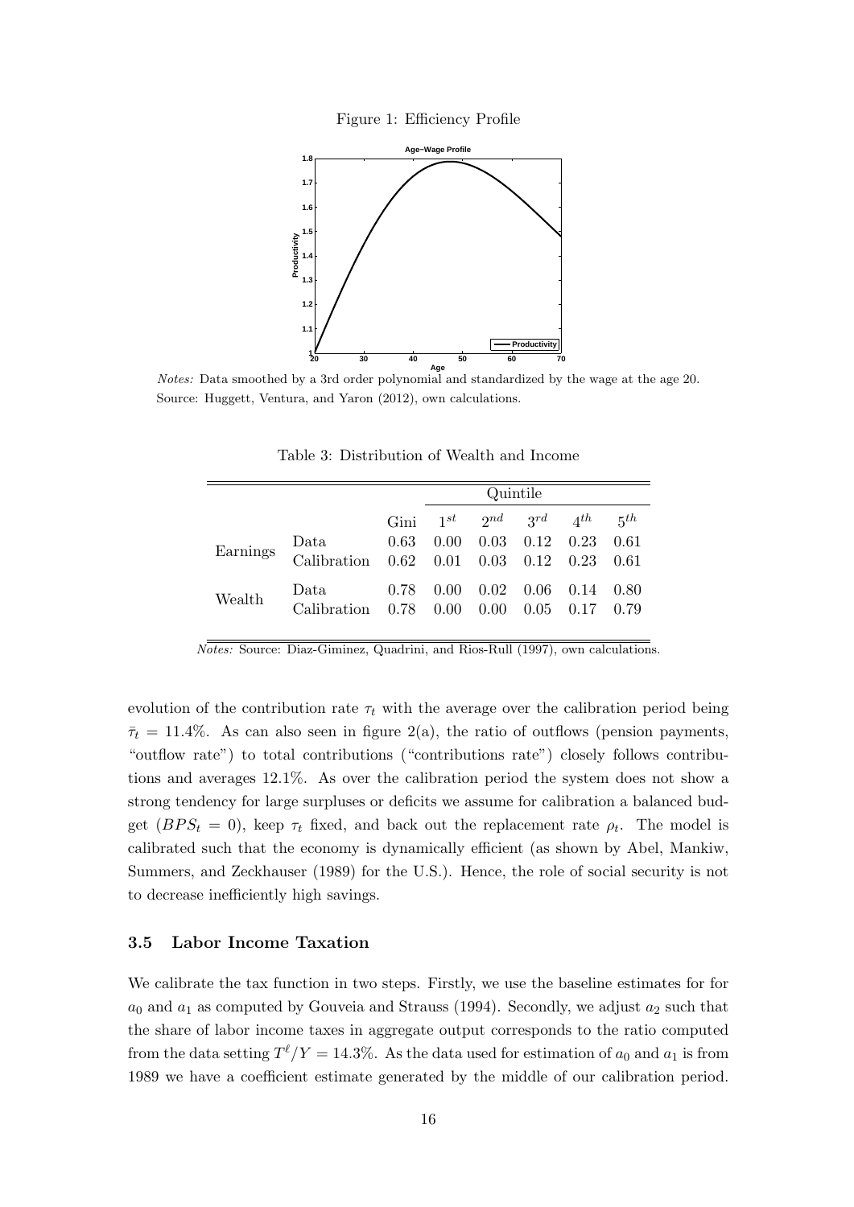Figure 1: Efficiency Profile

*Notes:* Data smoothed by a 3rd order polynomial and standardized by the wage at the age 20.
Source: Huggett, Ventura, and Yaron (2012), own calculations.

Table 3: Distribution of Wealth and Income

| | | | Quintile | | | | |
|---|---|---|---|---|---|---|---|
| | | Gini | $1^{st}$ | $2^{nd}$ | $3^{rd}$ | $4^{th}$ | $5^{th}$ |
| Earnings | Data | 0.63 | 0.00 | 0.03 | 0.12 | 0.23 | 0.61 |
| | Calibration | 0.62 | 0.01 | 0.03 | 0.12 | 0.23 | 0.61 |
| Wealth | Data | 0.78 | 0.00 | 0.02 | 0.06 | 0.14 | 0.80 |
| | Calibration | 0.78 | 0.00 | 0.00 | 0.05 | 0.17 | 0.79 |

*Notes:* Source: Diaz-Giminez, Quadrini, and Rios-Rull (1997), own calculations.

evolution of the contribution rate $\tau_t$ with the average over the calibration period being $\bar{\tau}_t = 11.4\%$. As can also seen in figure 2(a), the ratio of outflows (pension payments, "outflow rate") to total contributions ("contributions rate") closely follows contributions and averages 12.1%. As over the calibration period the system does not show a strong tendency for large surpluses or deficits we assume for calibration a balanced budget ($BPS_t = 0$), keep $\tau_t$ fixed, and back out the replacement rate $\rho_t$. The model is calibrated such that the economy is dynamically efficient (as shown by Abel, Mankiw, Summers, and Zeckhauser (1989) for the U.S.). Hence, the role of social security is not to decrease inefficiently high savings.

### 3.5 Labor Income Taxation

We calibrate the tax function in two steps. Firstly, we use the baseline estimates for for $a_0$ and $a_1$ as computed by Gouveia and Strauss (1994). Secondly, we adjust $a_2$ such that the share of labor income taxes in aggregate output corresponds to the ratio computed from the data setting $T^{\ell}/Y = 14.3\%$. As the data used for estimation of $a_0$ and $a_1$ is from 1989 we have a coefficient estimate generated by the middle of our calibration period.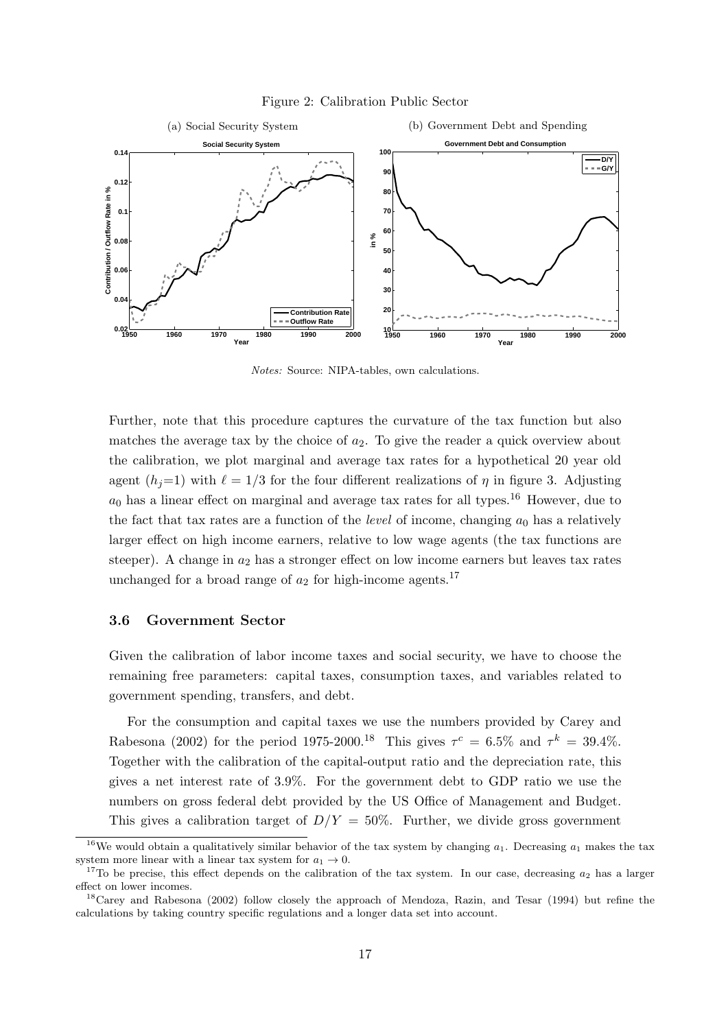Figure 2: Calibration Public Sector

(a) Social Security System

(b) Government Debt and Spending

*Notes:* Source: NIPA-tables, own calculations.

Further, note that this procedure captures the curvature of the tax function but also matches the average tax by the choice of $a_2$. To give the reader a quick overview about the calibration, we plot marginal and average tax rates for a hypothetical 20 year old agent ($h_j$=1) with $\ell = 1/3$ for the four different realizations of $\eta$ in figure 3. Adjusting $a_0$ has a linear effect on marginal and average tax rates for all types.[16] However, due to the fact that tax rates are a function of the *level* of income, changing $a_0$ has a relatively larger effect on high income earners, relative to low wage agents (the tax functions are steeper). A change in $a_2$ has a stronger effect on low income earners but leaves tax rates unchanged for a broad range of $a_2$ for high-income agents.[17]

### 3.6 Government Sector

Given the calibration of labor income taxes and social security, we have to choose the remaining free parameters: capital taxes, consumption taxes, and variables related to government spending, transfers, and debt.

For the consumption and capital taxes we use the numbers provided by Carey and Rabesona (2002) for the period 1975-2000.[18] This gives $\tau^c = 6.5\%$ and $\tau^k = 39.4\%$. Together with the calibration of the capital-output ratio and the depreciation rate, this gives a net interest rate of 3.9%. For the government debt to GDP ratio we use the numbers on gross federal debt provided by the US Office of Management and Budget. This gives a calibration target of $D/Y = 50\%$. Further, we divide gross government

[16] We would obtain a qualitatively similar behavior of the tax system by changing $a_1$. Decreasing $a_1$ makes the tax system more linear with a linear tax system for $a_1 \to 0$.

[17] To be precise, this effect depends on the calibration of the tax system. In our case, decreasing $a_2$ has a larger effect on lower incomes.

[18] Carey and Rabesona (2002) follow closely the approach of Mendoza, Razin, and Tesar (1994) but refine the calculations by taking country specific regulations and a longer data set into account.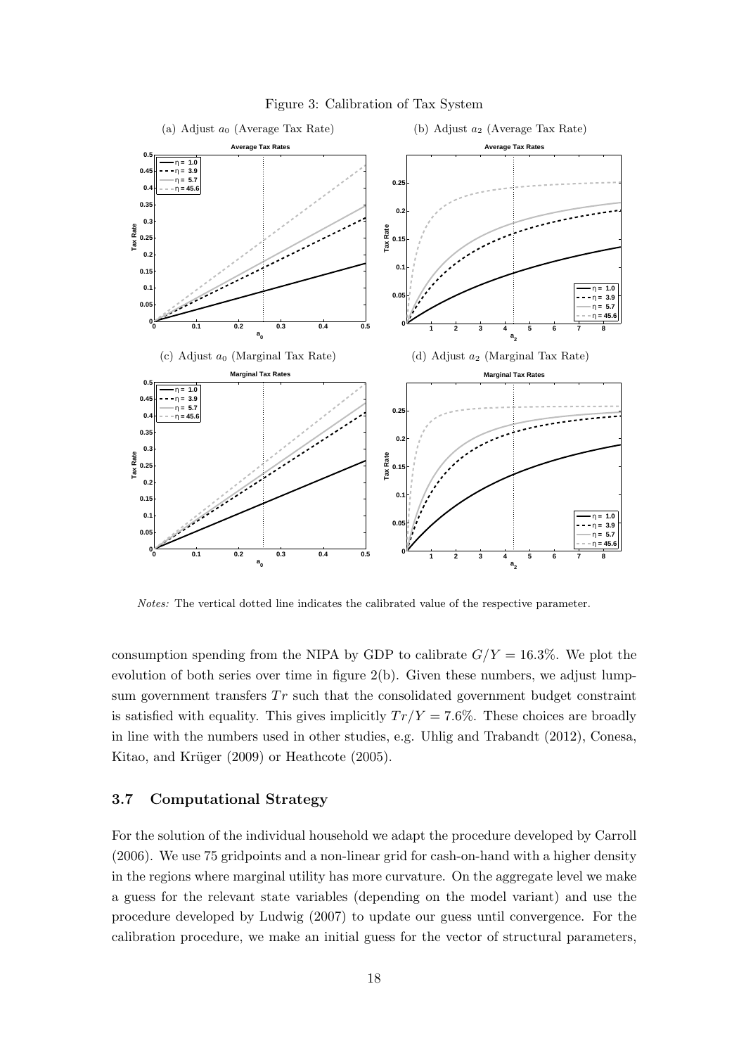Figure 3: Calibration of Tax System

(a) Adjust $a_0$ (Average Tax Rate)

(b) Adjust $a_2$ (Average Tax Rate)

(c) Adjust $a_0$ (Marginal Tax Rate)

(d) Adjust $a_2$ (Marginal Tax Rate)

*Notes:* The vertical dotted line indicates the calibrated value of the respective parameter.

consumption spending from the NIPA by GDP to calibrate $G/Y = 16.3\%$. We plot the evolution of both series over time in figure 2(b). Given these numbers, we adjust lump-sum government transfers $Tr$ such that the consolidated government budget constraint is satisfied with equality. This gives implicitly $Tr/Y = 7.6\%$. These choices are broadly in line with the numbers used in other studies, e.g. Uhlig and Trabandt (2012), Conesa, Kitao, and Krüger (2009) or Heathcote (2005).

### 3.7 Computational Strategy

For the solution of the individual household we adapt the procedure developed by Carroll (2006). We use 75 gridpoints and a non-linear grid for cash-on-hand with a higher density in the regions where marginal utility has more curvature. On the aggregate level we make a guess for the relevant state variables (depending on the model variant) and use the procedure developed by Ludwig (2007) to update our guess until convergence. For the calibration procedure, we make an initial guess for the vector of structural parameters,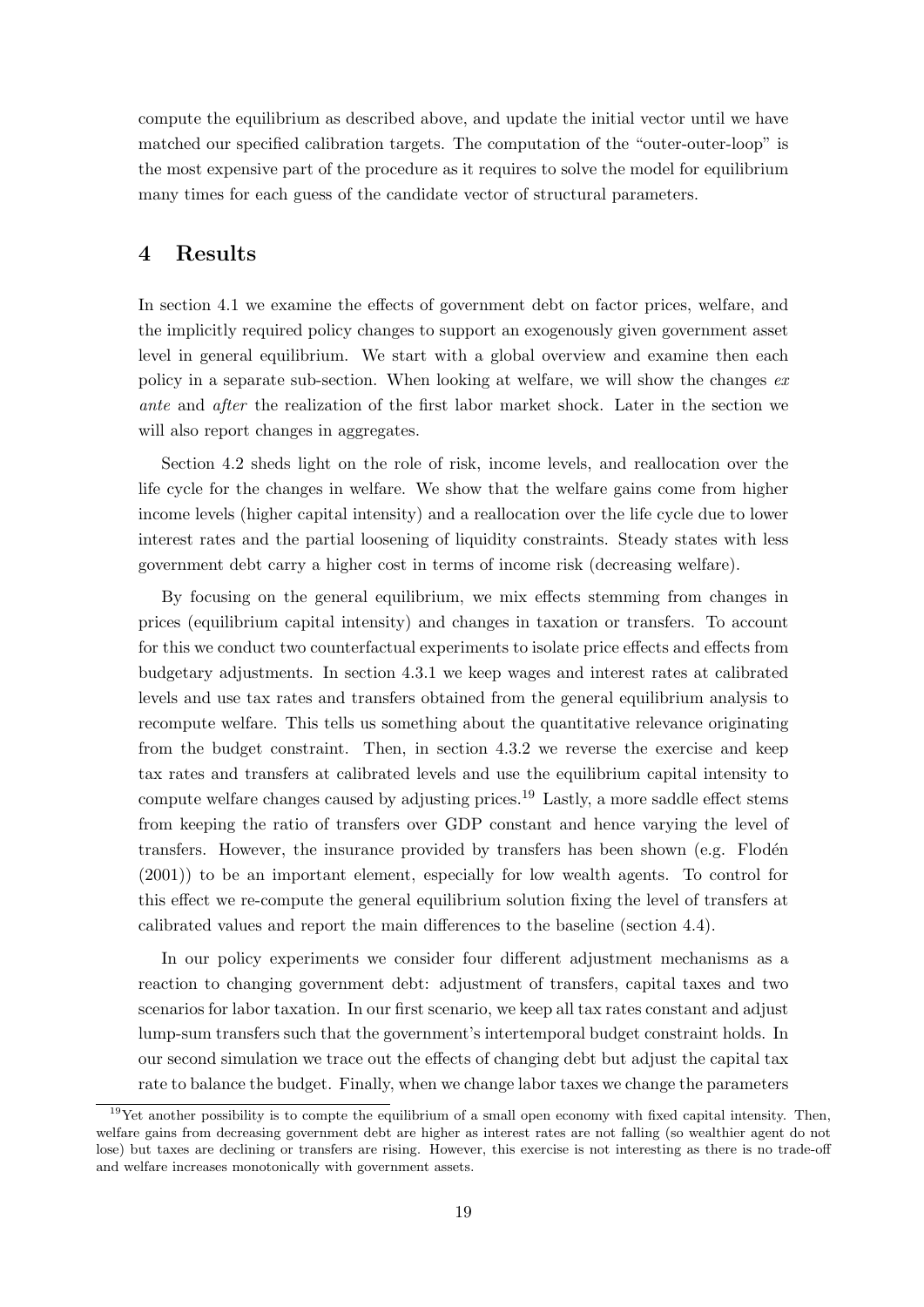compute the equilibrium as described above, and update the initial vector until we have matched our specified calibration targets. The computation of the "outer-outer-loop" is the most expensive part of the procedure as it requires to solve the model for equilibrium many times for each guess of the candidate vector of structural parameters.

## 4 Results

In section 4.1 we examine the effects of government debt on factor prices, welfare, and the implicitly required policy changes to support an exogenously given government asset level in general equilibrium. We start with a global overview and examine then each policy in a separate sub-section. When looking at welfare, we will show the changes *ex ante* and *after* the realization of the first labor market shock. Later in the section we will also report changes in aggregates.

Section 4.2 sheds light on the role of risk, income levels, and reallocation over the life cycle for the changes in welfare. We show that the welfare gains come from higher income levels (higher capital intensity) and a reallocation over the life cycle due to lower interest rates and the partial loosening of liquidity constraints. Steady states with less government debt carry a higher cost in terms of income risk (decreasing welfare).

By focusing on the general equilibrium, we mix effects stemming from changes in prices (equilibrium capital intensity) and changes in taxation or transfers. To account for this we conduct two counterfactual experiments to isolate price effects and effects from budgetary adjustments. In section 4.3.1 we keep wages and interest rates at calibrated levels and use tax rates and transfers obtained from the general equilibrium analysis to recompute welfare. This tells us something about the quantitative relevance originating from the budget constraint. Then, in section 4.3.2 we reverse the exercise and keep tax rates and transfers at calibrated levels and use the equilibrium capital intensity to compute welfare changes caused by adjusting prices.[19] Lastly, a more saddle effect stems from keeping the ratio of transfers over GDP constant and hence varying the level of transfers. However, the insurance provided by transfers has been shown (e.g. Flodén (2001)) to be an important element, especially for low wealth agents. To control for this effect we re-compute the general equilibrium solution fixing the level of transfers at calibrated values and report the main differences to the baseline (section 4.4).

In our policy experiments we consider four different adjustment mechanisms as a reaction to changing government debt: adjustment of transfers, capital taxes and two scenarios for labor taxation. In our first scenario, we keep all tax rates constant and adjust lump-sum transfers such that the government's intertemporal budget constraint holds. In our second simulation we trace out the effects of changing debt but adjust the capital tax rate to balance the budget. Finally, when we change labor taxes we change the parameters

[19] Yet another possibility is to compte the equilibrium of a small open economy with fixed capital intensity. Then, welfare gains from decreasing government debt are higher as interest rates are not falling (so wealthier agent do not lose) but taxes are declining or transfers are rising. However, this exercise is not interesting as there is no trade-off and welfare increases monotonically with government assets.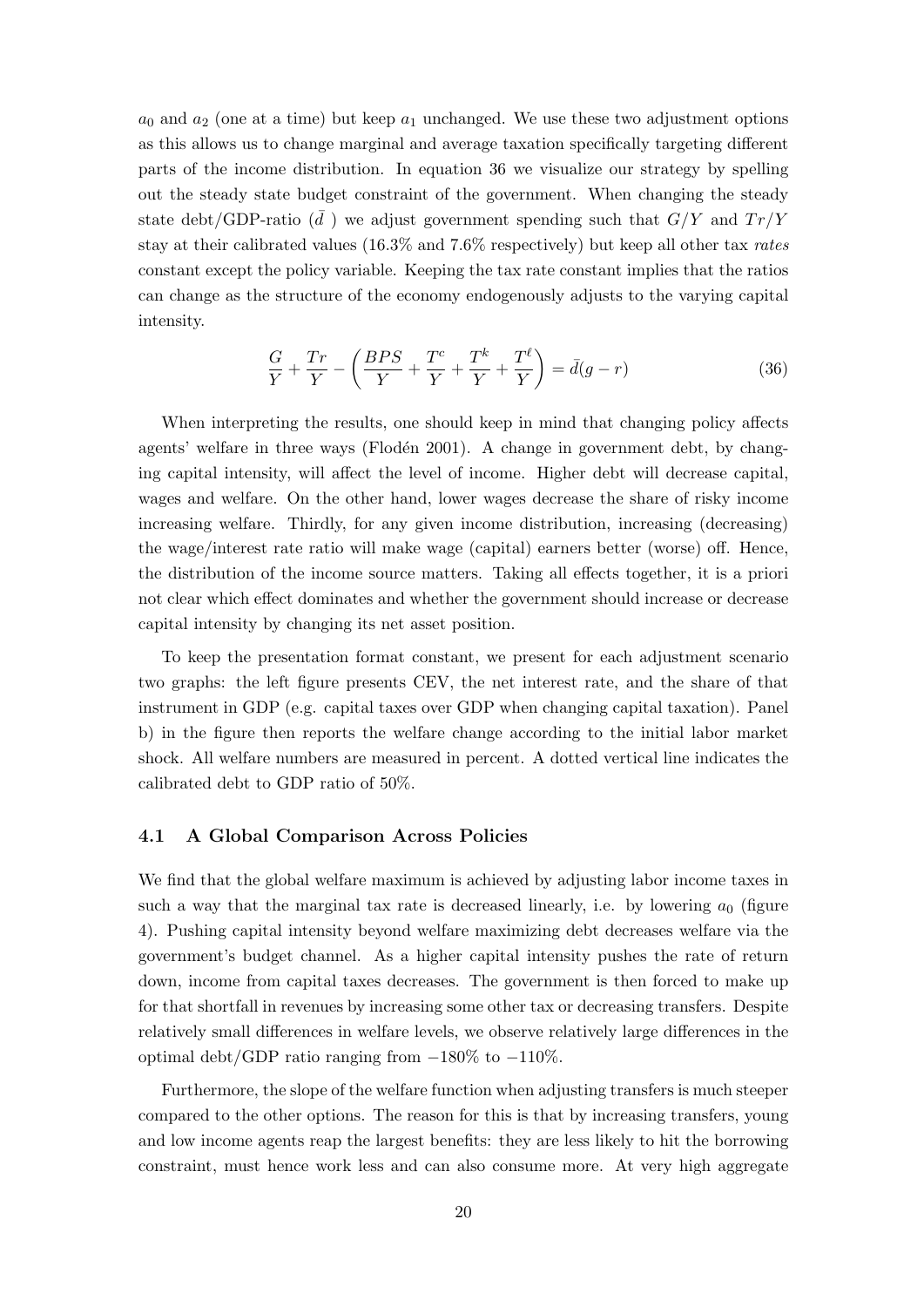$a_0$ and $a_2$ (one at a time) but keep $a_1$ unchanged. We use these two adjustment options as this allows us to change marginal and average taxation specifically targeting different parts of the income distribution. In equation 36 we visualize our strategy by spelling out the steady state budget constraint of the government. When changing the steady state debt/GDP-ratio ($\bar{d}$ ) we adjust government spending such that $G/Y$ and $Tr/Y$ stay at their calibrated values (16.3% and 7.6% respectively) but keep all other tax *rates* constant except the policy variable. Keeping the tax rate constant implies that the ratios can change as the structure of the economy endogenously adjusts to the varying capital intensity.

$$\frac{G}{Y} + \frac{Tr}{Y} - \left( \frac{BPS}{Y} + \frac{T^c}{Y} + \frac{T^k}{Y} + \frac{T^\ell}{Y} \right) = \bar{d}(g - r) \tag{36}$$

When interpreting the results, one should keep in mind that changing policy affects agents' welfare in three ways (Flodén 2001). A change in government debt, by changing capital intensity, will affect the level of income. Higher debt will decrease capital, wages and welfare. On the other hand, lower wages decrease the share of risky income increasing welfare. Thirdly, for any given income distribution, increasing (decreasing) the wage/interest rate ratio will make wage (capital) earners better (worse) off. Hence, the distribution of the income source matters. Taking all effects together, it is a priori not clear which effect dominates and whether the government should increase or decrease capital intensity by changing its net asset position.

To keep the presentation format constant, we present for each adjustment scenario two graphs: the left figure presents CEV, the net interest rate, and the share of that instrument in GDP (e.g. capital taxes over GDP when changing capital taxation). Panel b) in the figure then reports the welfare change according to the initial labor market shock. All welfare numbers are measured in percent. A dotted vertical line indicates the calibrated debt to GDP ratio of 50%.

### 4.1 A Global Comparison Across Policies

We find that the global welfare maximum is achieved by adjusting labor income taxes in such a way that the marginal tax rate is decreased linearly, i.e. by lowering $a_0$ (figure 4). Pushing capital intensity beyond welfare maximizing debt decreases welfare via the government's budget channel. As a higher capital intensity pushes the rate of return down, income from capital taxes decreases. The government is then forced to make up for that shortfall in revenues by increasing some other tax or decreasing transfers. Despite relatively small differences in welfare levels, we observe relatively large differences in the optimal debt/GDP ratio ranging from −180% to −110%.

Furthermore, the slope of the welfare function when adjusting transfers is much steeper compared to the other options. The reason for this is that by increasing transfers, young and low income agents reap the largest benefits: they are less likely to hit the borrowing constraint, must hence work less and can also consume more. At very high aggregate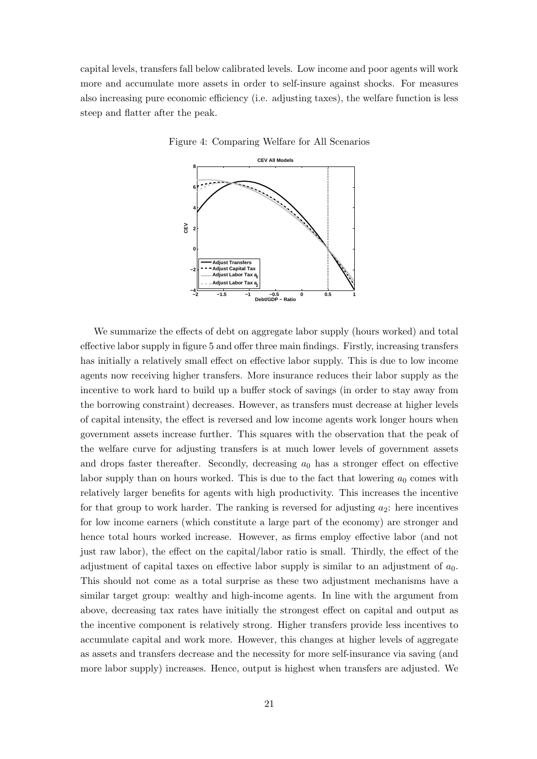capital levels, transfers fall below calibrated levels. Low income and poor agents will work more and accumulate more assets in order to self-insure against shocks. For measures also increasing pure economic efficiency (i.e. adjusting taxes), the welfare function is less steep and flatter after the peak.

Figure 4: Comparing Welfare for All Scenarios

We summarize the effects of debt on aggregate labor supply (hours worked) and total effective labor supply in figure 5 and offer three main findings. Firstly, increasing transfers has initially a relatively small effect on effective labor supply. This is due to low income agents now receiving higher transfers. More insurance reduces their labor supply as the incentive to work hard to build up a buffer stock of savings (in order to stay away from the borrowing constraint) decreases. However, as transfers must decrease at higher levels of capital intensity, the effect is reversed and low income agents work longer hours when government assets increase further. This squares with the observation that the peak of the welfare curve for adjusting transfers is at much lower levels of government assets and drops faster thereafter. Secondly, decreasing $a_0$ has a stronger effect on effective labor supply than on hours worked. This is due to the fact that lowering $a_0$ comes with relatively larger benefits for agents with high productivity. This increases the incentive for that group to work harder. The ranking is reversed for adjusting $a_2$: here incentives for low income earners (which constitute a large part of the economy) are stronger and hence total hours worked increase. However, as firms employ effective labor (and not just raw labor), the effect on the capital/labor ratio is small. Thirdly, the effect of the adjustment of capital taxes on effective labor supply is similar to an adjustment of $a_0$. This should not come as a total surprise as these two adjustment mechanisms have a similar target group: wealthy and high-income agents. In line with the argument from above, decreasing tax rates have initially the strongest effect on capital and output as the incentive component is relatively strong. Higher transfers provide less incentives to accumulate capital and work more. However, this changes at higher levels of aggregate as assets and transfers decrease and the necessity for more self-insurance via saving (and more labor supply) increases. Hence, output is highest when transfers are adjusted. We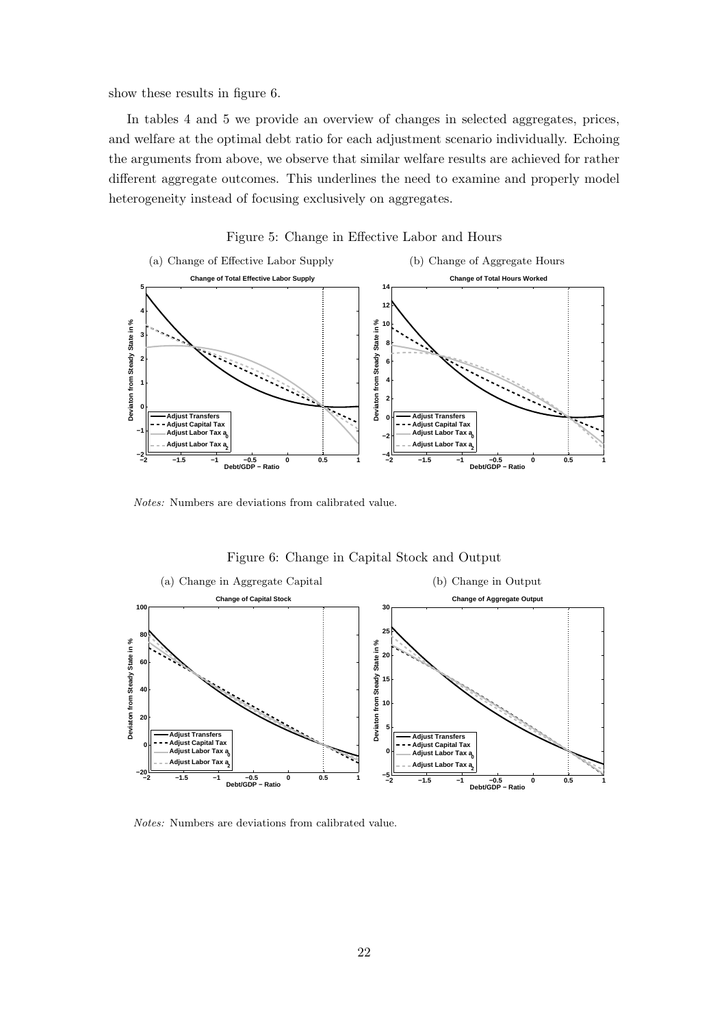show these results in figure 6.

In tables 4 and 5 we provide an overview of changes in selected aggregates, prices, and welfare at the optimal debt ratio for each adjustment scenario individually. Echoing the arguments from above, we observe that similar welfare results are achieved for rather different aggregate outcomes. This underlines the need to examine and properly model heterogeneity instead of focusing exclusively on aggregates.

Figure 5: Change in Effective Labor and Hours

(a) Change of Effective Labor Supply

(b) Change of Aggregate Hours

*Notes:* Numbers are deviations from calibrated value.

Figure 6: Change in Capital Stock and Output

(a) Change in Aggregate Capital

(b) Change in Output

*Notes:* Numbers are deviations from calibrated value.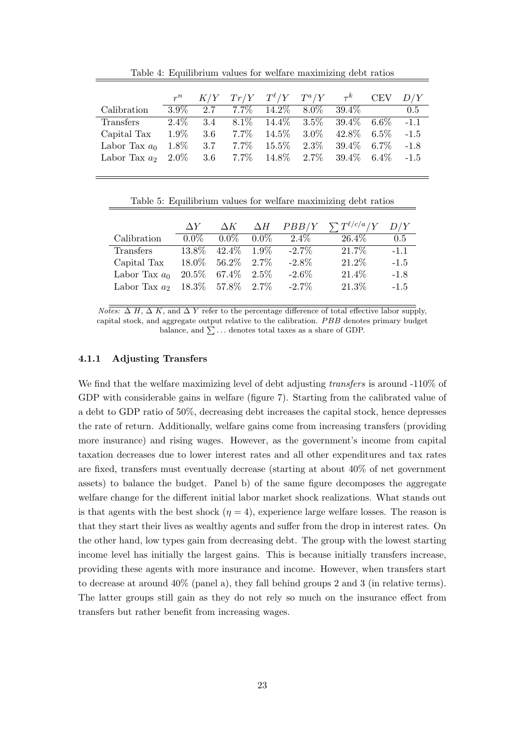Table 4: Equilibrium values for welfare maximizing debt ratios

| | $r^n$ | $K/Y$ | $Tr/Y$ | $T^\ell/Y$ | $T^a/Y$ | $\tau^k$ | CEV | $D/Y$ |
|---|---|---|---|---|---|---|---|---|
| Calibration | 3.9% | 2.7 | 7.7% | 14.2% | 8.0% | 39.4% | | 0.5 |
| Transfers | 2.4% | 3.4 | 8.1% | 14.4% | 3.5% | 39.4% | 6.6% | -1.1 |
| Capital Tax | 1.9% | 3.6 | 7.7% | 14.5% | 3.0% | 42.8% | 6.5% | -1.5 |
| Labor Tax $a_0$ | 1.8% | 3.7 | 7.7% | 15.5% | 2.3% | 39.4% | 6.7% | -1.8 |
| Labor Tax $a_2$ | 2.0% | 3.6 | 7.7% | 14.8% | 2.7% | 39.4% | 6.4% | -1.5 |

Table 5: Equilibrium values for welfare maximizing debt ratios

| | $\Delta Y$ | $\Delta K$ | $\Delta H$ | $PBB/Y$ | $\sum T^{\ell/c/a}/Y$ | $D/Y$ |
|---|---|---|---|---|---|---|
| Calibration | 0.0% | 0.0% | 0.0% | 2.4% | 26.4% | 0.5 |
| Transfers | 13.8% | 42.4% | 1.9% | -2.7% | 21.7% | -1.1 |
| Capital Tax | 18.0% | 56.2% | 2.7% | -2.8% | 21.2% | -1.5 |
| Labor Tax $a_0$ | 20.5% | 67.4% | 2.5% | -2.6% | 21.4% | -1.8 |
| Labor Tax $a_2$ | 18.3% | 57.8% | 2.7% | -2.7% | 21.3% | -1.5 |

*Notes:* $\Delta$ $H$, $\Delta$ $K$, and $\Delta$ $Y$ refer to the percentage difference of total effective labor supply, capital stock, and aggregate output relative to the calibration. $PBB$ denotes primary budget balance, and $\sum \ldots$ denotes total taxes as a share of GDP.

### 4.1.1 Adjusting Transfers

We find that the welfare maximizing level of debt adjusting *transfers* is around -110% of GDP with considerable gains in welfare (figure 7). Starting from the calibrated value of a debt to GDP ratio of 50%, decreasing debt increases the capital stock, hence depresses the rate of return. Additionally, welfare gains come from increasing transfers (providing more insurance) and rising wages. However, as the government's income from capital taxation decreases due to lower interest rates and all other expenditures and tax rates are fixed, transfers must eventually decrease (starting at about 40% of net government assets) to balance the budget. Panel b) of the same figure decomposes the aggregate welfare change for the different initial labor market shock realizations. What stands out is that agents with the best shock ($\eta = 4$), experience large welfare losses. The reason is that they start their lives as wealthy agents and suffer from the drop in interest rates. On the other hand, low types gain from decreasing debt. The group with the lowest starting income level has initially the largest gains. This is because initially transfers increase, providing these agents with more insurance and income. However, when transfers start to decrease at around 40% (panel a), they fall behind groups 2 and 3 (in relative terms). The latter groups still gain as they do not rely so much on the insurance effect from transfers but rather benefit from increasing wages.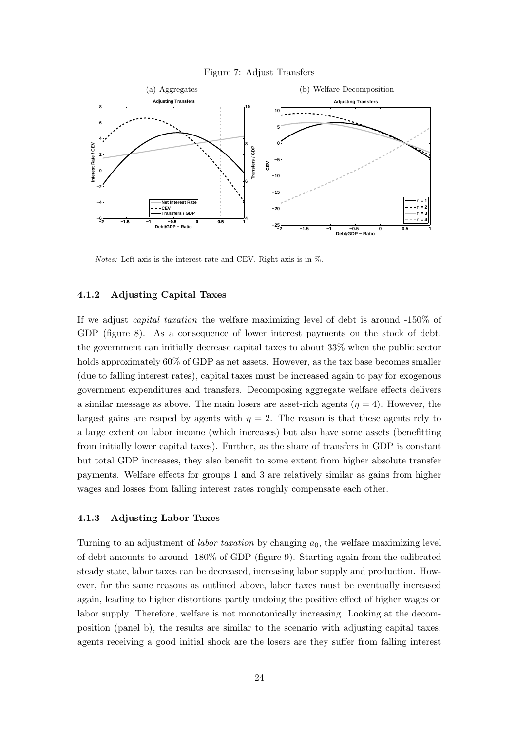Figure 7: Adjust Transfers

(a) Aggregates (b) Welfare Decomposition

*Notes:* Left axis is the interest rate and CEV. Right axis is in %.

### 4.1.2 Adjusting Capital Taxes

If we adjust *capital taxation* the welfare maximizing level of debt is around -150% of GDP (figure 8). As a consequence of lower interest payments on the stock of debt, the government can initially decrease capital taxes to about 33% when the public sector holds approximately 60% of GDP as net assets. However, as the tax base becomes smaller (due to falling interest rates), capital taxes must be increased again to pay for exogenous government expenditures and transfers. Decomposing aggregate welfare effects delivers a similar message as above. The main losers are asset-rich agents ($\eta = 4$). However, the largest gains are reaped by agents with $\eta = 2$. The reason is that these agents rely to a large extent on labor income (which increases) but also have some assets (benefitting from initially lower capital taxes). Further, as the share of transfers in GDP is constant but total GDP increases, they also benefit to some extent from higher absolute transfer payments. Welfare effects for groups 1 and 3 are relatively similar as gains from higher wages and losses from falling interest rates roughly compensate each other.

### 4.1.3 Adjusting Labor Taxes

Turning to an adjustment of *labor taxation* by changing $a_0$, the welfare maximizing level of debt amounts to around -180% of GDP (figure 9). Starting again from the calibrated steady state, labor taxes can be decreased, increasing labor supply and production. However, for the same reasons as outlined above, labor taxes must be eventually increased again, leading to higher distortions partly undoing the positive effect of higher wages on labor supply. Therefore, welfare is not monotonically increasing. Looking at the decomposition (panel b), the results are similar to the scenario with adjusting capital taxes: agents receiving a good initial shock are the losers are they suffer from falling interest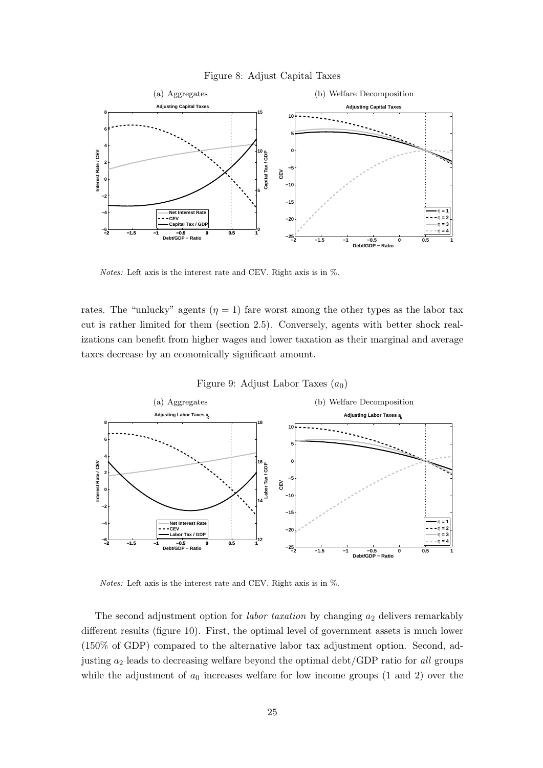Figure 8: Adjust Capital Taxes

(a) Aggregates

(b) Welfare Decomposition

*Notes:* Left axis is the interest rate and CEV. Right axis is in %.

rates. The "unlucky" agents ($\eta = 1$) fare worst among the other types as the labor tax cut is rather limited for them (section 2.5). Conversely, agents with better shock realizations can benefit from higher wages and lower taxation as their marginal and average taxes decrease by an economically significant amount.

Figure 9: Adjust Labor Taxes ($a_0$)

(a) Aggregates

(b) Welfare Decomposition

*Notes:* Left axis is the interest rate and CEV. Right axis is in %.

The second adjustment option for *labor taxation* by changing $a_2$ delivers remarkably different results (figure 10). First, the optimal level of government assets is much lower (150% of GDP) compared to the alternative labor tax adjustment option. Second, adjusting $a_2$ leads to decreasing welfare beyond the optimal debt/GDP ratio for *all* groups while the adjustment of $a_0$ increases welfare for low income groups (1 and 2) over the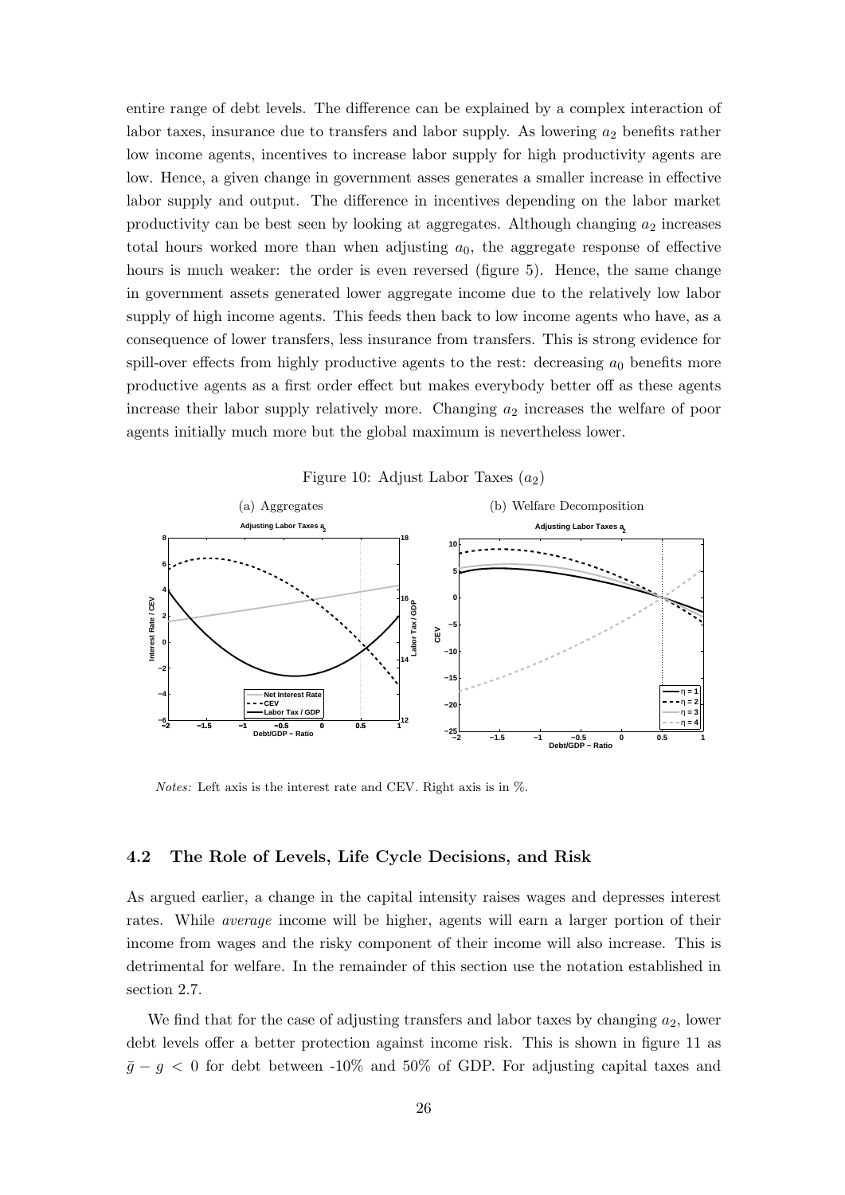entire range of debt levels. The difference can be explained by a complex interaction of labor taxes, insurance due to transfers and labor supply. As lowering $a_2$ benefits rather low income agents, incentives to increase labor supply for high productivity agents are low. Hence, a given change in government asses generates a smaller increase in effective labor supply and output. The difference in incentives depending on the labor market productivity can be best seen by looking at aggregates. Although changing $a_2$ increases total hours worked more than when adjusting $a_0$, the aggregate response of effective hours is much weaker: the order is even reversed (figure 5). Hence, the same change in government assets generated lower aggregate income due to the relatively low labor supply of high income agents. This feeds then back to low income agents who have, as a consequence of lower transfers, less insurance from transfers. This is strong evidence for spill-over effects from highly productive agents to the rest: decreasing $a_0$ benefits more productive agents as a first order effect but makes everybody better off as these agents increase their labor supply relatively more. Changing $a_2$ increases the welfare of poor agents initially much more but the global maximum is nevertheless lower.

Figure 10: Adjust Labor Taxes ($a_2$)

(a) Aggregates

(b) Welfare Decomposition

*Notes:* Left axis is the interest rate and CEV. Right axis is in %.

### 4.2 The Role of Levels, Life Cycle Decisions, and Risk

As argued earlier, a change in the capital intensity raises wages and depresses interest rates. While *average* income will be higher, agents will earn a larger portion of their income from wages and the risky component of their income will also increase. This is detrimental for welfare. In the remainder of this section use the notation established in section 2.7.

We find that for the case of adjusting transfers and labor taxes by changing $a_2$, lower debt levels offer a better protection against income risk. This is shown in figure 11 as $\bar{g} - g < 0$ for debt between -10% and 50% of GDP. For adjusting capital taxes and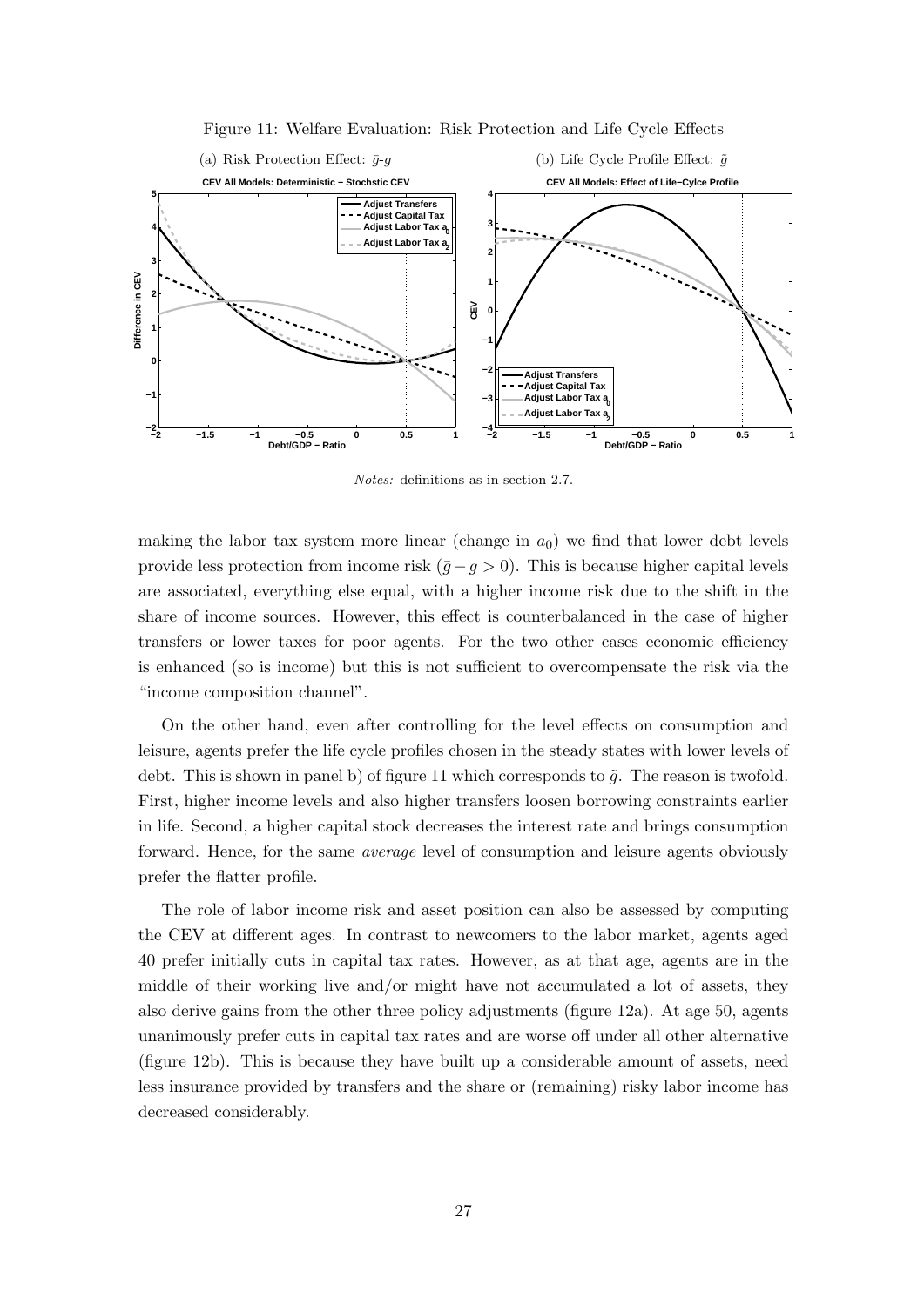Figure 11: Welfare Evaluation: Risk Protection and Life Cycle Effects

(a) Risk Protection Effect: $\bar{g}$-$g$ (b) Life Cycle Profile Effect: $\tilde{g}$

*Notes:* definitions as in section 2.7.

making the labor tax system more linear (change in $a_0$) we find that lower debt levels provide less protection from income risk ($\bar{g} - g > 0$). This is because higher capital levels are associated, everything else equal, with a higher income risk due to the shift in the share of income sources. However, this effect is counterbalanced in the case of higher transfers or lower taxes for poor agents. For the two other cases economic efficiency is enhanced (so is income) but this is not sufficient to overcompensate the risk via the "income composition channel".

On the other hand, even after controlling for the level effects on consumption and leisure, agents prefer the life cycle profiles chosen in the steady states with lower levels of debt. This is shown in panel b) of figure 11 which corresponds to $\tilde{g}$. The reason is twofold. First, higher income levels and also higher transfers loosen borrowing constraints earlier in life. Second, a higher capital stock decreases the interest rate and brings consumption forward. Hence, for the same *average* level of consumption and leisure agents obviously prefer the flatter profile.

The role of labor income risk and asset position can also be assessed by computing the CEV at different ages. In contrast to newcomers to the labor market, agents aged 40 prefer initially cuts in capital tax rates. However, as at that age, agents are in the middle of their working live and/or might have not accumulated a lot of assets, they also derive gains from the other three policy adjustments (figure 12a). At age 50, agents unanimously prefer cuts in capital tax rates and are worse off under all other alternative (figure 12b). This is because they have built up a considerable amount of assets, need less insurance provided by transfers and the share or (remaining) risky labor income has decreased considerably.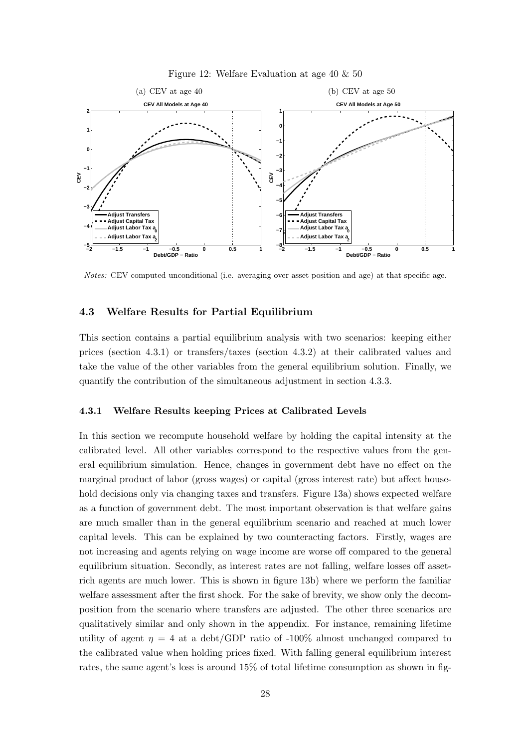Figure 12: Welfare Evaluation at age 40 & 50

(a) CEV at age 40

(b) CEV at age 50

*Notes:* CEV computed unconditional (i.e. averaging over asset position and age) at that specific age.

### 4.3 Welfare Results for Partial Equilibrium

This section contains a partial equilibrium analysis with two scenarios: keeping either prices (section 4.3.1) or transfers/taxes (section 4.3.2) at their calibrated values and take the value of the other variables from the general equilibrium solution. Finally, we quantify the contribution of the simultaneous adjustment in section 4.3.3.

#### 4.3.1 Welfare Results keeping Prices at Calibrated Levels

In this section we recompute household welfare by holding the capital intensity at the calibrated level. All other variables correspond to the respective values from the general equilibrium simulation. Hence, changes in government debt have no effect on the marginal product of labor (gross wages) or capital (gross interest rate) but affect household decisions only via changing taxes and transfers. Figure 13a) shows expected welfare as a function of government debt. The most important observation is that welfare gains are much smaller than in the general equilibrium scenario and reached at much lower capital levels. This can be explained by two counteracting factors. Firstly, wages are not increasing and agents relying on wage income are worse off compared to the general equilibrium situation. Secondly, as interest rates are not falling, welfare losses off asset-rich agents are much lower. This is shown in figure 13b) where we perform the familiar welfare assessment after the first shock. For the sake of brevity, we show only the decomposition from the scenario where transfers are adjusted. The other three scenarios are qualitatively similar and only shown in the appendix. For instance, remaining lifetime utility of agent $\eta = 4$ at a debt/GDP ratio of -100% almost unchanged compared to the calibrated value when holding prices fixed. With falling general equilibrium interest rates, the same agent's loss is around 15% of total lifetime consumption as shown in fig-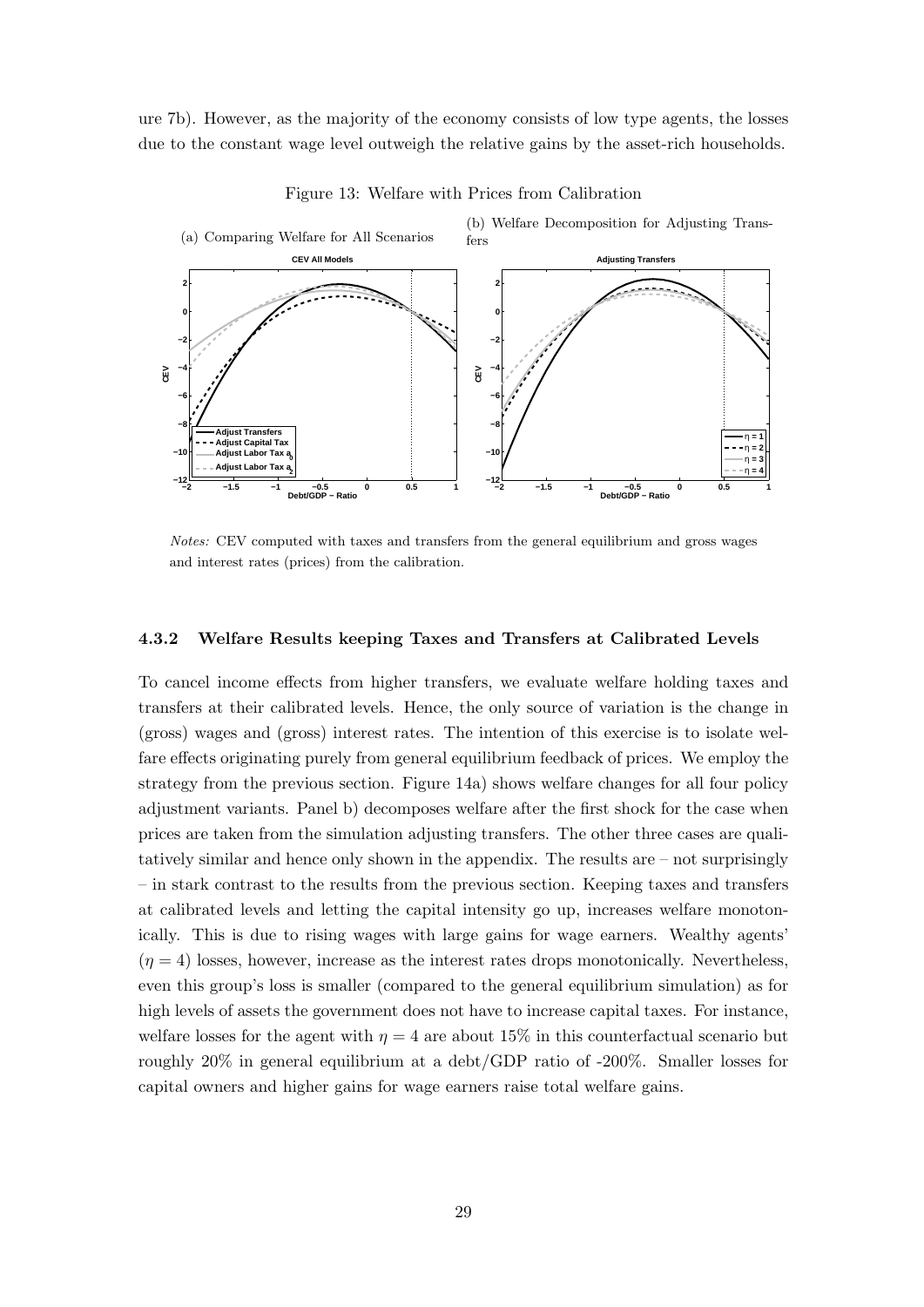ure 7b). However, as the majority of the economy consists of low type agents, the losses due to the constant wage level outweigh the relative gains by the asset-rich households.

Figure 13: Welfare with Prices from Calibration

(a) Comparing Welfare for All Scenarios

(b) Welfare Decomposition for Adjusting Transfers

*Notes:* CEV computed with taxes and transfers from the general equilibrium and gross wages and interest rates (prices) from the calibration.

### 4.3.2 Welfare Results keeping Taxes and Transfers at Calibrated Levels

To cancel income effects from higher transfers, we evaluate welfare holding taxes and transfers at their calibrated levels. Hence, the only source of variation is the change in (gross) wages and (gross) interest rates. The intention of this exercise is to isolate welfare effects originating purely from general equilibrium feedback of prices. We employ the strategy from the previous section. Figure 14a) shows welfare changes for all four policy adjustment variants. Panel b) decomposes welfare after the first shock for the case when prices are taken from the simulation adjusting transfers. The other three cases are qualitatively similar and hence only shown in the appendix. The results are – not surprisingly – in stark contrast to the results from the previous section. Keeping taxes and transfers at calibrated levels and letting the capital intensity go up, increases welfare monotonically. This is due to rising wages with large gains for wage earners. Wealthy agents' ($\eta = 4$) losses, however, increase as the interest rates drops monotonically. Nevertheless, even this group's loss is smaller (compared to the general equilibrium simulation) as for high levels of assets the government does not have to increase capital taxes. For instance, welfare losses for the agent with $\eta = 4$ are about 15% in this counterfactual scenario but roughly 20% in general equilibrium at a debt/GDP ratio of -200%. Smaller losses for capital owners and higher gains for wage earners raise total welfare gains.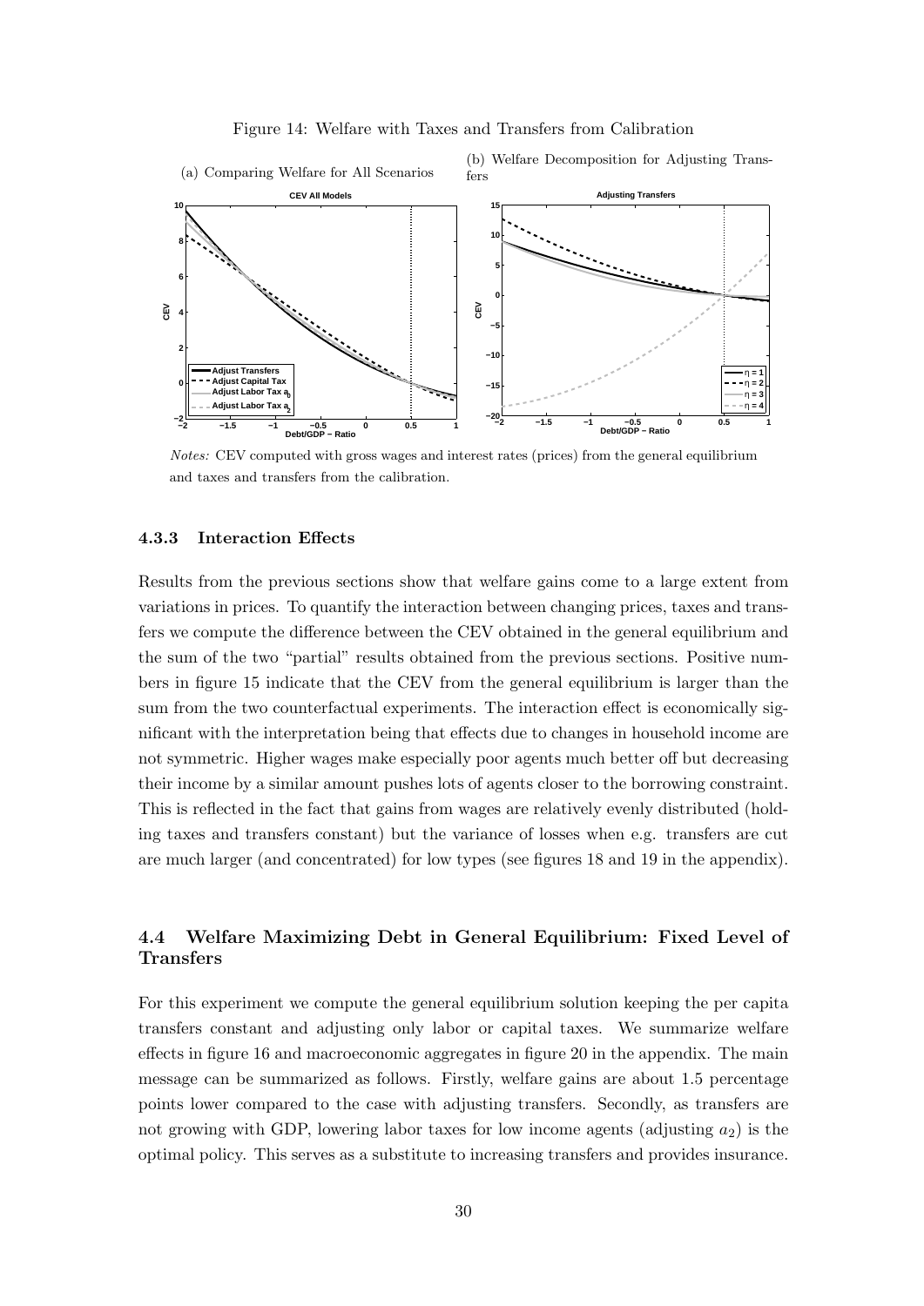Figure 14: Welfare with Taxes and Transfers from Calibration

(a) Comparing Welfare for All Scenarios

(b) Welfare Decomposition for Adjusting Transfers

*Notes:* CEV computed with gross wages and interest rates (prices) from the general equilibrium and taxes and transfers from the calibration.

#### 4.3.3 Interaction Effects

Results from the previous sections show that welfare gains come to a large extent from variations in prices. To quantify the interaction between changing prices, taxes and transfers we compute the difference between the CEV obtained in the general equilibrium and the sum of the two "partial" results obtained from the previous sections. Positive numbers in figure 15 indicate that the CEV from the general equilibrium is larger than the sum from the two counterfactual experiments. The interaction effect is economically significant with the interpretation being that effects due to changes in household income are not symmetric. Higher wages make especially poor agents much better off but decreasing their income by a similar amount pushes lots of agents closer to the borrowing constraint. This is reflected in the fact that gains from wages are relatively evenly distributed (holding taxes and transfers constant) but the variance of losses when e.g. transfers are cut are much larger (and concentrated) for low types (see figures 18 and 19 in the appendix).

### 4.4 Welfare Maximizing Debt in General Equilibrium: Fixed Level of Transfers

For this experiment we compute the general equilibrium solution keeping the per capita transfers constant and adjusting only labor or capital taxes. We summarize welfare effects in figure 16 and macroeconomic aggregates in figure 20 in the appendix. The main message can be summarized as follows. Firstly, welfare gains are about 1.5 percentage points lower compared to the case with adjusting transfers. Secondly, as transfers are not growing with GDP, lowering labor taxes for low income agents (adjusting $a_2$) is the optimal policy. This serves as a substitute to increasing transfers and provides insurance.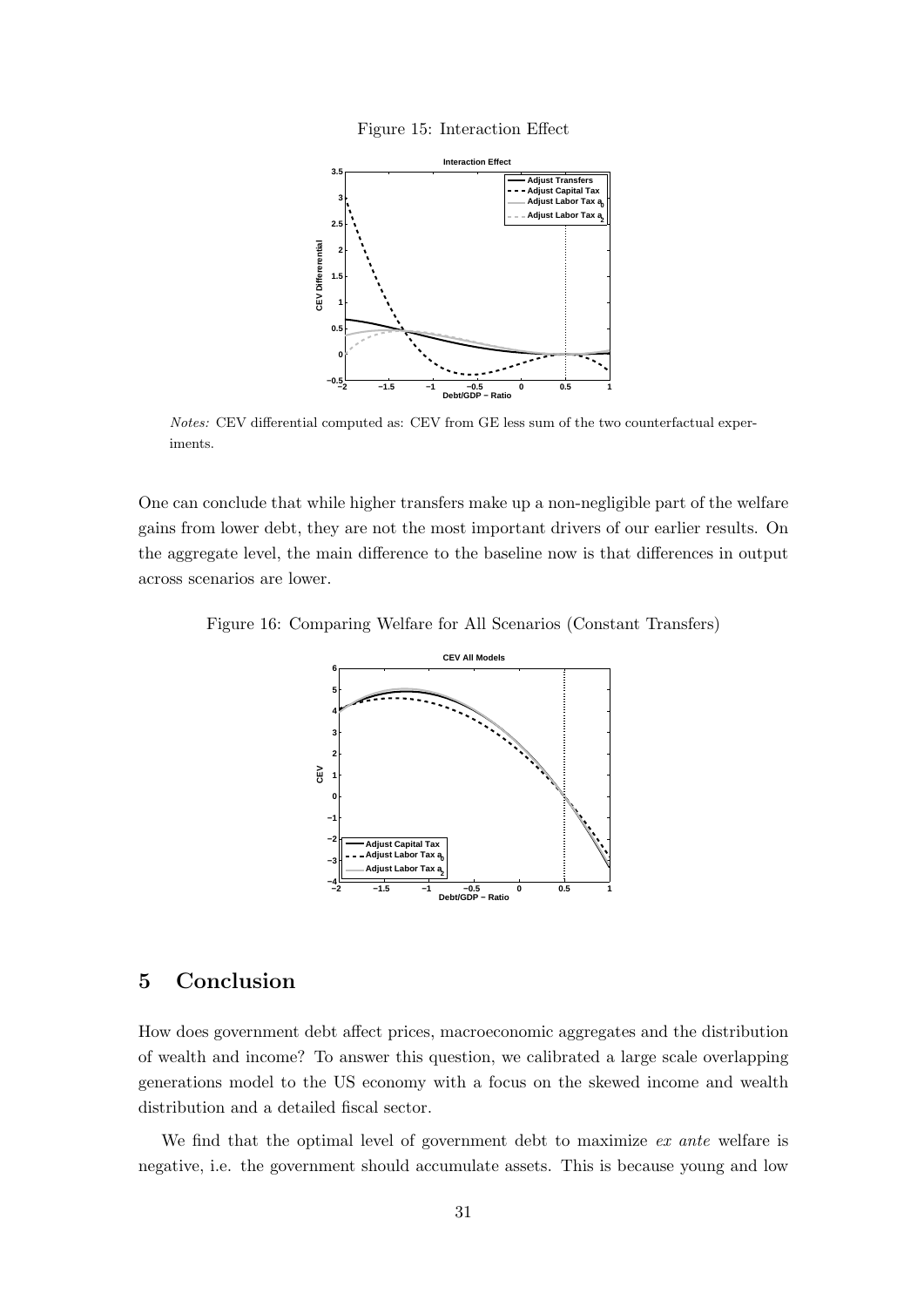Figure 15: Interaction Effect

*Notes:* CEV differential computed as: CEV from GE less sum of the two counterfactual experiments.

One can conclude that while higher transfers make up a non-negligible part of the welfare gains from lower debt, they are not the most important drivers of our earlier results. On the aggregate level, the main difference to the baseline now is that differences in output across scenarios are lower.

Figure 16: Comparing Welfare for All Scenarios (Constant Transfers)

# 5 Conclusion

How does government debt affect prices, macroeconomic aggregates and the distribution of wealth and income? To answer this question, we calibrated a large scale overlapping generations model to the US economy with a focus on the skewed income and wealth distribution and a detailed fiscal sector.

We find that the optimal level of government debt to maximize *ex ante* welfare is negative, i.e. the government should accumulate assets. This is because young and low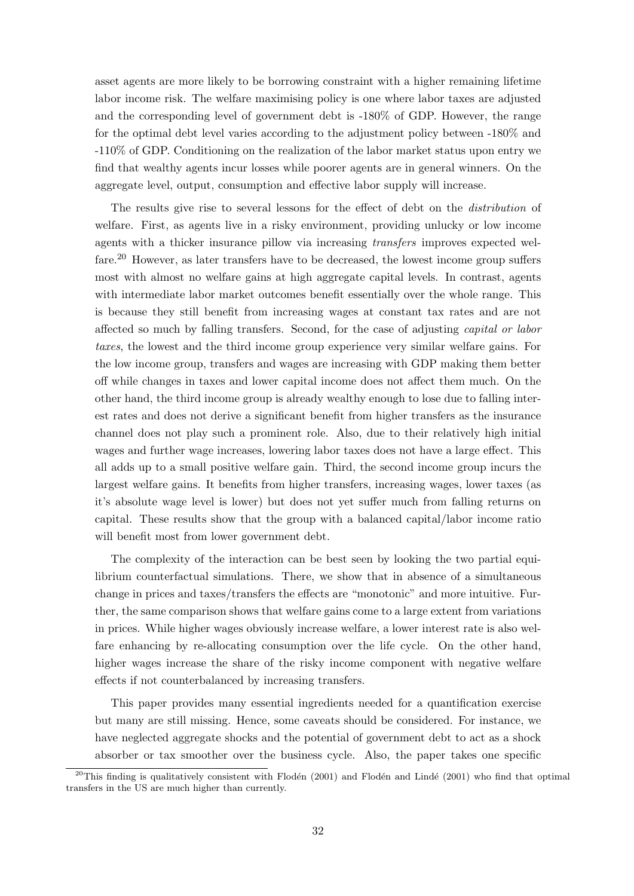asset agents are more likely to be borrowing constraint with a higher remaining lifetime labor income risk. The welfare maximising policy is one where labor taxes are adjusted and the corresponding level of government debt is -180% of GDP. However, the range for the optimal debt level varies according to the adjustment policy between -180% and -110% of GDP. Conditioning on the realization of the labor market status upon entry we find that wealthy agents incur losses while poorer agents are in general winners. On the aggregate level, output, consumption and effective labor supply will increase.

The results give rise to several lessons for the effect of debt on the *distribution* of welfare. First, as agents live in a risky environment, providing unlucky or low income agents with a thicker insurance pillow via increasing *transfers* improves expected welfare.[20] However, as later transfers have to be decreased, the lowest income group suffers most with almost no welfare gains at high aggregate capital levels. In contrast, agents with intermediate labor market outcomes benefit essentially over the whole range. This is because they still benefit from increasing wages at constant tax rates and are not affected so much by falling transfers. Second, for the case of adjusting *capital or labor taxes*, the lowest and the third income group experience very similar welfare gains. For the low income group, transfers and wages are increasing with GDP making them better off while changes in taxes and lower capital income does not affect them much. On the other hand, the third income group is already wealthy enough to lose due to falling interest rates and does not derive a significant benefit from higher transfers as the insurance channel does not play such a prominent role. Also, due to their relatively high initial wages and further wage increases, lowering labor taxes does not have a large effect. This all adds up to a small positive welfare gain. Third, the second income group incurs the largest welfare gains. It benefits from higher transfers, increasing wages, lower taxes (as it's absolute wage level is lower) but does not yet suffer much from falling returns on capital. These results show that the group with a balanced capital/labor income ratio will benefit most from lower government debt.

The complexity of the interaction can be best seen by looking the two partial equilibrium counterfactual simulations. There, we show that in absence of a simultaneous change in prices and taxes/transfers the effects are "monotonic" and more intuitive. Further, the same comparison shows that welfare gains come to a large extent from variations in prices. While higher wages obviously increase welfare, a lower interest rate is also welfare enhancing by re-allocating consumption over the life cycle. On the other hand, higher wages increase the share of the risky income component with negative welfare effects if not counterbalanced by increasing transfers.

This paper provides many essential ingredients needed for a quantification exercise but many are still missing. Hence, some caveats should be considered. For instance, we have neglected aggregate shocks and the potential of government debt to act as a shock absorber or tax smoother over the business cycle. Also, the paper takes one specific

[20] This finding is qualitatively consistent with Flodén (2001) and Flodén and Lindé (2001) who find that optimal transfers in the US are much higher than currently.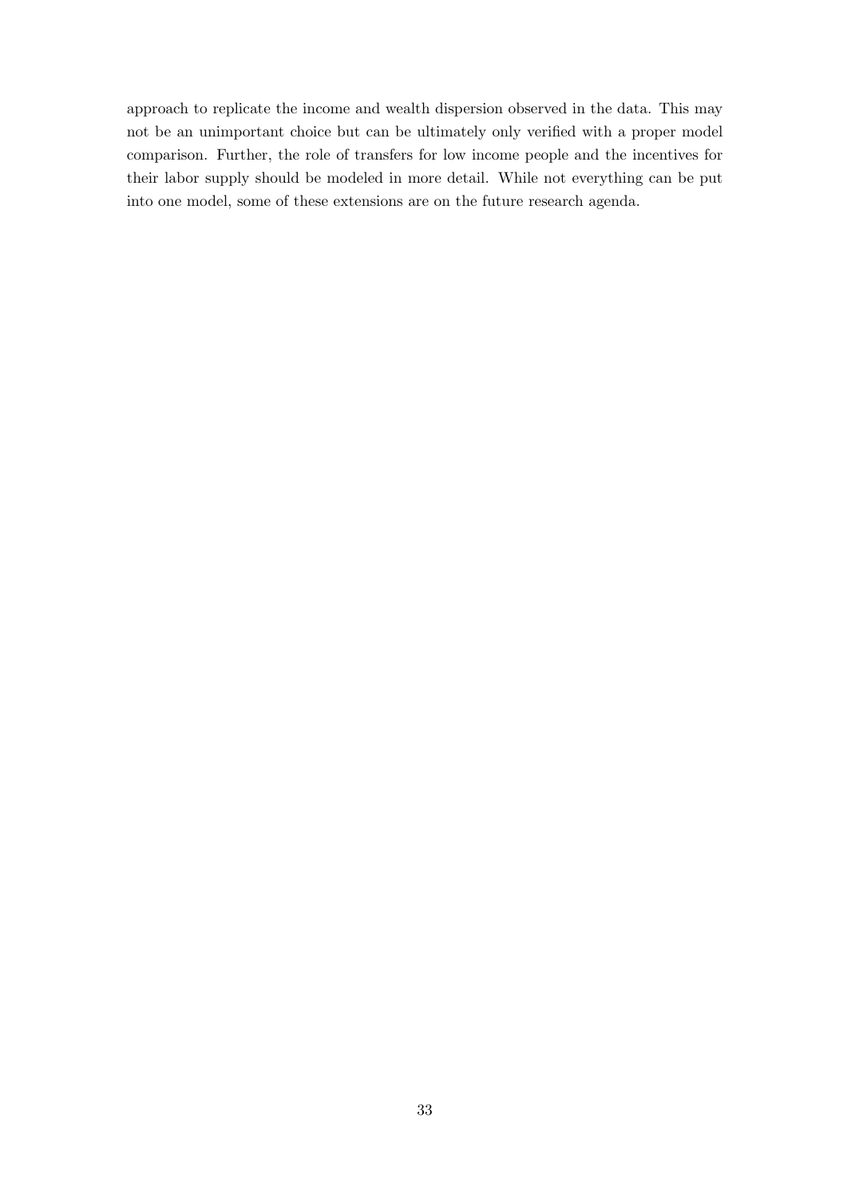approach to replicate the income and wealth dispersion observed in the data. This may not be an unimportant choice but can be ultimately only verified with a proper model comparison. Further, the role of transfers for low income people and the incentives for their labor supply should be modeled in more detail. While not everything can be put into one model, some of these extensions are on the future research agenda.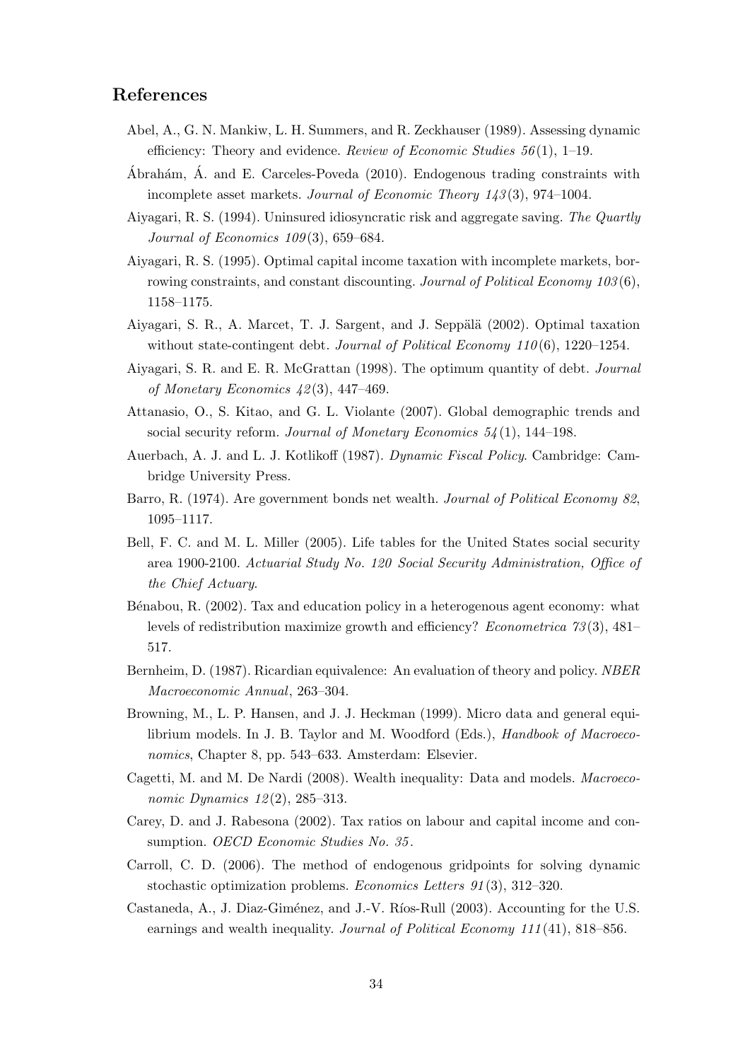## References

Abel, A., G. N. Mankiw, L. H. Summers, and R. Zeckhauser (1989). Assessing dynamic efficiency: Theory and evidence. *Review of Economic Studies 56*(1), 1–19.

Ábrahám, Á. and E. Carceles-Poveda (2010). Endogenous trading constraints with incomplete asset markets. *Journal of Economic Theory 143*(3), 974–1004.

Aiyagari, R. S. (1994). Uninsured idiosyncratic risk and aggregate saving. *The Quartly Journal of Economics 109*(3), 659–684.

Aiyagari, R. S. (1995). Optimal capital income taxation with incomplete markets, borrowing constraints, and constant discounting. *Journal of Political Economy 103*(6), 1158–1175.

Aiyagari, S. R., A. Marcet, T. J. Sargent, and J. Seppälä (2002). Optimal taxation without state-contingent debt. *Journal of Political Economy 110*(6), 1220–1254.

Aiyagari, S. R. and E. R. McGrattan (1998). The optimum quantity of debt. *Journal of Monetary Economics 42*(3), 447–469.

Attanasio, O., S. Kitao, and G. L. Violante (2007). Global demographic trends and social security reform. *Journal of Monetary Economics 54*(1), 144–198.

Auerbach, A. J. and L. J. Kotlikoff (1987). *Dynamic Fiscal Policy*. Cambridge: Cambridge University Press.

Barro, R. (1974). Are government bonds net wealth. *Journal of Political Economy 82*, 1095–1117.

Bell, F. C. and M. L. Miller (2005). Life tables for the United States social security area 1900-2100. *Actuarial Study No. 120 Social Security Administration, Office of the Chief Actuary*.

Bénabou, R. (2002). Tax and education policy in a heterogenous agent economy: what levels of redistribution maximize growth and efficiency? *Econometrica 73*(3), 481–517.

Bernheim, D. (1987). Ricardian equivalence: An evaluation of theory and policy. *NBER Macroeconomic Annual*, 263–304.

Browning, M., L. P. Hansen, and J. J. Heckman (1999). Micro data and general equilibrium models. In J. B. Taylor and M. Woodford (Eds.), *Handbook of Macroeconomics*, Chapter 8, pp. 543–633. Amsterdam: Elsevier.

Cagetti, M. and M. De Nardi (2008). Wealth inequality: Data and models. *Macroeconomic Dynamics 12*(2), 285–313.

Carey, D. and J. Rabesona (2002). Tax ratios on labour and capital income and consumption. *OECD Economic Studies No. 35*.

Carroll, C. D. (2006). The method of endogenous gridpoints for solving dynamic stochastic optimization problems. *Economics Letters 91*(3), 312–320.

Castaneda, A., J. Diaz-Giménez, and J.-V. Ríos-Rull (2003). Accounting for the U.S. earnings and wealth inequality. *Journal of Political Economy 111*(41), 818–856.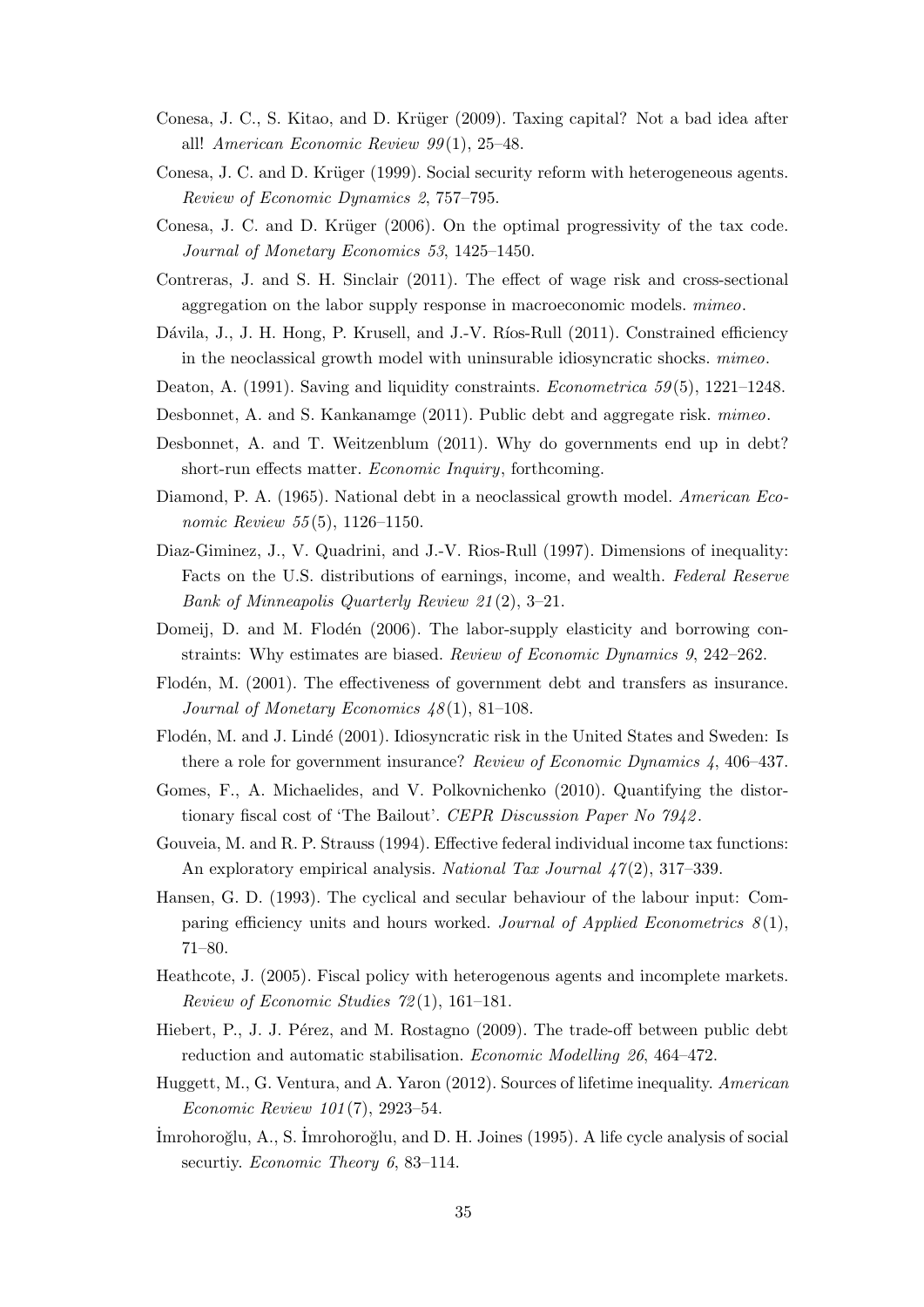Conesa, J. C., S. Kitao, and D. Krüger (2009). Taxing capital? Not a bad idea after all! *American Economic Review 99*(1), 25–48.

Conesa, J. C. and D. Krüger (1999). Social security reform with heterogeneous agents. *Review of Economic Dynamics 2*, 757–795.

Conesa, J. C. and D. Krüger (2006). On the optimal progressivity of the tax code. *Journal of Monetary Economics 53*, 1425–1450.

Contreras, J. and S. H. Sinclair (2011). The effect of wage risk and cross-sectional aggregation on the labor supply response in macroeconomic models. *mimeo*.

Dávila, J., J. H. Hong, P. Krusell, and J.-V. Ríos-Rull (2011). Constrained efficiency in the neoclassical growth model with uninsurable idiosyncratic shocks. *mimeo*.

Deaton, A. (1991). Saving and liquidity constraints. *Econometrica 59*(5), 1221–1248.

Desbonnet, A. and S. Kankanamge (2011). Public debt and aggregate risk. *mimeo*.

Desbonnet, A. and T. Weitzenblum (2011). Why do governments end up in debt? short-run effects matter. *Economic Inquiry*, forthcoming.

Diamond, P. A. (1965). National debt in a neoclassical growth model. *American Economic Review 55*(5), 1126–1150.

Diaz-Giminez, J., V. Quadrini, and J.-V. Rios-Rull (1997). Dimensions of inequality: Facts on the U.S. distributions of earnings, income, and wealth. *Federal Reserve Bank of Minneapolis Quarterly Review 21*(2), 3–21.

Domeij, D. and M. Flodén (2006). The labor-supply elasticity and borrowing constraints: Why estimates are biased. *Review of Economic Dynamics 9*, 242–262.

Flodén, M. (2001). The effectiveness of government debt and transfers as insurance. *Journal of Monetary Economics 48*(1), 81–108.

Flodén, M. and J. Lindé (2001). Idiosyncratic risk in the United States and Sweden: Is there a role for government insurance? *Review of Economic Dynamics 4*, 406–437.

Gomes, F., A. Michaelides, and V. Polkovnichenko (2010). Quantifying the distortionary fiscal cost of 'The Bailout'. *CEPR Discussion Paper No 7942*.

Gouveia, M. and R. P. Strauss (1994). Effective federal individual income tax functions: An exploratory empirical analysis. *National Tax Journal 47*(2), 317–339.

Hansen, G. D. (1993). The cyclical and secular behaviour of the labour input: Comparing efficiency units and hours worked. *Journal of Applied Econometrics 8*(1), 71–80.

Heathcote, J. (2005). Fiscal policy with heterogenous agents and incomplete markets. *Review of Economic Studies 72*(1), 161–181.

Hiebert, P., J. J. Pérez, and M. Rostagno (2009). The trade-off between public debt reduction and automatic stabilisation. *Economic Modelling 26*, 464–472.

Huggett, M., G. Ventura, and A. Yaron (2012). Sources of lifetime inequality. *American Economic Review 101*(7), 2923–54.

İmrohoroğlu, A., S. İmrohoroğlu, and D. H. Joines (1995). A life cycle analysis of social securtiy. *Economic Theory 6*, 83–114.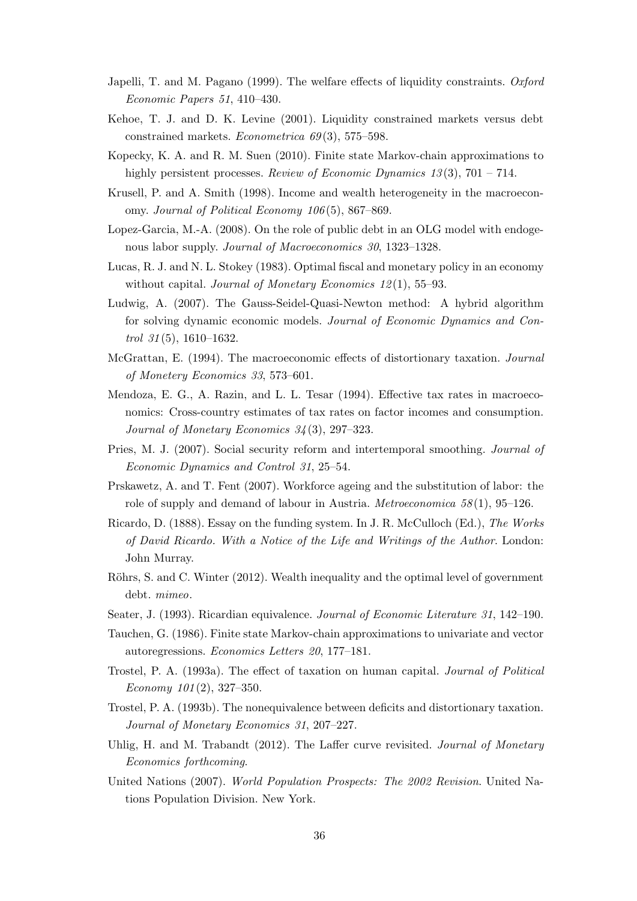Japelli, T. and M. Pagano (1999). The welfare effects of liquidity constraints. *Oxford Economic Papers 51*, 410–430.

Kehoe, T. J. and D. K. Levine (2001). Liquidity constrained markets versus debt constrained markets. *Econometrica 69*(3), 575–598.

Kopecky, K. A. and R. M. Suen (2010). Finite state Markov-chain approximations to highly persistent processes. *Review of Economic Dynamics 13*(3), 701 – 714.

Krusell, P. and A. Smith (1998). Income and wealth heterogeneity in the macroeconomy. *Journal of Political Economy 106*(5), 867–869.

Lopez-Garcia, M.-A. (2008). On the role of public debt in an OLG model with endogenous labor supply. *Journal of Macroeconomics 30*, 1323–1328.

Lucas, R. J. and N. L. Stokey (1983). Optimal fiscal and monetary policy in an economy without capital. *Journal of Monetary Economics 12*(1), 55–93.

Ludwig, A. (2007). The Gauss-Seidel-Quasi-Newton method: A hybrid algorithm for solving dynamic economic models. *Journal of Economic Dynamics and Control 31*(5), 1610–1632.

McGrattan, E. (1994). The macroeconomic effects of distortionary taxation. *Journal of Monetery Economics 33*, 573–601.

Mendoza, E. G., A. Razin, and L. L. Tesar (1994). Effective tax rates in macroeconomics: Cross-country estimates of tax rates on factor incomes and consumption. *Journal of Monetary Economics 34*(3), 297–323.

Pries, M. J. (2007). Social security reform and intertemporal smoothing. *Journal of Economic Dynamics and Control 31*, 25–54.

Prskawetz, A. and T. Fent (2007). Workforce ageing and the substitution of labor: the role of supply and demand of labour in Austria. *Metroeconomica 58*(1), 95–126.

Ricardo, D. (1888). Essay on the funding system. In J. R. McCulloch (Ed.), *The Works of David Ricardo. With a Notice of the Life and Writings of the Author*. London: John Murray.

Röhrs, S. and C. Winter (2012). Wealth inequality and the optimal level of government debt. *mimeo*.

Seater, J. (1993). Ricardian equivalence. *Journal of Economic Literature 31*, 142–190.

Tauchen, G. (1986). Finite state Markov-chain approximations to univariate and vector autoregressions. *Economics Letters 20*, 177–181.

Trostel, P. A. (1993a). The effect of taxation on human capital. *Journal of Political Economy 101*(2), 327–350.

Trostel, P. A. (1993b). The nonequivalence between deficits and distortionary taxation. *Journal of Monetary Economics 31*, 207–227.

Uhlig, H. and M. Trabandt (2012). The Laffer curve revisited. *Journal of Monetary Economics forthcoming*.

United Nations (2007). *World Population Prospects: The 2002 Revision*. United Nations Population Division. New York.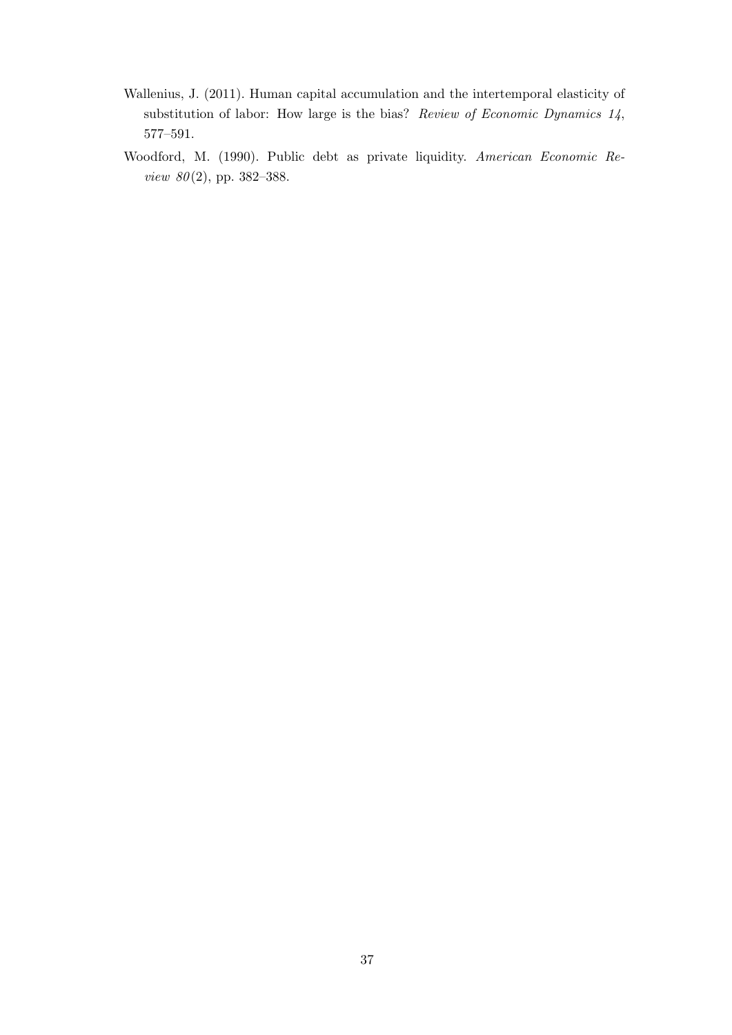Wallenius, J. (2011). Human capital accumulation and the intertemporal elasticity of substitution of labor: How large is the bias? *Review of Economic Dynamics 14*, 577–591.

Woodford, M. (1990). Public debt as private liquidity. *American Economic Review 80*(2), pp. 382–388.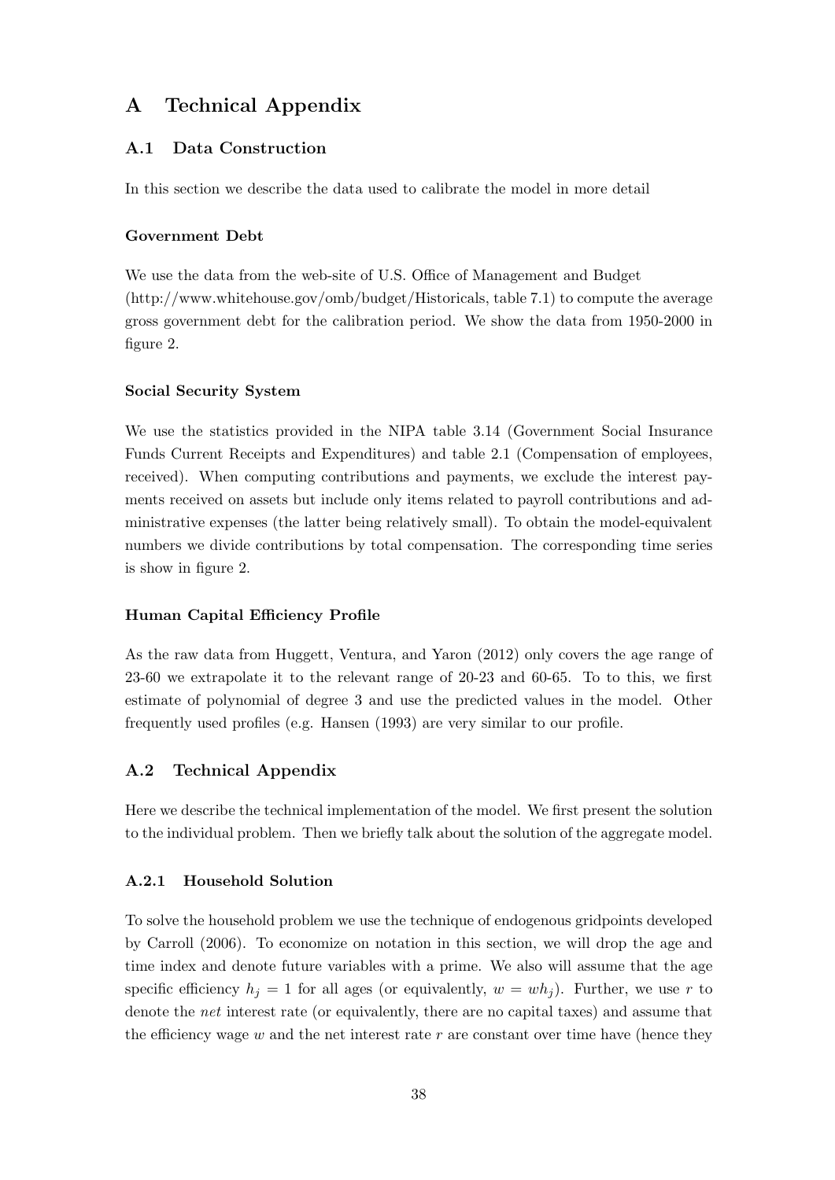# A Technical Appendix

## A.1 Data Construction

In this section we describe the data used to calibrate the model in more detail

### Government Debt

We use the data from the web-site of U.S. Office of Management and Budget (http://www.whitehouse.gov/omb/budget/Historicals, table 7.1) to compute the average gross government debt for the calibration period. We show the data from 1950-2000 in figure 2.

### Social Security System

We use the statistics provided in the NIPA table 3.14 (Government Social Insurance Funds Current Receipts and Expenditures) and table 2.1 (Compensation of employees, received). When computing contributions and payments, we exclude the interest payments received on assets but include only items related to payroll contributions and administrative expenses (the latter being relatively small). To obtain the model-equivalent numbers we divide contributions by total compensation. The corresponding time series is show in figure 2.

### Human Capital Efficiency Profile

As the raw data from Huggett, Ventura, and Yaron (2012) only covers the age range of 23-60 we extrapolate it to the relevant range of 20-23 and 60-65. To to this, we first estimate of polynomial of degree 3 and use the predicted values in the model. Other frequently used profiles (e.g. Hansen (1993) are very similar to our profile.

## A.2 Technical Appendix

Here we describe the technical implementation of the model. We first present the solution to the individual problem. Then we briefly talk about the solution of the aggregate model.

### A.2.1 Household Solution

To solve the household problem we use the technique of endogenous gridpoints developed by Carroll (2006). To economize on notation in this section, we will drop the age and time index and denote future variables with a prime. We also will assume that the age specific efficiency $h_j = 1$ for all ages (or equivalently, $w = wh_j$). Further, we use $r$ to denote the *net* interest rate (or equivalently, there are no capital taxes) and assume that the efficiency wage $w$ and the net interest rate $r$ are constant over time have (hence they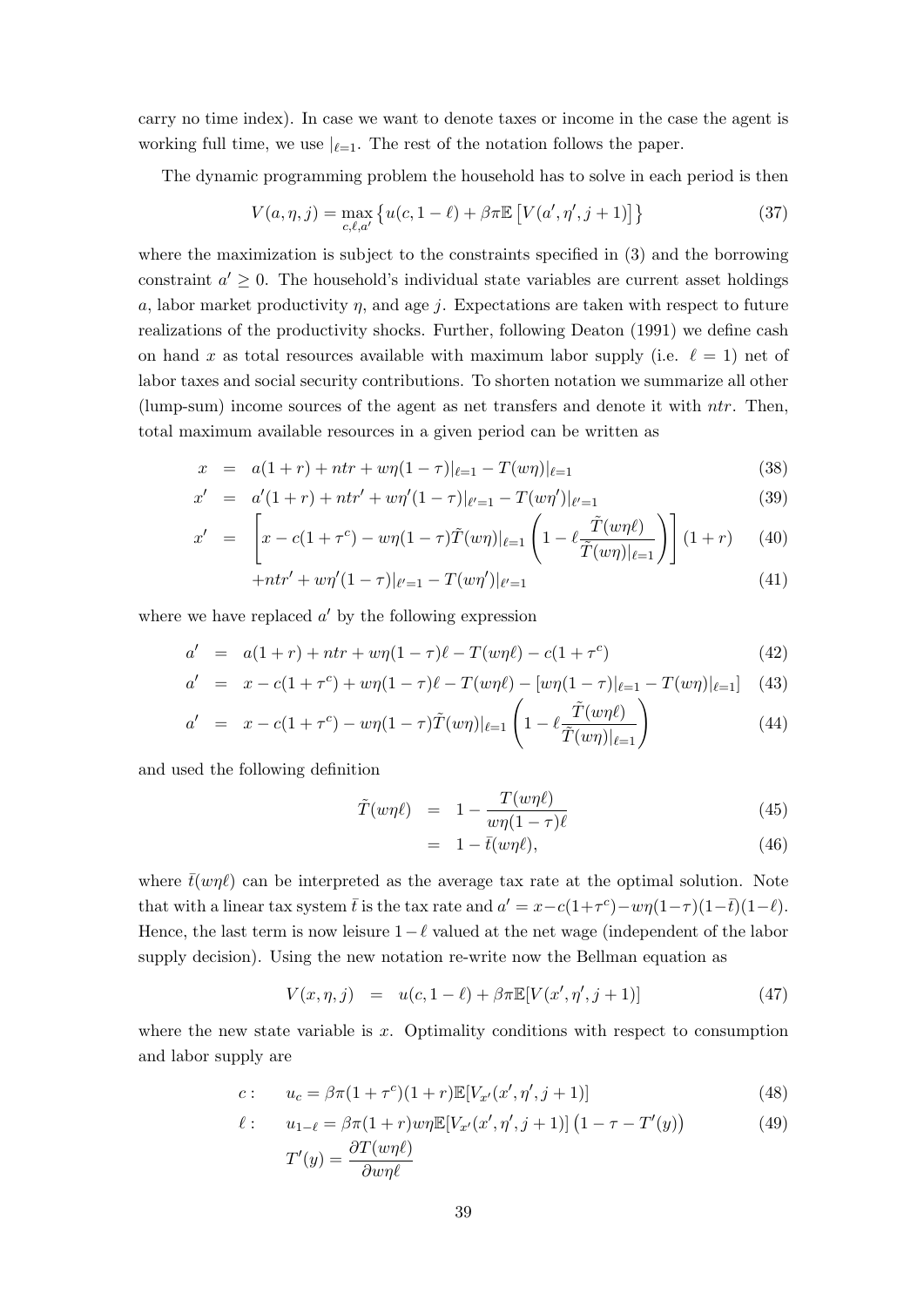carry no time index). In case we want to denote taxes or income in the case the agent is working full time, we use $|_{\ell=1}$. The rest of the notation follows the paper.

The dynamic programming problem the household has to solve in each period is then

$$V(a,\eta,j) = \max_{c,\ell,a'} \left\{ u(c, 1-\ell) + \beta\pi\mathbb{E}\left[V(a',\eta',j+1)\right] \right\} \tag{37}$$

where the maximization is subject to the constraints specified in (3) and the borrowing constraint $a' \geq 0$. The household's individual state variables are current asset holdings $a$, labor market productivity $\eta$, and age $j$. Expectations are taken with respect to future realizations of the productivity shocks. Further, following Deaton (1991) we define cash on hand $x$ as total resources available with maximum labor supply (i.e. $\ell = 1$) net of labor taxes and social security contributions. To shorten notation we summarize all other (lump-sum) income sources of the agent as net transfers and denote it with $ntr$. Then, total maximum available resources in a given period can be written as

$$x = a(1+r) + ntr + w\eta(1-\tau)|_{\ell=1} - T(w\eta)|_{\ell=1} \tag{38}$$

$$x' = a'(1+r) + ntr' + w\eta'(1-\tau)|_{\ell'=1} - T(w\eta')|_{\ell'=1} \tag{39}$$

$$x' = \left[x - c(1+\tau^c) - w\eta(1-\tau)\tilde{T}(w\eta)|_{\ell=1}\left(1 - \ell\frac{\tilde{T}(w\eta\ell)}{\tilde{T}(w\eta)|_{\ell=1}}\right)\right](1+r) \tag{40}$$

$$+ntr' + w\eta'(1-\tau)|_{\ell'=1} - T(w\eta')|_{\ell'=1} \tag{41}$$

where we have replaced $a'$ by the following expression

$$a' = a(1+r) + ntr + w\eta(1-\tau)\ell - T(w\eta\ell) - c(1+\tau^c) \tag{42}$$

$$a' = x - c(1+\tau^c) + w\eta(1-\tau)\ell - T(w\eta\ell) - \left[w\eta(1-\tau)|_{\ell=1} - T(w\eta)|_{\ell=1}\right] \tag{43}$$

$$a' = x - c(1+\tau^c) - w\eta(1-\tau)\tilde{T}(w\eta)|_{\ell=1}\left(1 - \ell\frac{\tilde{T}(w\eta\ell)}{\tilde{T}(w\eta)|_{\ell=1}}\right) \tag{44}$$

and used the following definition

$$\tilde{T}(w\eta\ell) = 1 - \frac{T(w\eta\ell)}{w\eta(1-\tau)\ell} \tag{45}$$

$$= 1 - \bar{t}(w\eta\ell), \tag{46}$$

where $\bar{t}(w\eta\ell)$ can be interpreted as the average tax rate at the optimal solution. Note that with a linear tax system $\bar{t}$ is the tax rate and $a' = x - c(1+\tau^c) - w\eta(1-\tau)(1-\bar{t})(1-\ell)$. Hence, the last term is now leisure $1-\ell$ valued at the net wage (independent of the labor supply decision). Using the new notation re-write now the Bellman equation as

$$V(x,\eta,j) = u(c,1-\ell) + \beta\pi\mathbb{E}[V(x',\eta',j+1)] \tag{47}$$

where the new state variable is $x$. Optimality conditions with respect to consumption and labor supply are

$$c: \quad u_c = \beta\pi(1+\tau^c)(1+r)\mathbb{E}[V_{x'}(x',\eta',j+1)] \tag{48}$$

$$\ell: \quad u_{1-\ell} = \beta\pi(1+r)w\eta\mathbb{E}[V_{x'}(x',\eta',j+1)]\left(1-\tau-T'(y)\right) \tag{49}$$

$$T'(y) = \frac{\partial T(w\eta\ell)}{\partial w\eta\ell}$$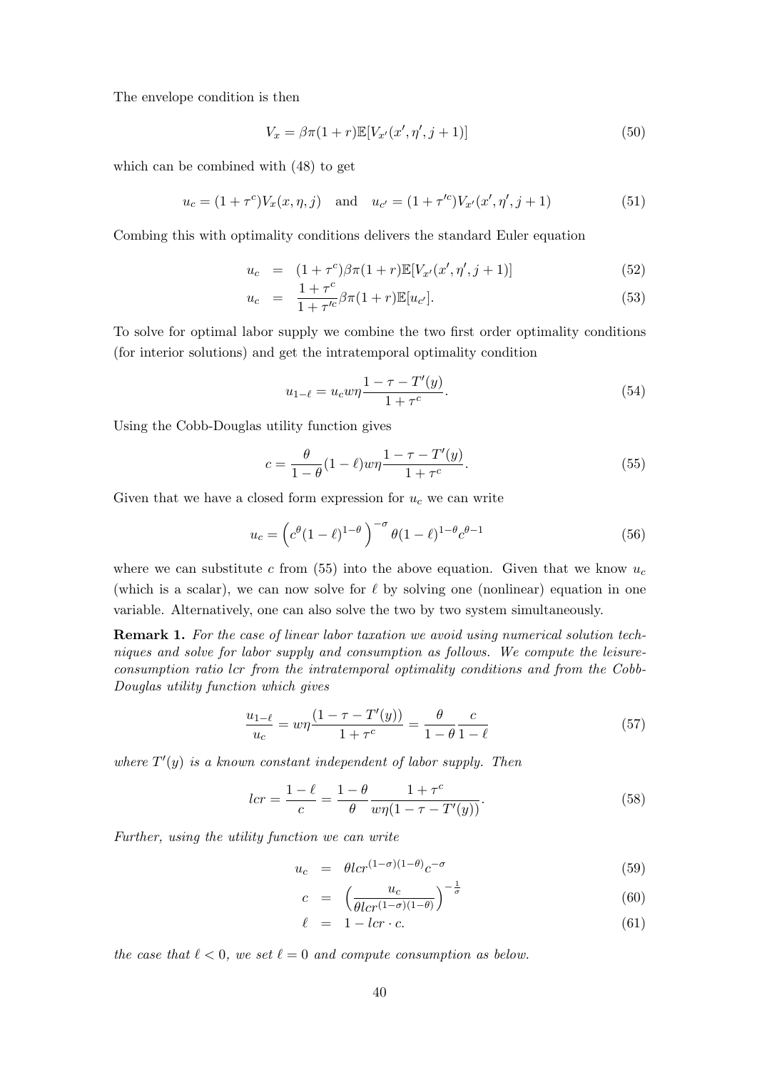The envelope condition is then

$$V_x = \beta\pi(1+r)\mathbb{E}[V_{x'}(x', \eta', j+1)] \tag{50}$$

which can be combined with (48) to get

$$u_c = (1+\tau^c)V_x(x,\eta,j) \quad \text{and} \quad u_{c'} = (1+\tau'^c)V_{x'}(x',\eta',j+1) \tag{51}$$

Combing this with optimality conditions delivers the standard Euler equation

$$u_c = (1+\tau^c)\beta\pi(1+r)\mathbb{E}[V_{x'}(x',\eta',j+1)] \tag{52}$$

$$u_c = \frac{1+\tau^c}{1+\tau'^c}\beta\pi(1+r)\mathbb{E}[u_{c'}]. \tag{53}$$

To solve for optimal labor supply we combine the two first order optimality conditions (for interior solutions) and get the intratemporal optimality condition

$$u_{1-\ell} = u_c w\eta \frac{1-\tau-T'(y)}{1+\tau^c}. \tag{54}$$

Using the Cobb-Douglas utility function gives

$$c = \frac{\theta}{1-\theta}(1-\ell)w\eta\frac{1-\tau-T'(y)}{1+\tau^c}. \tag{55}$$

Given that we have a closed form expression for $u_c$ we can write

$$u_c = \left(c^\theta(1-\ell)^{1-\theta}\right)^{-\sigma}\theta(1-\ell)^{1-\theta}c^{\theta-1} \tag{56}$$

where we can substitute $c$ from (55) into the above equation. Given that we know $u_c$ (which is a scalar), we can now solve for $\ell$ by solving one (nonlinear) equation in one variable. Alternatively, one can also solve the two by two system simultaneously.

**Remark 1.** *For the case of linear labor taxation we avoid using numerical solution techniques and solve for labor supply and consumption as follows. We compute the leisure-consumption ratio lcr from the intratemporal optimality conditions and from the Cobb-Douglas utility function which gives*

$$\frac{u_{1-\ell}}{u_c} = w\eta\frac{(1-\tau-T'(y))}{1+\tau^c} = \frac{\theta}{1-\theta}\frac{c}{1-\ell} \tag{57}$$

*where $T'(y)$ is a known constant independent of labor supply. Then*

$$lcr = \frac{1-\ell}{c} = \frac{1-\theta}{\theta}\frac{1+\tau^c}{w\eta(1-\tau-T'(y))}. \tag{58}$$

*Further, using the utility function we can write*

$$u_c = \theta lcr^{(1-\sigma)(1-\theta)}c^{-\sigma} \tag{59}$$

$$c = \left(\frac{u_c}{\theta lcr^{(1-\sigma)(1-\theta)}}\right)^{-\frac{1}{\sigma}} \tag{60}$$

$$\ell = 1 - lcr \cdot c. \tag{61}$$

*the case that $\ell < 0$, we set $\ell = 0$ and compute consumption as below.*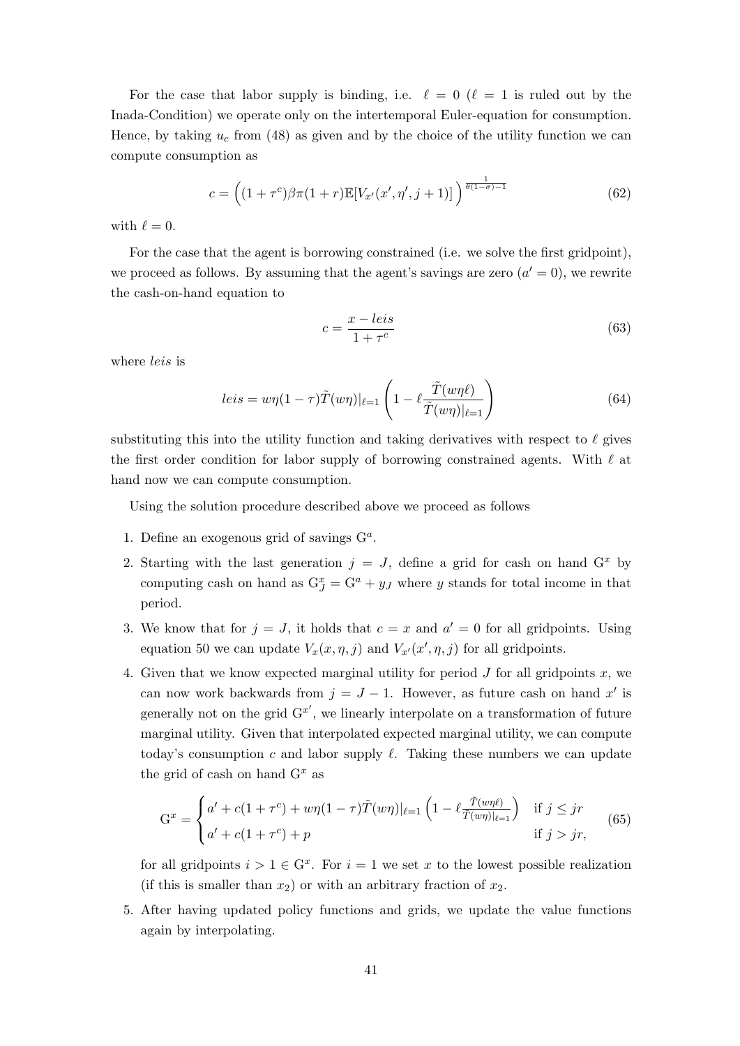For the case that labor supply is binding, i.e. $\ell = 0$ ($\ell = 1$ is ruled out by the Inada-Condition) we operate only on the intertemporal Euler-equation for consumption. Hence, by taking $u_c$ from (48) as given and by the choice of the utility function we can compute consumption as

$$c = \Big( (1+\tau^c)\beta\pi(1+r)\mathbb{E}[V_{x'}(x', \eta', j+1)] \Big)^{\frac{1}{\theta(1-\sigma)-1}} \tag{62}$$

with $\ell = 0$.

For the case that the agent is borrowing constrained (i.e. we solve the first gridpoint), we proceed as follows. By assuming that the agent's savings are zero ($a' = 0$), we rewrite the cash-on-hand equation to

$$c = \frac{x - leis}{1+\tau^c} \tag{63}$$

where $leis$ is

$$leis = w\eta(1-\tau)\tilde{T}(w\eta)|_{\ell=1}\left(1 - \ell\frac{\tilde{T}(w\eta\ell)}{\tilde{T}(w\eta)|_{\ell=1}}\right) \tag{64}$$

substituting this into the utility function and taking derivatives with respect to $\ell$ gives the first order condition for labor supply of borrowing constrained agents. With $\ell$ at hand now we can compute consumption.

Using the solution procedure described above we proceed as follows

1. Define an exogenous grid of savings $\mathrm{G}^a$.
2. Starting with the last generation $j = J$, define a grid for cash on hand $\mathrm{G}^x$ by computing cash on hand as $\mathrm{G}^x_J = \mathrm{G}^a + y_J$ where $y$ stands for total income in that period.
3. We know that for $j = J$, it holds that $c = x$ and $a' = 0$ for all gridpoints. Using equation 50 we can update $V_x(x, \eta, j)$ and $V_{x'}(x', \eta, j)$ for all gridpoints.
4. Given that we know expected marginal utility for period $J$ for all gridpoints $x$, we can now work backwards from $j = J-1$. However, as future cash on hand $x'$ is generally not on the grid $\mathrm{G}^{x'}$, we linearly interpolate on a transformation of future marginal utility. Given that interpolated expected marginal utility, we can compute today's consumption $c$ and labor supply $\ell$. Taking these numbers we can update the grid of cash on hand $\mathrm{G}^x$ as

$$\mathrm{G}^x = \begin{cases} a' + c(1+\tau^c) + w\eta(1-\tau)\tilde{T}(w\eta)|_{\ell=1}\left(1 - \ell\frac{\tilde{T}(w\eta\ell)}{\tilde{T}(w\eta)|_{\ell=1}}\right) & \text{if } j \leq jr \\ a' + c(1+\tau^c) + p & \text{if } j > jr, \end{cases} \tag{65}$$

   for all gridpoints $i > 1 \in \mathrm{G}^x$. For $i = 1$ we set $x$ to the lowest possible realization (if this is smaller than $x_2$) or with an arbitrary fraction of $x_2$.
5. After having updated policy functions and grids, we update the value functions again by interpolating.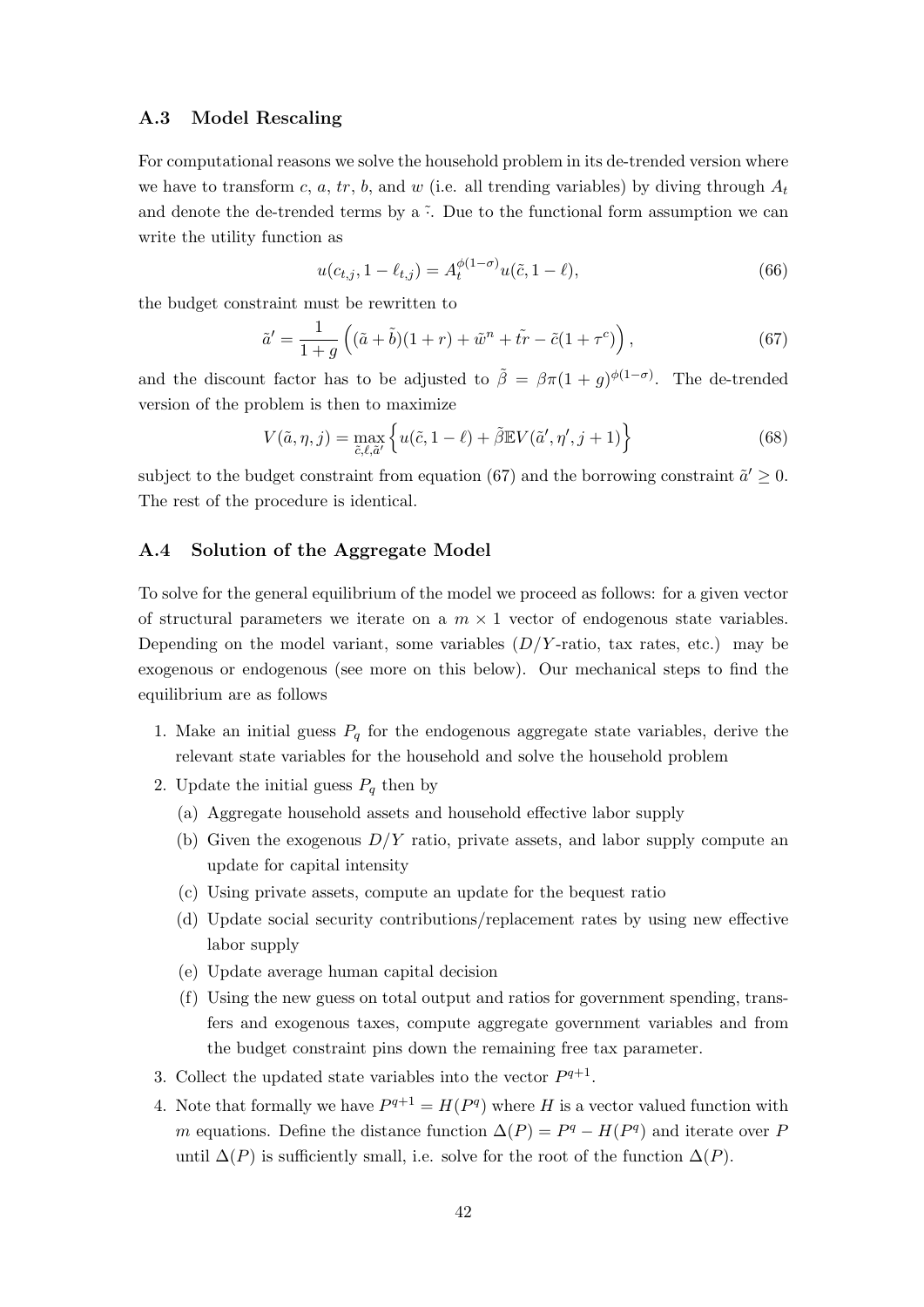### A.3 Model Rescaling

For computational reasons we solve the household problem in its de-trended version where we have to transform $c$, $a$, $tr$, $b$, and $w$ (i.e. all trending variables) by diving through $A_t$ and denote the de-trended terms by a $\tilde{\cdot}$. Due to the functional form assumption we can write the utility function as

$$u(c_{t,j}, 1 - \ell_{t,j}) = A_t^{\phi(1-\sigma)} u(\tilde{c}, 1 - \ell), \tag{66}$$

the budget constraint must be rewritten to

$$\tilde{a}' = \frac{1}{1+g}\left((\tilde{a} + \tilde{b})(1+r) + \tilde{w}^n + \tilde{tr} - \tilde{c}(1+\tau^c)\right), \tag{67}$$

and the discount factor has to be adjusted to $\tilde{\beta} = \beta\pi(1+g)^{\phi(1-\sigma)}$. The de-trended version of the problem is then to maximize

$$V(\tilde{a}, \eta, j) = \max_{\tilde{c}, \ell, \tilde{a}'}\left\{u(\tilde{c}, 1-\ell) + \tilde{\beta}\mathbb{E}V(\tilde{a}', \eta', j+1)\right\} \tag{68}$$

subject to the budget constraint from equation (67) and the borrowing constraint $\tilde{a}' \geq 0$. The rest of the procedure is identical.

### A.4 Solution of the Aggregate Model

To solve for the general equilibrium of the model we proceed as follows: for a given vector of structural parameters we iterate on a $m \times 1$ vector of endogenous state variables. Depending on the model variant, some variables ($D/Y$-ratio, tax rates, etc.) may be exogenous or endogenous (see more on this below). Our mechanical steps to find the equilibrium are as follows

1. Make an initial guess $P_q$ for the endogenous aggregate state variables, derive the relevant state variables for the household and solve the household problem
2. Update the initial guess $P_q$ then by
   (a) Aggregate household assets and household effective labor supply
   (b) Given the exogenous $D/Y$ ratio, private assets, and labor supply compute an update for capital intensity
   (c) Using private assets, compute an update for the bequest ratio
   (d) Update social security contributions/replacement rates by using new effective labor supply
   (e) Update average human capital decision
   (f) Using the new guess on total output and ratios for government spending, transfers and exogenous taxes, compute aggregate government variables and from the budget constraint pins down the remaining free tax parameter.
3. Collect the updated state variables into the vector $P^{q+1}$.
4. Note that formally we have $P^{q+1} = H(P^q)$ where $H$ is a vector valued function with $m$ equations. Define the distance function $\Delta(P) = P^q - H(P^q)$ and iterate over $P$ until $\Delta(P)$ is sufficiently small, i.e. solve for the root of the function $\Delta(P)$.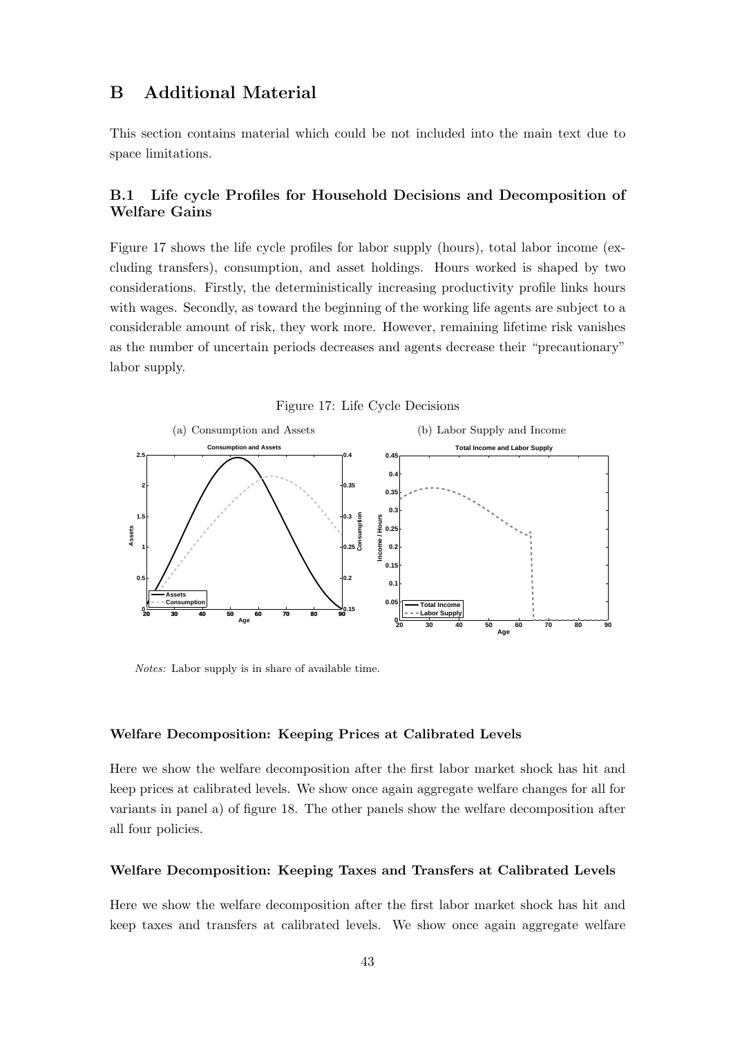## B Additional Material

This section contains material which could be not included into the main text due to space limitations.

### B.1 Life cycle Profiles for Household Decisions and Decomposition of Welfare Gains

Figure 17 shows the life cycle profiles for labor supply (hours), total labor income (excluding transfers), consumption, and asset holdings. Hours worked is shaped by two considerations. Firstly, the deterministically increasing productivity profile links hours with wages. Secondly, as toward the beginning of the working life agents are subject to a considerable amount of risk, they work more. However, remaining lifetime risk vanishes as the number of uncertain periods decreases and agents decrease their "precautionary" labor supply.

Figure 17: Life Cycle Decisions

(a) Consumption and Assets

(b) Labor Supply and Income

*Notes:* Labor supply is in share of available time.

#### Welfare Decomposition: Keeping Prices at Calibrated Levels

Here we show the welfare decomposition after the first labor market shock has hit and keep prices at calibrated levels. We show once again aggregate welfare changes for all for variants in panel a) of figure 18. The other panels show the welfare decomposition after all four policies.

#### Welfare Decomposition: Keeping Taxes and Transfers at Calibrated Levels

Here we show the welfare decomposition after the first labor market shock has hit and keep taxes and transfers at calibrated levels. We show once again aggregate welfare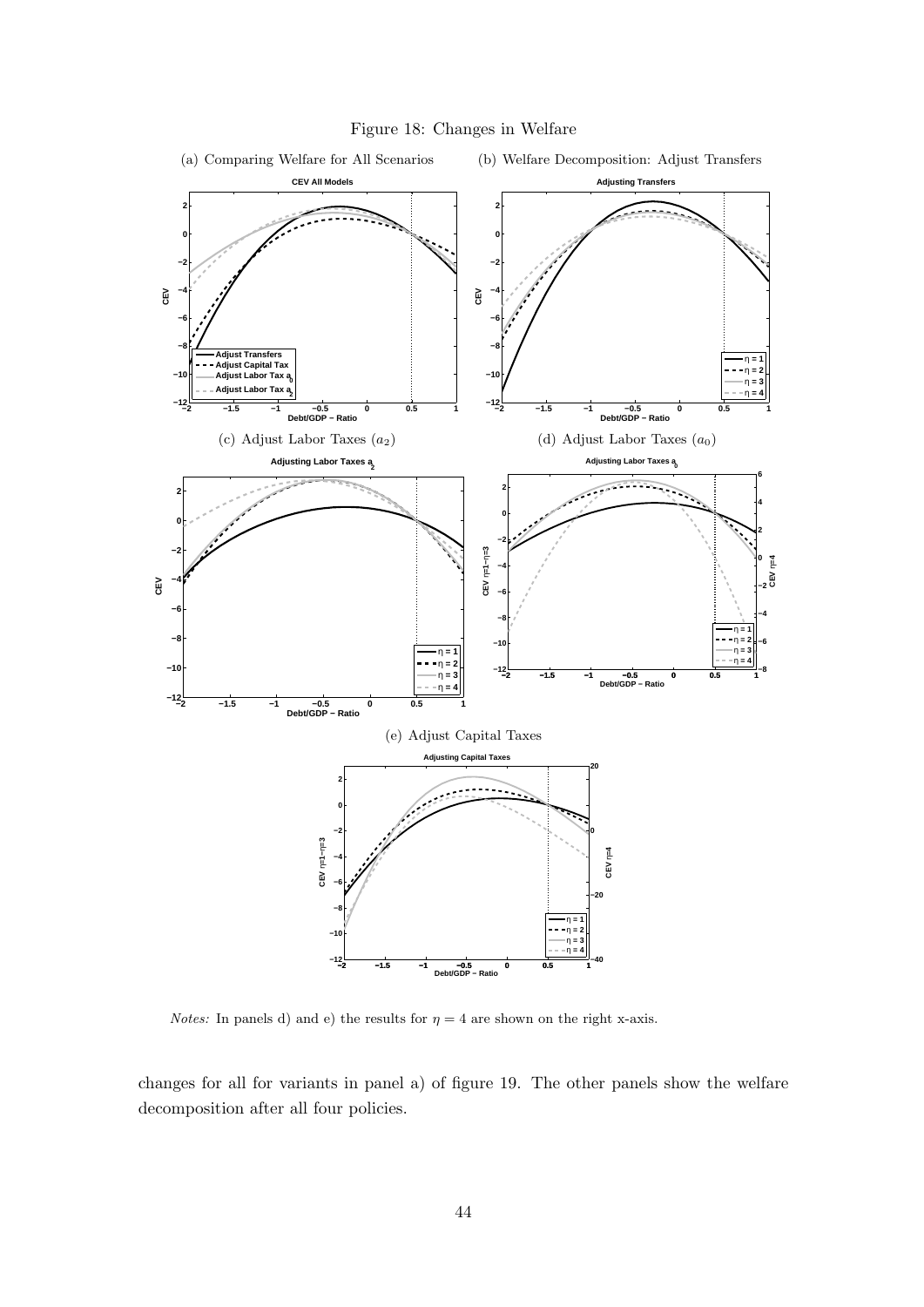Figure 18: Changes in Welfare

(a) Comparing Welfare for All Scenarios

(b) Welfare Decomposition: Adjust Transfers

(c) Adjust Labor Taxes ($a_2$)

(d) Adjust Labor Taxes ($a_0$)

(e) Adjust Capital Taxes

*Notes:* In panels d) and e) the results for $\eta = 4$ are shown on the right x-axis.

changes for all for variants in panel a) of figure 19. The other panels show the welfare decomposition after all four policies.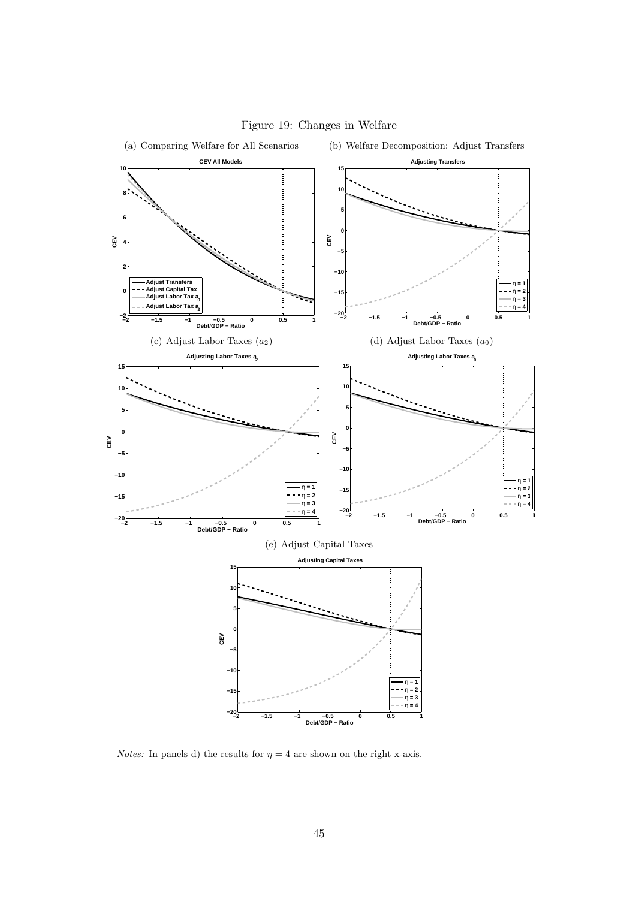Figure 19: Changes in Welfare

(a) Comparing Welfare for All Scenarios

(b) Welfare Decomposition: Adjust Transfers

(c) Adjust Labor Taxes ($a_2$)

(d) Adjust Labor Taxes ($a_0$)

(e) Adjust Capital Taxes

*Notes:* In panels d) the results for $\eta = 4$ are shown on the right x-axis.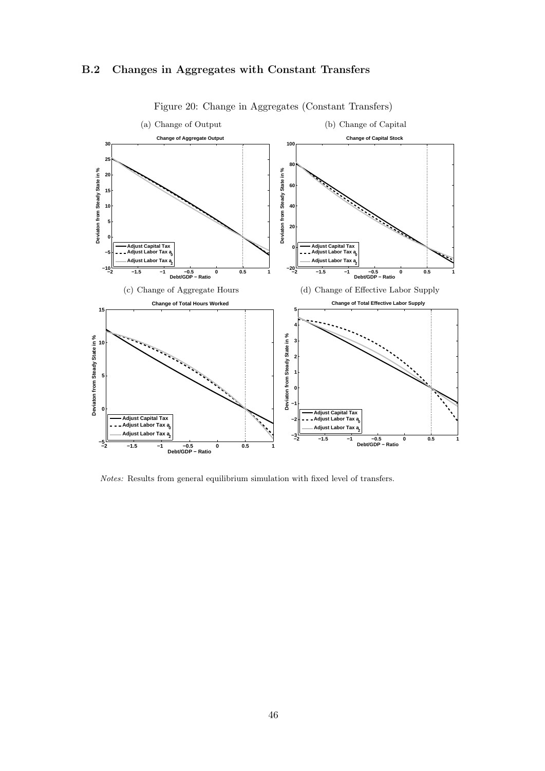## B.2 Changes in Aggregates with Constant Transfers

Figure 20: Change in Aggregates (Constant Transfers)

(a) Change of Output

(b) Change of Capital

(c) Change of Aggregate Hours

(d) Change of Effective Labor Supply

*Notes:* Results from general equilibrium simulation with fixed level of transfers.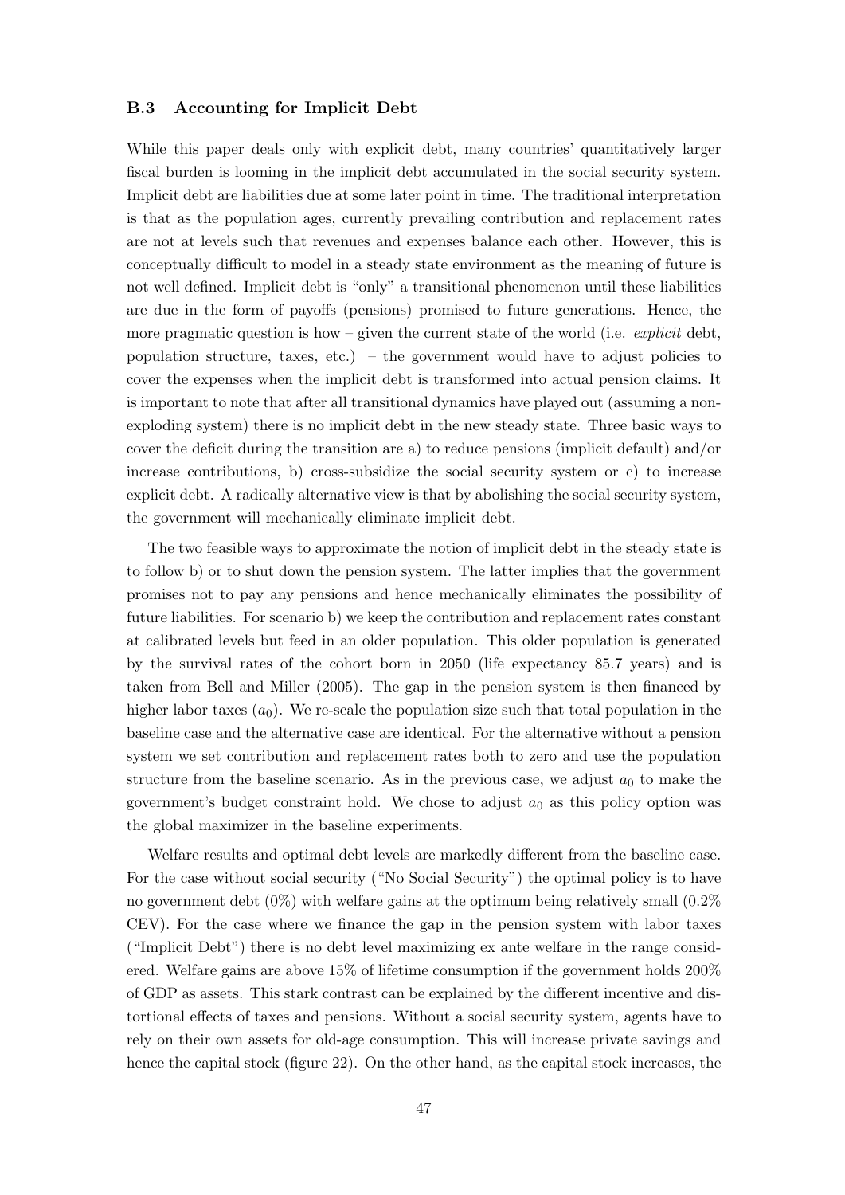### B.3 Accounting for Implicit Debt

While this paper deals only with explicit debt, many countries' quantitatively larger fiscal burden is looming in the implicit debt accumulated in the social security system. Implicit debt are liabilities due at some later point in time. The traditional interpretation is that as the population ages, currently prevailing contribution and replacement rates are not at levels such that revenues and expenses balance each other. However, this is conceptually difficult to model in a steady state environment as the meaning of future is not well defined. Implicit debt is "only" a transitional phenomenon until these liabilities are due in the form of payoffs (pensions) promised to future generations. Hence, the more pragmatic question is how – given the current state of the world (i.e. *explicit* debt, population structure, taxes, etc.) – the government would have to adjust policies to cover the expenses when the implicit debt is transformed into actual pension claims. It is important to note that after all transitional dynamics have played out (assuming a non-exploding system) there is no implicit debt in the new steady state. Three basic ways to cover the deficit during the transition are a) to reduce pensions (implicit default) and/or increase contributions, b) cross-subsidize the social security system or c) to increase explicit debt. A radically alternative view is that by abolishing the social security system, the government will mechanically eliminate implicit debt.

The two feasible ways to approximate the notion of implicit debt in the steady state is to follow b) or to shut down the pension system. The latter implies that the government promises not to pay any pensions and hence mechanically eliminates the possibility of future liabilities. For scenario b) we keep the contribution and replacement rates constant at calibrated levels but feed in an older population. This older population is generated by the survival rates of the cohort born in 2050 (life expectancy 85.7 years) and is taken from Bell and Miller (2005). The gap in the pension system is then financed by higher labor taxes ($a_0$). We re-scale the population size such that total population in the baseline case and the alternative case are identical. For the alternative without a pension system we set contribution and replacement rates both to zero and use the population structure from the baseline scenario. As in the previous case, we adjust $a_0$ to make the government's budget constraint hold. We chose to adjust $a_0$ as this policy option was the global maximizer in the baseline experiments.

Welfare results and optimal debt levels are markedly different from the baseline case. For the case without social security ("No Social Security") the optimal policy is to have no government debt (0%) with welfare gains at the optimum being relatively small (0.2% CEV). For the case where we finance the gap in the pension system with labor taxes ("Implicit Debt") there is no debt level maximizing ex ante welfare in the range considered. Welfare gains are above 15% of lifetime consumption if the government holds 200% of GDP as assets. This stark contrast can be explained by the different incentive and distortional effects of taxes and pensions. Without a social security system, agents have to rely on their own assets for old-age consumption. This will increase private savings and hence the capital stock (figure 22). On the other hand, as the capital stock increases, the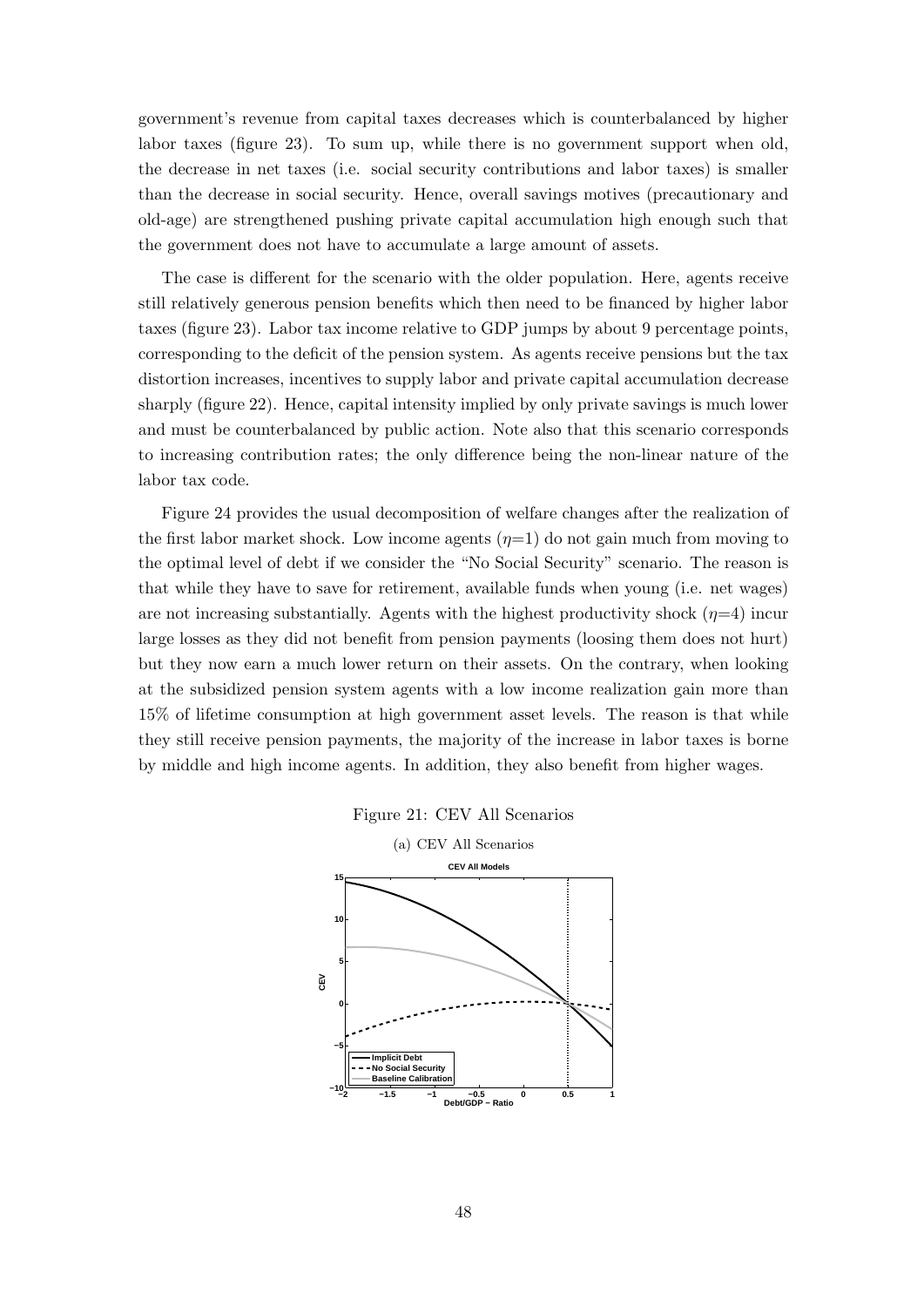government's revenue from capital taxes decreases which is counterbalanced by higher labor taxes (figure 23). To sum up, while there is no government support when old, the decrease in net taxes (i.e. social security contributions and labor taxes) is smaller than the decrease in social security. Hence, overall savings motives (precautionary and old-age) are strengthened pushing private capital accumulation high enough such that the government does not have to accumulate a large amount of assets.

The case is different for the scenario with the older population. Here, agents receive still relatively generous pension benefits which then need to be financed by higher labor taxes (figure 23). Labor tax income relative to GDP jumps by about 9 percentage points, corresponding to the deficit of the pension system. As agents receive pensions but the tax distortion increases, incentives to supply labor and private capital accumulation decrease sharply (figure 22). Hence, capital intensity implied by only private savings is much lower and must be counterbalanced by public action. Note also that this scenario corresponds to increasing contribution rates; the only difference being the non-linear nature of the labor tax code.

Figure 24 provides the usual decomposition of welfare changes after the realization of the first labor market shock. Low income agents ($\eta$=1) do not gain much from moving to the optimal level of debt if we consider the "No Social Security" scenario. The reason is that while they have to save for retirement, available funds when young (i.e. net wages) are not increasing substantially. Agents with the highest productivity shock ($\eta$=4) incur large losses as they did not benefit from pension payments (loosing them does not hurt) but they now earn a much lower return on their assets. On the contrary, when looking at the subsidized pension system agents with a low income realization gain more than 15% of lifetime consumption at high government asset levels. The reason is that while they still receive pension payments, the majority of the increase in labor taxes is borne by middle and high income agents. In addition, they also benefit from higher wages.

Figure 21: CEV All Scenarios

(a) CEV All Scenarios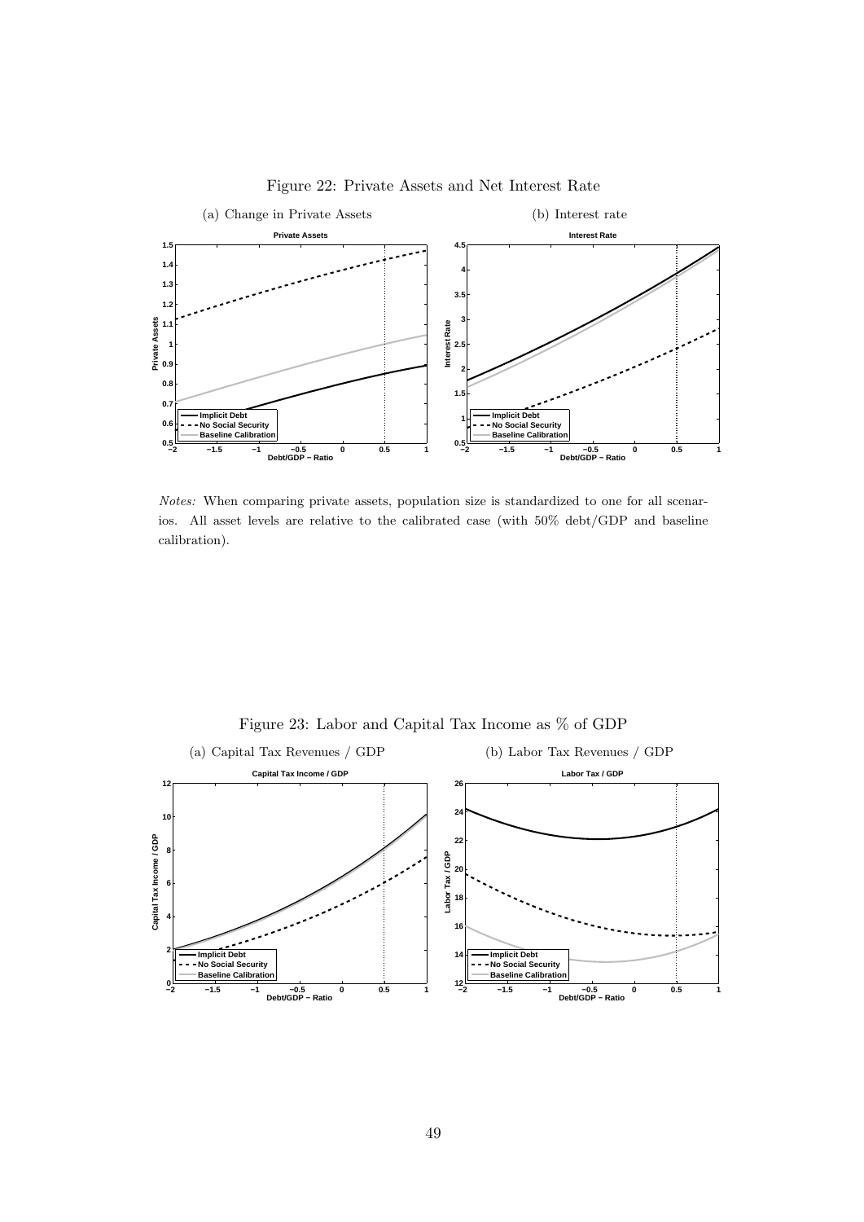Figure 22: Private Assets and Net Interest Rate

(a) Change in Private Assets

(b) Interest rate

*Notes:* When comparing private assets, population size is standardized to one for all scenarios. All asset levels are relative to the calibrated case (with 50% debt/GDP and baseline calibration).

Figure 23: Labor and Capital Tax Income as % of GDP

(a) Capital Tax Revenues / GDP

(b) Labor Tax Revenues / GDP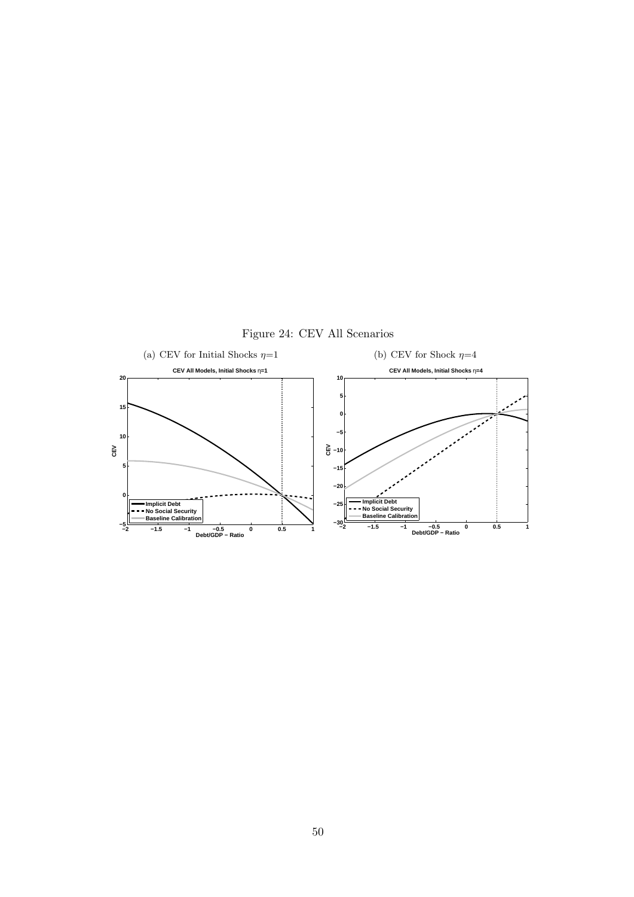Figure 24: CEV All Scenarios

(a) CEV for Initial Shocks $\eta$=1

(b) CEV for Shock $\eta$=4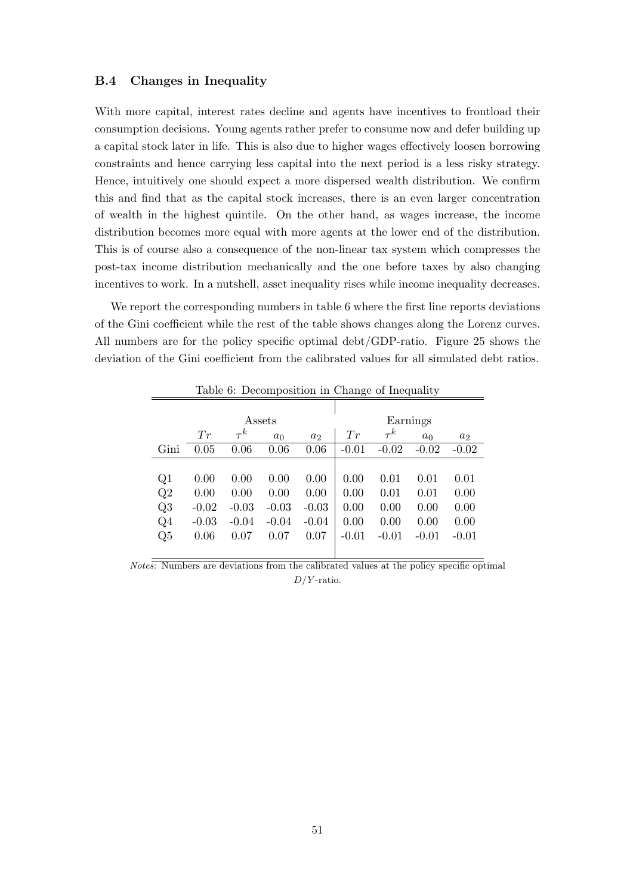### B.4 Changes in Inequality

With more capital, interest rates decline and agents have incentives to frontload their consumption decisions. Young agents rather prefer to consume now and defer building up a capital stock later in life. This is also due to higher wages effectively loosen borrowing constraints and hence carrying less capital into the next period is a less risky strategy. Hence, intuitively one should expect a more dispersed wealth distribution. We confirm this and find that as the capital stock increases, there is an even larger concentration of wealth in the highest quintile. On the other hand, as wages increase, the income distribution becomes more equal with more agents at the lower end of the distribution. This is of course also a consequence of the non-linear tax system which compresses the post-tax income distribution mechanically and the one before taxes by also changing incentives to work. In a nutshell, asset inequality rises while income inequality decreases.

We report the corresponding numbers in table 6 where the first line reports deviations of the Gini coefficient while the rest of the table shows changes along the Lorenz curves. All numbers are for the policy specific optimal debt/GDP-ratio. Figure 25 shows the deviation of the Gini coefficient from the calibrated values for all simulated debt ratios.

Table 6: Decomposition in Change of Inequality

| | Assets | | | | Earnings | | | |
|---|---|---|---|---|---|---|---|---|
| | $Tr$ | $\tau^k$ | $a_0$ | $a_2$ | $Tr$ | $\tau^k$ | $a_0$ | $a_2$ |
| Gini | 0.05 | 0.06 | 0.06 | 0.06 | -0.01 | -0.02 | -0.02 | -0.02 |
| Q1 | 0.00 | 0.00 | 0.00 | 0.00 | 0.00 | 0.01 | 0.01 | 0.01 |
| Q2 | 0.00 | 0.00 | 0.00 | 0.00 | 0.00 | 0.01 | 0.01 | 0.00 |
| Q3 | -0.02 | -0.03 | -0.03 | -0.03 | 0.00 | 0.00 | 0.00 | 0.00 |
| Q4 | -0.03 | -0.04 | -0.04 | -0.04 | 0.00 | 0.00 | 0.00 | 0.00 |
| Q5 | 0.06 | 0.07 | 0.07 | 0.07 | -0.01 | -0.01 | -0.01 | -0.01 |

*Notes:* Numbers are deviations from the calibrated values at the policy specific optimal $D/Y$-ratio.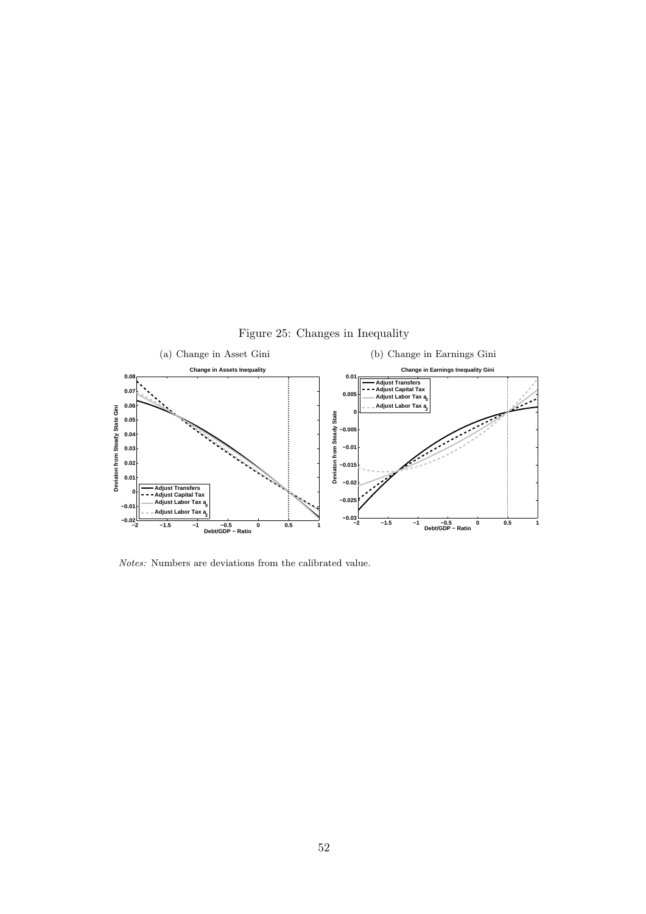Figure 25: Changes in Inequality

(a) Change in Asset Gini

Change in Assets Inequality

Deviaton from Steady State Gini

0.08
0.07
0.06
0.05
0.04
0.03
0.02
0.01
0
−0.01
−0.02

−2 −1.5 −1 −0.5 0 0.5 1

Debt/GDP − Ratio

Adjust Transfers
Adjust Capital Tax
Adjust Labor Tax $a_0$
Adjust Labor Tax $a_2$

(b) Change in Earnings Gini

Change in Earnings Inequality Gini

Deviaton from Steady State

0.01
0.005
0
−0.005
−0.01
−0.015
−0.02
−0.025
−0.03

−2 −1.5 −1 −0.5 0 0.5 1

Debt/GDP − Ratio

Adjust Transfers
Adjust Capital Tax
Adjust Labor Tax $a_0$
Adjust Labor Tax $a_2$

*Notes:* Numbers are deviations from the calibrated value.